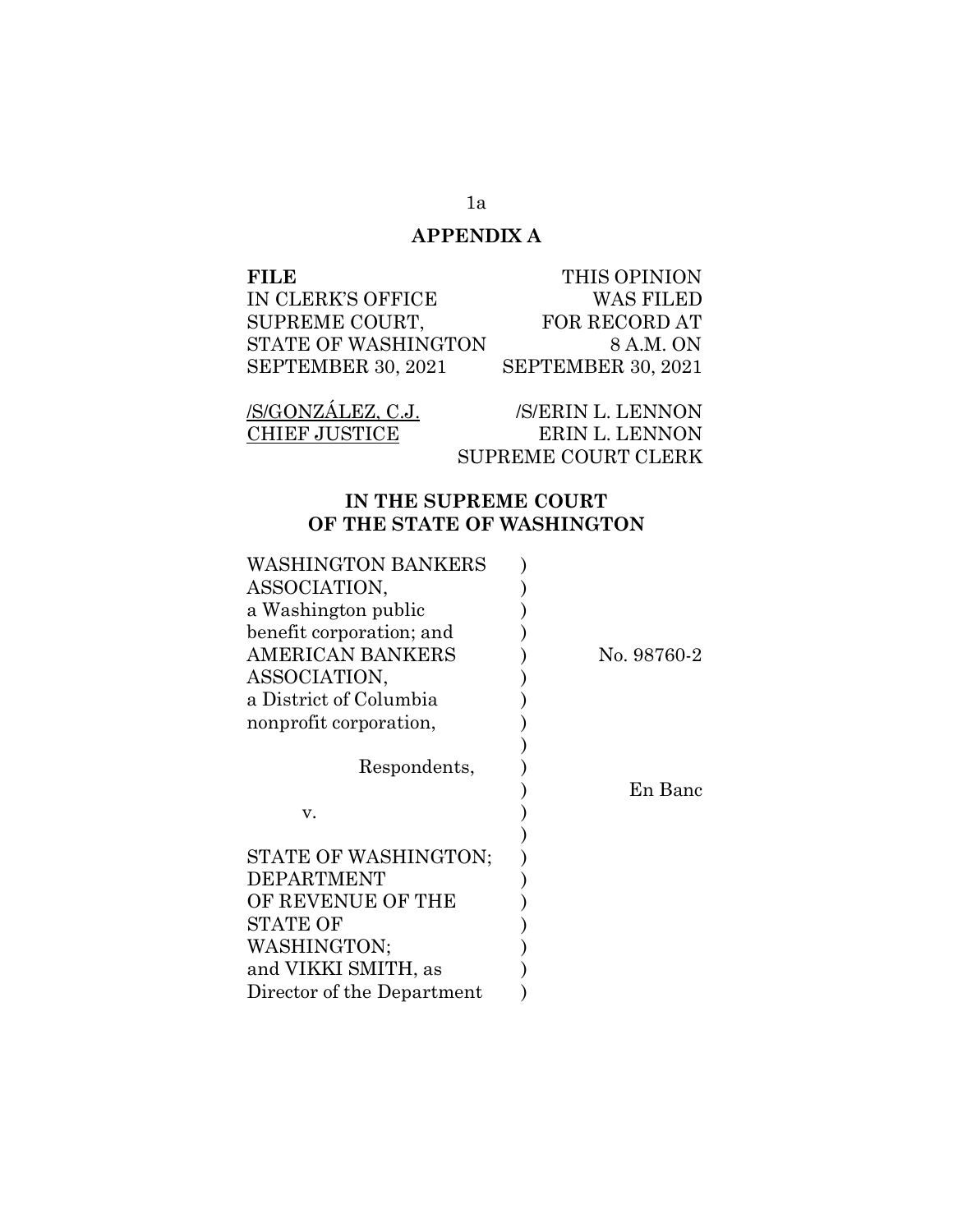**APPENDIX A**

| | |
|---|---|
| **FILE** | THIS OPINION |
| IN CLERK'S OFFICE | WAS FILED |
| SUPREME COURT, | FOR RECORD AT |
| STATE OF WASHINGTON | 8 A.M. ON |
| SEPTEMBER 30, 2021 | SEPTEMBER 30, 2021 |

| | |
|---|---|
| /S/GONZÁLEZ, C.J. | /S/ERIN L. LENNON |
| CHIEF JUSTICE | ERIN L. LENNON |
| | SUPREME COURT CLERK |

## IN THE SUPREME COURT OF THE STATE OF WASHINGTON

| | | |
|---|---|---|
| WASHINGTON BANKERS ASSOCIATION, a Washington public benefit corporation; and AMERICAN BANKERS ASSOCIATION, a District of Columbia nonprofit corporation, | ) | No. 98760-2 |
| Respondents, | ) | En Banc |
| v. | ) | |
| STATE OF WASHINGTON; DEPARTMENT OF REVENUE OF THE STATE OF WASHINGTON; and VIKKI SMITH, as Director of the Department | ) | |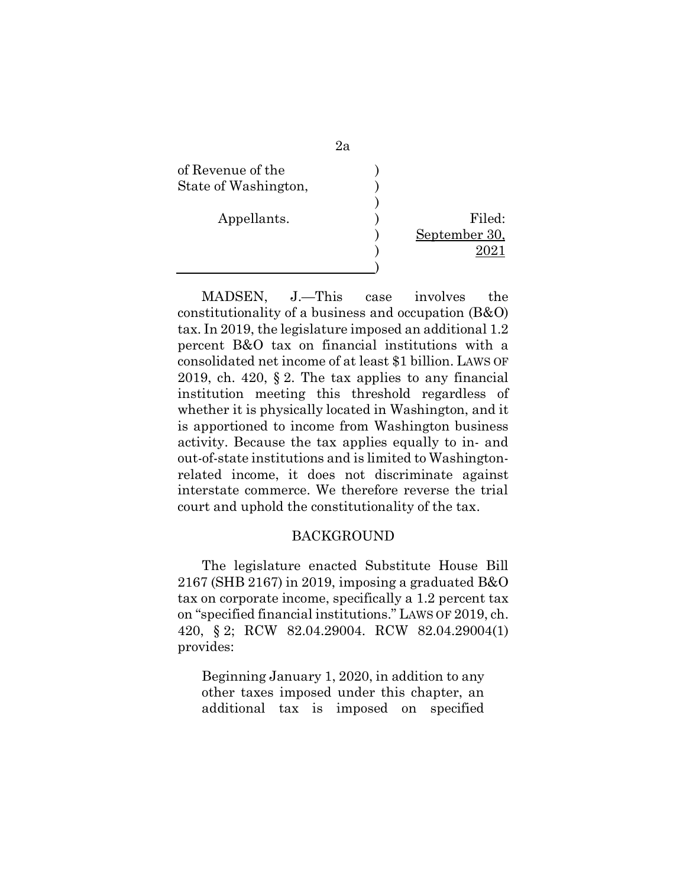of Revenue of the State of Washington,

Appellants.

Filed: September 30, 2021

MADSEN, J.—This case involves the constitutionality of a business and occupation (B&O) tax. In 2019, the legislature imposed an additional 1.2 percent B&O tax on financial institutions with a consolidated net income of at least $1 billion. LAWS OF 2019, ch. 420, § 2. The tax applies to any financial institution meeting this threshold regardless of whether it is physically located in Washington, and it is apportioned to income from Washington business activity. Because the tax applies equally to in- and out-of-state institutions and is limited to Washington-related income, it does not discriminate against interstate commerce. We therefore reverse the trial court and uphold the constitutionality of the tax.

## BACKGROUND

The legislature enacted Substitute House Bill 2167 (SHB 2167) in 2019, imposing a graduated B&O tax on corporate income, specifically a 1.2 percent tax on "specified financial institutions." LAWS OF 2019, ch. 420, § 2; RCW 82.04.29004. RCW 82.04.29004(1) provides:

> Beginning January 1, 2020, in addition to any other taxes imposed under this chapter, an additional tax is imposed on specified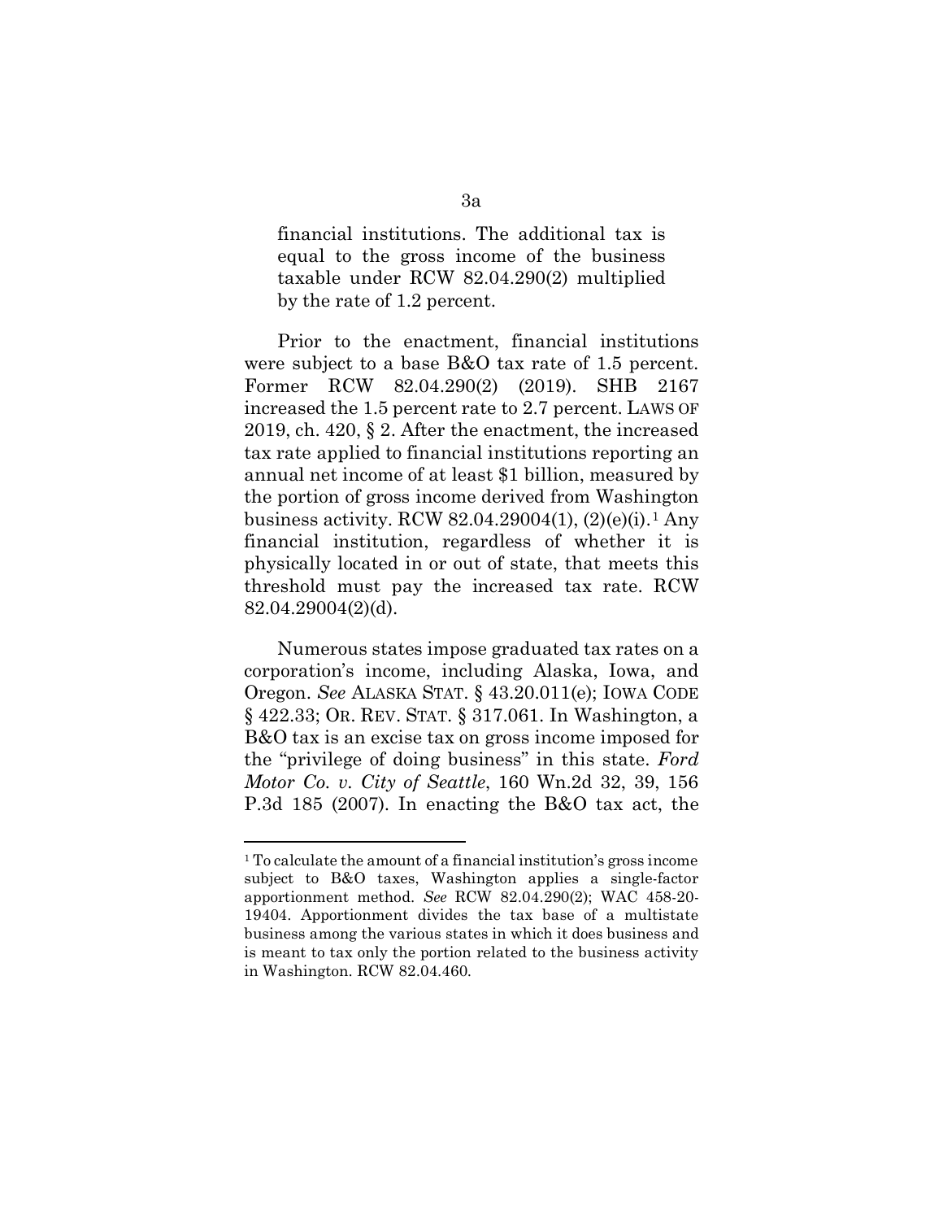financial institutions. The additional tax is equal to the gross income of the business taxable under RCW 82.04.290(2) multiplied by the rate of 1.2 percent.

Prior to the enactment, financial institutions were subject to a base B&O tax rate of 1.5 percent. Former RCW 82.04.290(2) (2019). SHB 2167 increased the 1.5 percent rate to 2.7 percent. LAWS OF 2019, ch. 420, § 2. After the enactment, the increased tax rate applied to financial institutions reporting an annual net income of at least $1 billion, measured by the portion of gross income derived from Washington business activity. RCW 82.04.29004(1), (2)(e)(i).[1] Any financial institution, regardless of whether it is physically located in or out of state, that meets this threshold must pay the increased tax rate. RCW 82.04.29004(2)(d).

Numerous states impose graduated tax rates on a corporation's income, including Alaska, Iowa, and Oregon. *See* ALASKA STAT. § 43.20.011(e); IOWA CODE § 422.33; OR. REV. STAT. § 317.061. In Washington, a B&O tax is an excise tax on gross income imposed for the "privilege of doing business" in this state. *Ford Motor Co. v. City of Seattle*, 160 Wn.2d 32, 39, 156 P.3d 185 (2007). In enacting the B&O tax act, the

---

[1] To calculate the amount of a financial institution's gross income subject to B&O taxes, Washington applies a single-factor apportionment method. *See* RCW 82.04.290(2); WAC 458-20-19404. Apportionment divides the tax base of a multistate business among the various states in which it does business and is meant to tax only the portion related to the business activity in Washington. RCW 82.04.460.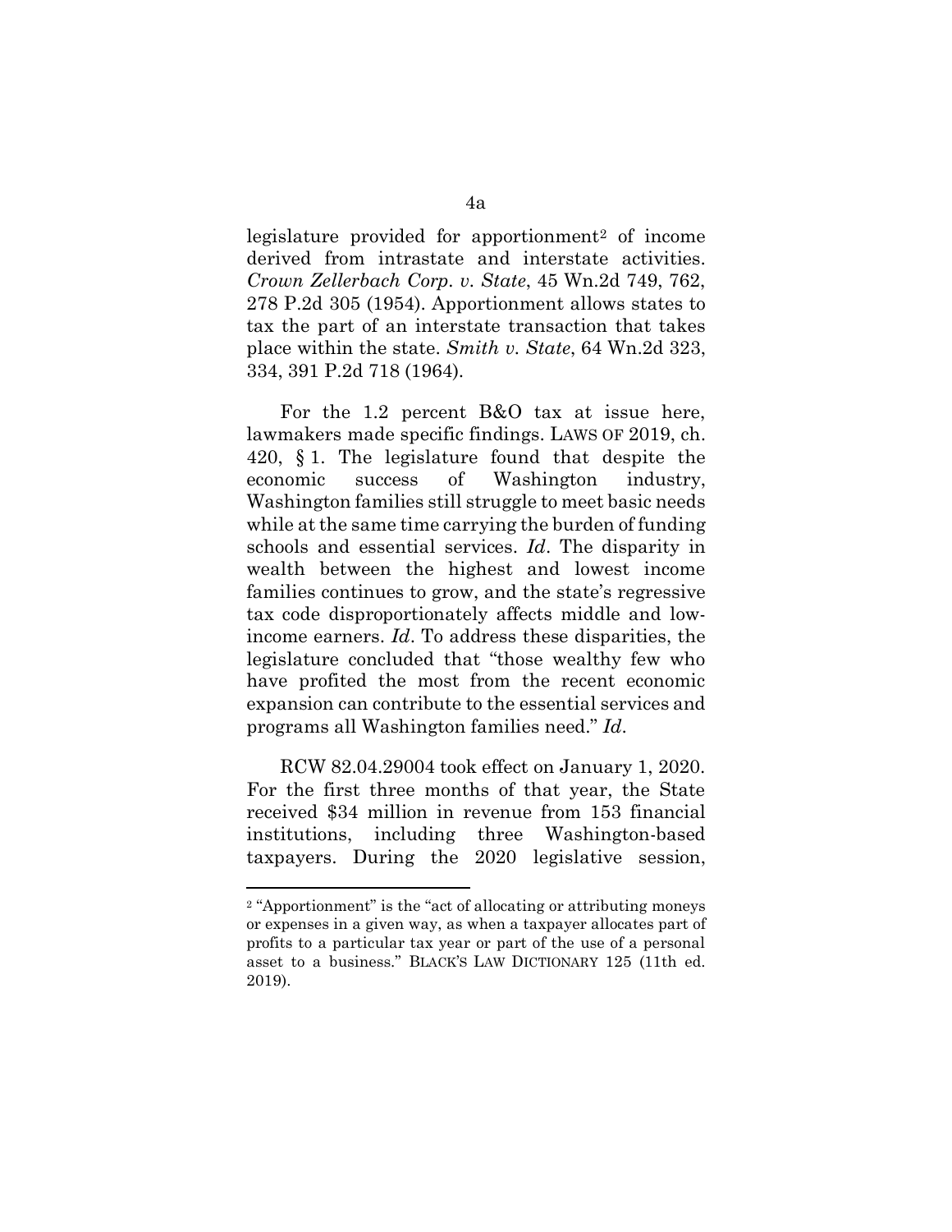legislature provided for apportionment[2] of income derived from intrastate and interstate activities. *Crown Zellerbach Corp. v. State*, 45 Wn.2d 749, 762, 278 P.2d 305 (1954). Apportionment allows states to tax the part of an interstate transaction that takes place within the state. *Smith v. State*, 64 Wn.2d 323, 334, 391 P.2d 718 (1964).

For the 1.2 percent B&O tax at issue here, lawmakers made specific findings. LAWS OF 2019, ch. 420, § 1. The legislature found that despite the economic success of Washington industry, Washington families still struggle to meet basic needs while at the same time carrying the burden of funding schools and essential services. *Id*. The disparity in wealth between the highest and lowest income families continues to grow, and the state's regressive tax code disproportionately affects middle and low-income earners. *Id*. To address these disparities, the legislature concluded that "those wealthy few who have profited the most from the recent economic expansion can contribute to the essential services and programs all Washington families need." *Id*.

RCW 82.04.29004 took effect on January 1, 2020. For the first three months of that year, the State received $34 million in revenue from 153 financial institutions, including three Washington-based taxpayers. During the 2020 legislative session,

[2] "Apportionment" is the "act of allocating or attributing moneys or expenses in a given way, as when a taxpayer allocates part of profits to a particular tax year or part of the use of a personal asset to a business." BLACK'S LAW DICTIONARY 125 (11th ed. 2019).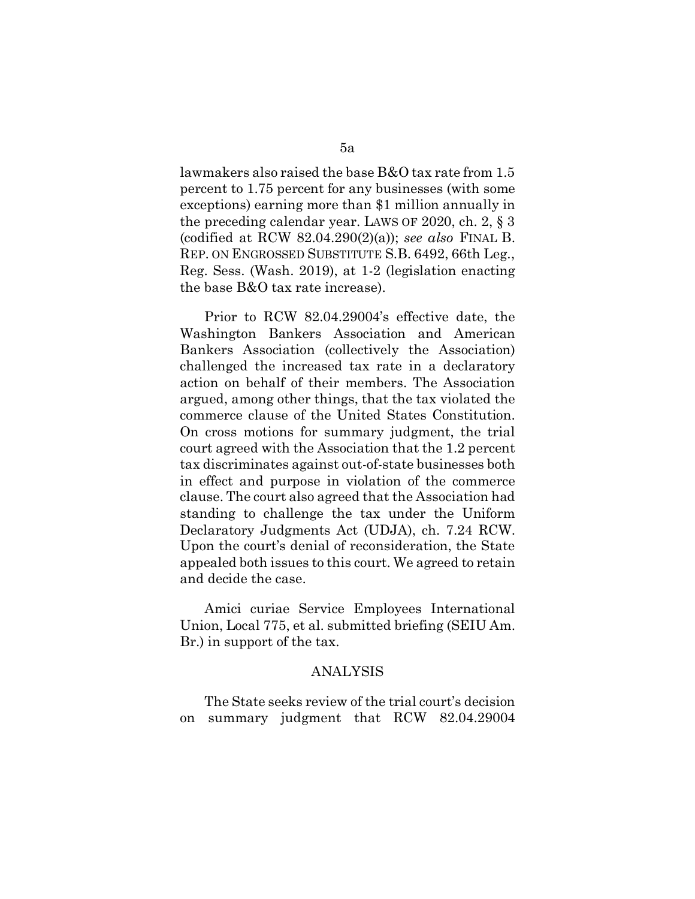lawmakers also raised the base B&O tax rate from 1.5 percent to 1.75 percent for any businesses (with some exceptions) earning more than $1 million annually in the preceding calendar year. LAWS OF 2020, ch. 2, § 3 (codified at RCW 82.04.290(2)(a)); *see also* FINAL B. REP. ON ENGROSSED SUBSTITUTE S.B. 6492, 66th Leg., Reg. Sess. (Wash. 2019), at 1-2 (legislation enacting the base B&O tax rate increase).

Prior to RCW 82.04.29004's effective date, the Washington Bankers Association and American Bankers Association (collectively the Association) challenged the increased tax rate in a declaratory action on behalf of their members. The Association argued, among other things, that the tax violated the commerce clause of the United States Constitution. On cross motions for summary judgment, the trial court agreed with the Association that the 1.2 percent tax discriminates against out-of-state businesses both in effect and purpose in violation of the commerce clause. The court also agreed that the Association had standing to challenge the tax under the Uniform Declaratory Judgments Act (UDJA), ch. 7.24 RCW. Upon the court's denial of reconsideration, the State appealed both issues to this court. We agreed to retain and decide the case.

Amici curiae Service Employees International Union, Local 775, et al. submitted briefing (SEIU Am. Br.) in support of the tax.

## ANALYSIS

The State seeks review of the trial court's decision on summary judgment that RCW 82.04.29004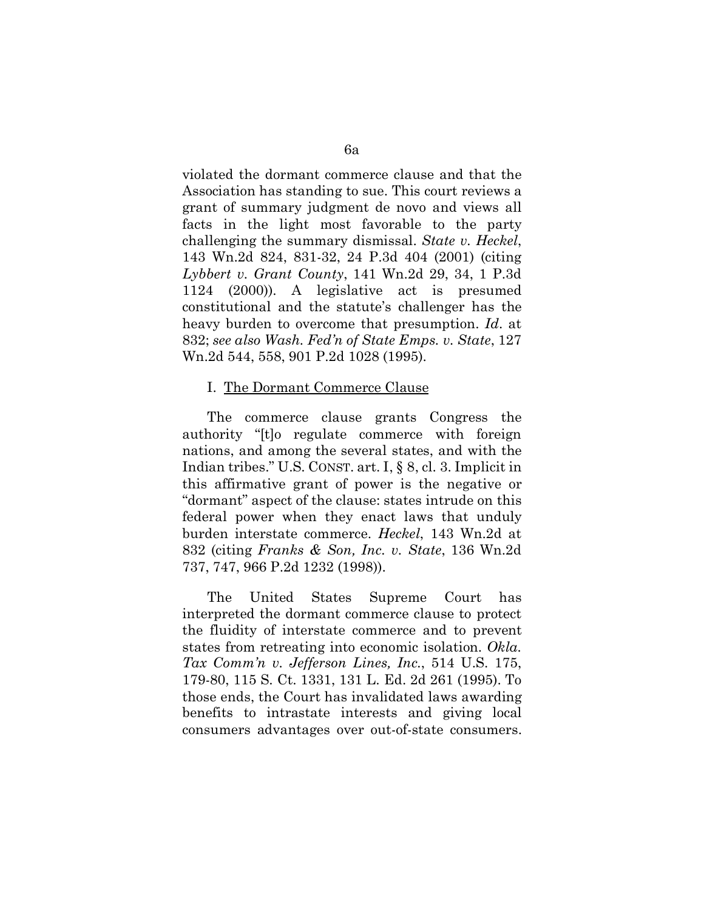violated the dormant commerce clause and that the Association has standing to sue. This court reviews a grant of summary judgment de novo and views all facts in the light most favorable to the party challenging the summary dismissal. *State v. Heckel*, 143 Wn.2d 824, 831-32, 24 P.3d 404 (2001) (citing *Lybbert v. Grant County*, 141 Wn.2d 29, 34, 1 P.3d 1124 (2000)). A legislative act is presumed constitutional and the statute's challenger has the heavy burden to overcome that presumption. *Id*. at 832; *see also Wash. Fed'n of State Emps. v. State*, 127 Wn.2d 544, 558, 901 P.2d 1028 (1995).

I. The Dormant Commerce Clause

The commerce clause grants Congress the authority "[t]o regulate commerce with foreign nations, and among the several states, and with the Indian tribes." U.S. CONST. art. I, § 8, cl. 3. Implicit in this affirmative grant of power is the negative or "dormant" aspect of the clause: states intrude on this federal power when they enact laws that unduly burden interstate commerce. *Heckel*, 143 Wn.2d at 832 (citing *Franks & Son, Inc. v. State*, 136 Wn.2d 737, 747, 966 P.2d 1232 (1998)).

The United States Supreme Court has interpreted the dormant commerce clause to protect the fluidity of interstate commerce and to prevent states from retreating into economic isolation. *Okla. Tax Comm'n v. Jefferson Lines, Inc.*, 514 U.S. 175, 179-80, 115 S. Ct. 1331, 131 L. Ed. 2d 261 (1995). To those ends, the Court has invalidated laws awarding benefits to intrastate interests and giving local consumers advantages over out-of-state consumers.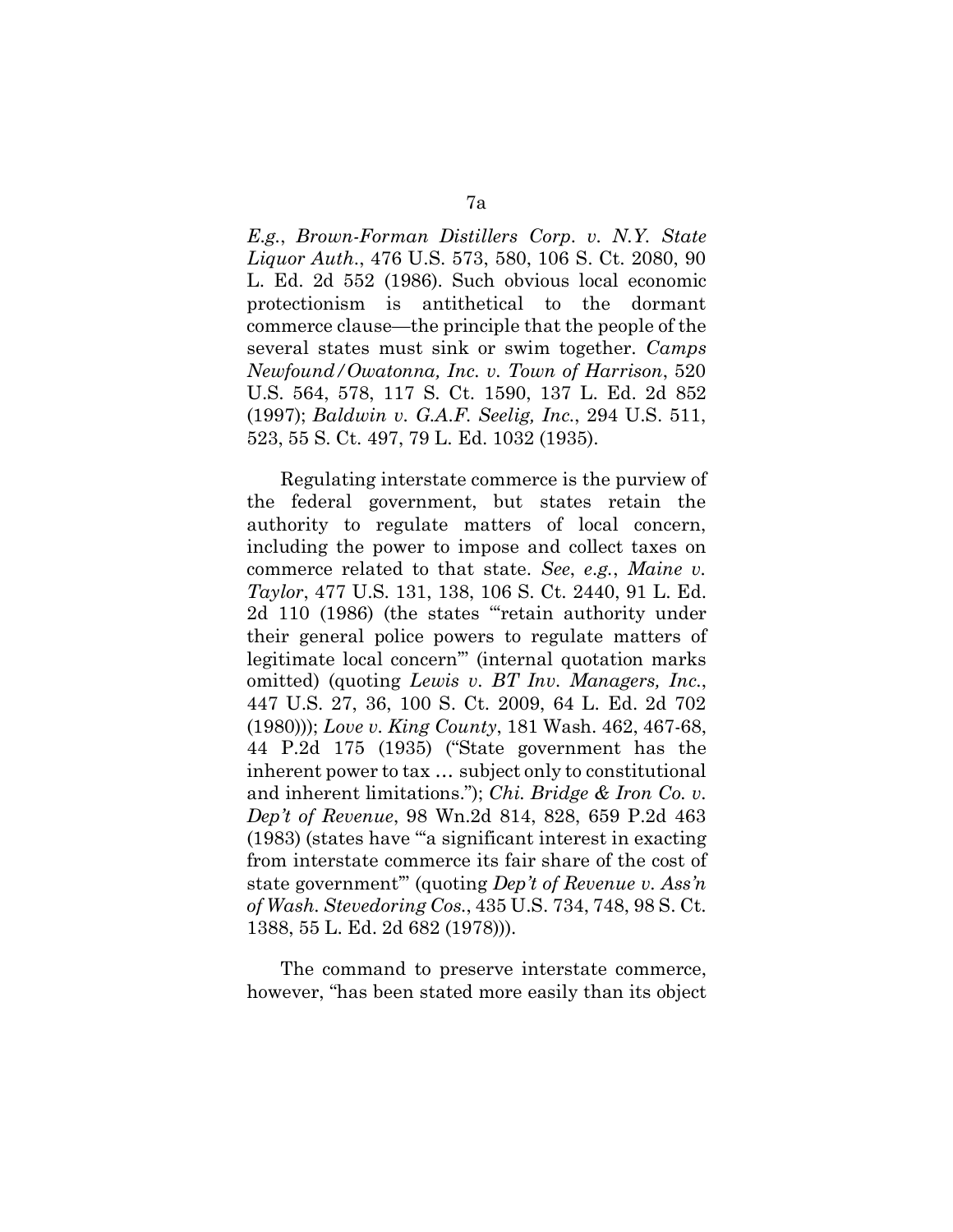*E.g.*, *Brown-Forman Distillers Corp. v. N.Y. State Liquor Auth.*, 476 U.S. 573, 580, 106 S. Ct. 2080, 90 L. Ed. 2d 552 (1986). Such obvious local economic protectionism is antithetical to the dormant commerce clause—the principle that the people of the several states must sink or swim together. *Camps Newfound/Owatonna, Inc. v. Town of Harrison*, 520 U.S. 564, 578, 117 S. Ct. 1590, 137 L. Ed. 2d 852 (1997); *Baldwin v. G.A.F. Seelig, Inc.*, 294 U.S. 511, 523, 55 S. Ct. 497, 79 L. Ed. 1032 (1935).

Regulating interstate commerce is the purview of the federal government, but states retain the authority to regulate matters of local concern, including the power to impose and collect taxes on commerce related to that state. *See*, *e.g.*, *Maine v. Taylor*, 477 U.S. 131, 138, 106 S. Ct. 2440, 91 L. Ed. 2d 110 (1986) (the states "'retain authority under their general police powers to regulate matters of legitimate local concern'" (internal quotation marks omitted) (quoting *Lewis v. BT Inv. Managers, Inc.*, 447 U.S. 27, 36, 100 S. Ct. 2009, 64 L. Ed. 2d 702 (1980))); *Love v. King County*, 181 Wash. 462, 467-68, 44 P.2d 175 (1935) ("State government has the inherent power to tax … subject only to constitutional and inherent limitations."); *Chi. Bridge & Iron Co. v. Dep't of Revenue*, 98 Wn.2d 814, 828, 659 P.2d 463 (1983) (states have "'a significant interest in exacting from interstate commerce its fair share of the cost of state government'" (quoting *Dep't of Revenue v. Ass'n of Wash. Stevedoring Cos.*, 435 U.S. 734, 748, 98 S. Ct. 1388, 55 L. Ed. 2d 682 (1978))).

The command to preserve interstate commerce, however, "has been stated more easily than its object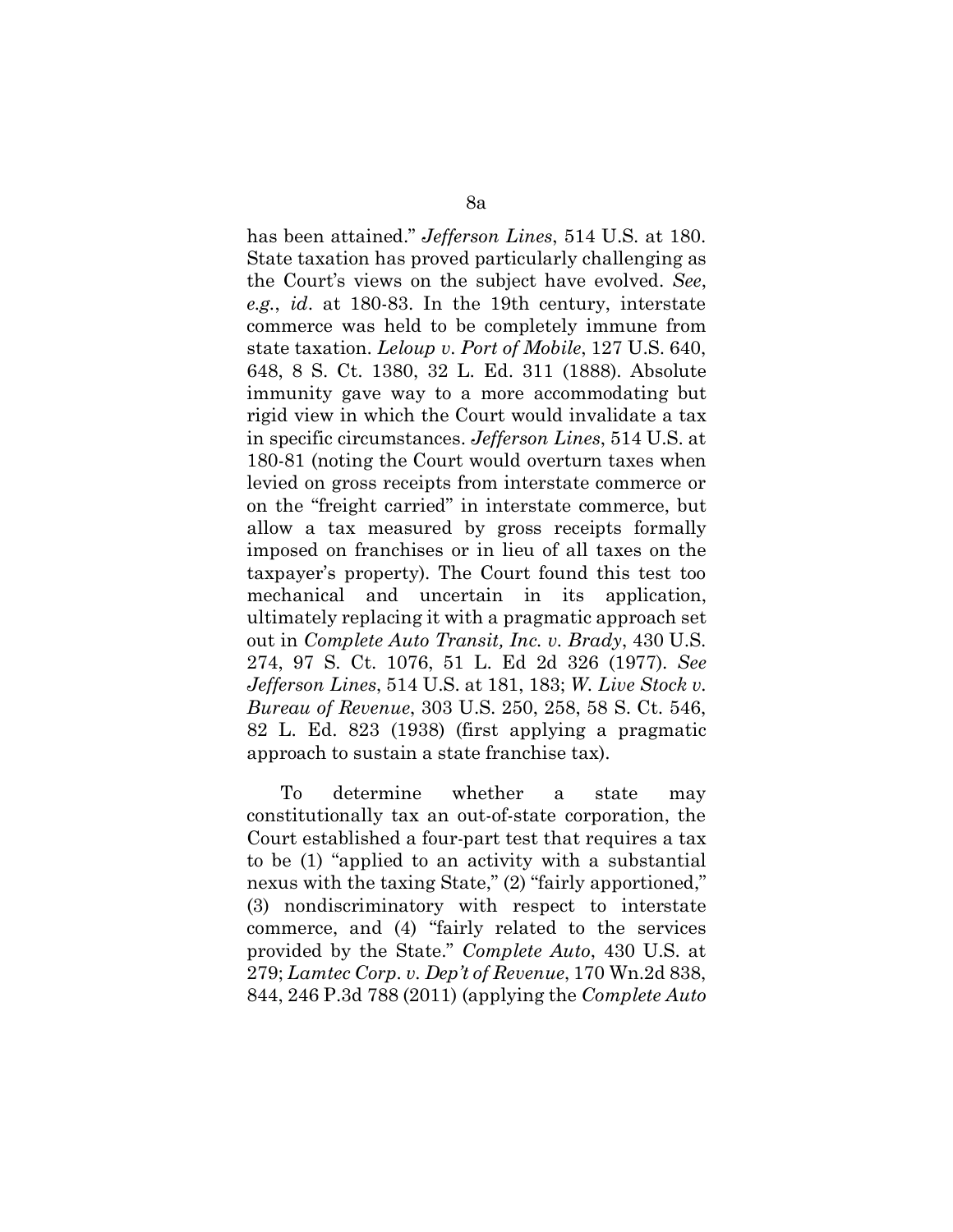has been attained." *Jefferson Lines*, 514 U.S. at 180. State taxation has proved particularly challenging as the Court's views on the subject have evolved. *See, e.g.*, *id*. at 180-83. In the 19th century, interstate commerce was held to be completely immune from state taxation. *Leloup v. Port of Mobile*, 127 U.S. 640, 648, 8 S. Ct. 1380, 32 L. Ed. 311 (1888). Absolute immunity gave way to a more accommodating but rigid view in which the Court would invalidate a tax in specific circumstances. *Jefferson Lines*, 514 U.S. at 180-81 (noting the Court would overturn taxes when levied on gross receipts from interstate commerce or on the "freight carried" in interstate commerce, but allow a tax measured by gross receipts formally imposed on franchises or in lieu of all taxes on the taxpayer's property). The Court found this test too mechanical and uncertain in its application, ultimately replacing it with a pragmatic approach set out in *Complete Auto Transit, Inc. v. Brady*, 430 U.S. 274, 97 S. Ct. 1076, 51 L. Ed 2d 326 (1977). *See Jefferson Lines*, 514 U.S. at 181, 183; *W. Live Stock v. Bureau of Revenue*, 303 U.S. 250, 258, 58 S. Ct. 546, 82 L. Ed. 823 (1938) (first applying a pragmatic approach to sustain a state franchise tax).

To determine whether a state may constitutionally tax an out-of-state corporation, the Court established a four-part test that requires a tax to be (1) "applied to an activity with a substantial nexus with the taxing State," (2) "fairly apportioned," (3) nondiscriminatory with respect to interstate commerce, and (4) "fairly related to the services provided by the State." *Complete Auto*, 430 U.S. at 279; *Lamtec Corp. v. Dep't of Revenue*, 170 Wn.2d 838, 844, 246 P.3d 788 (2011) (applying the *Complete Auto*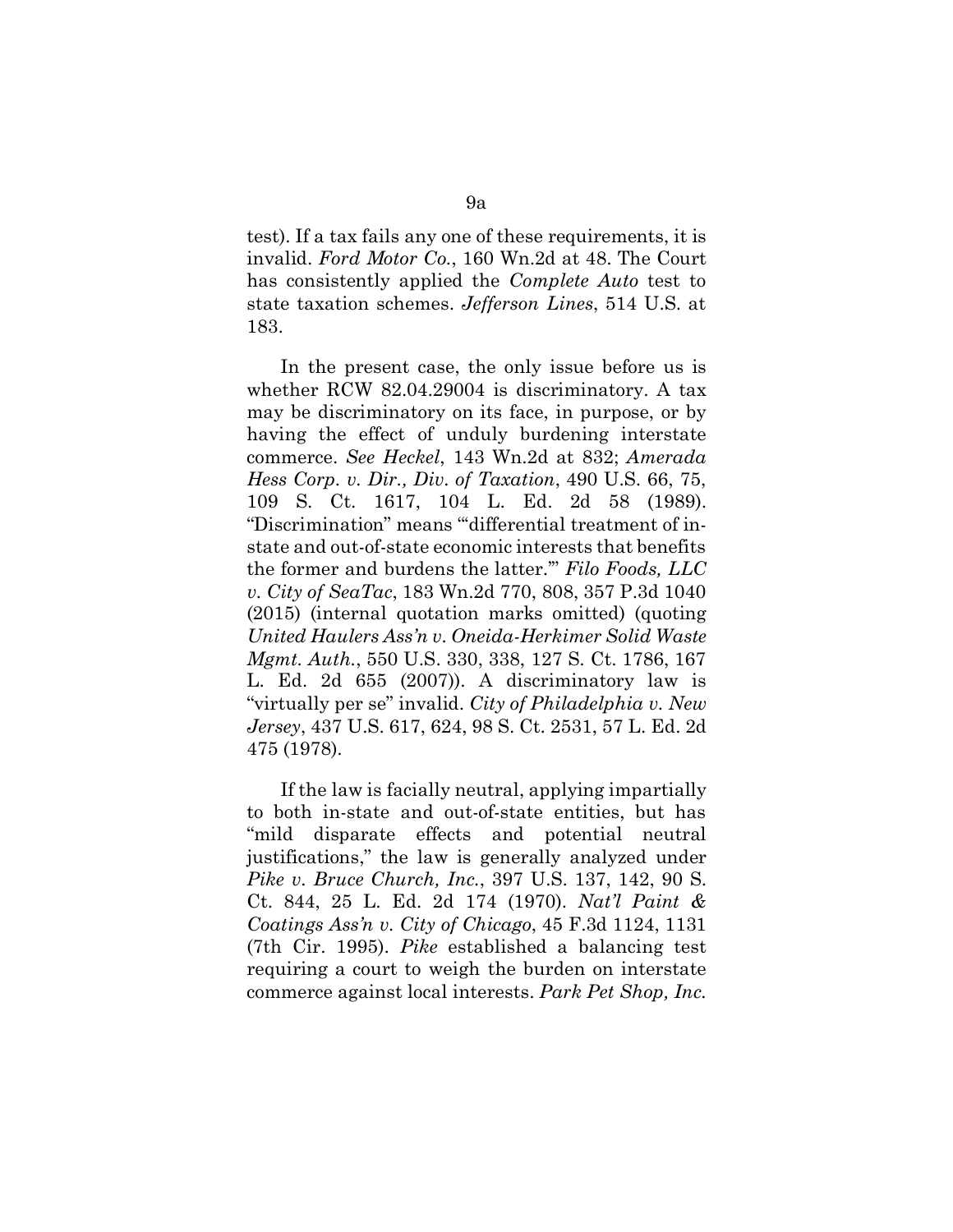test). If a tax fails any one of these requirements, it is invalid. *Ford Motor Co.*, 160 Wn.2d at 48. The Court has consistently applied the *Complete Auto* test to state taxation schemes. *Jefferson Lines*, 514 U.S. at 183.

In the present case, the only issue before us is whether RCW 82.04.29004 is discriminatory. A tax may be discriminatory on its face, in purpose, or by having the effect of unduly burdening interstate commerce. *See Heckel*, 143 Wn.2d at 832; *Amerada Hess Corp. v. Dir., Div. of Taxation*, 490 U.S. 66, 75, 109 S. Ct. 1617, 104 L. Ed. 2d 58 (1989). "Discrimination" means "'differential treatment of in-state and out-of-state economic interests that benefits the former and burdens the latter.'" *Filo Foods, LLC v. City of SeaTac*, 183 Wn.2d 770, 808, 357 P.3d 1040 (2015) (internal quotation marks omitted) (quoting *United Haulers Ass'n v. Oneida-Herkimer Solid Waste Mgmt. Auth.*, 550 U.S. 330, 338, 127 S. Ct. 1786, 167 L. Ed. 2d 655 (2007)). A discriminatory law is "virtually per se" invalid. *City of Philadelphia v. New Jersey*, 437 U.S. 617, 624, 98 S. Ct. 2531, 57 L. Ed. 2d 475 (1978).

If the law is facially neutral, applying impartially to both in-state and out-of-state entities, but has "mild disparate effects and potential neutral justifications," the law is generally analyzed under *Pike v. Bruce Church, Inc.*, 397 U.S. 137, 142, 90 S. Ct. 844, 25 L. Ed. 2d 174 (1970). *Nat'l Paint & Coatings Ass'n v. City of Chicago*, 45 F.3d 1124, 1131 (7th Cir. 1995). *Pike* established a balancing test requiring a court to weigh the burden on interstate commerce against local interests. *Park Pet Shop, Inc.*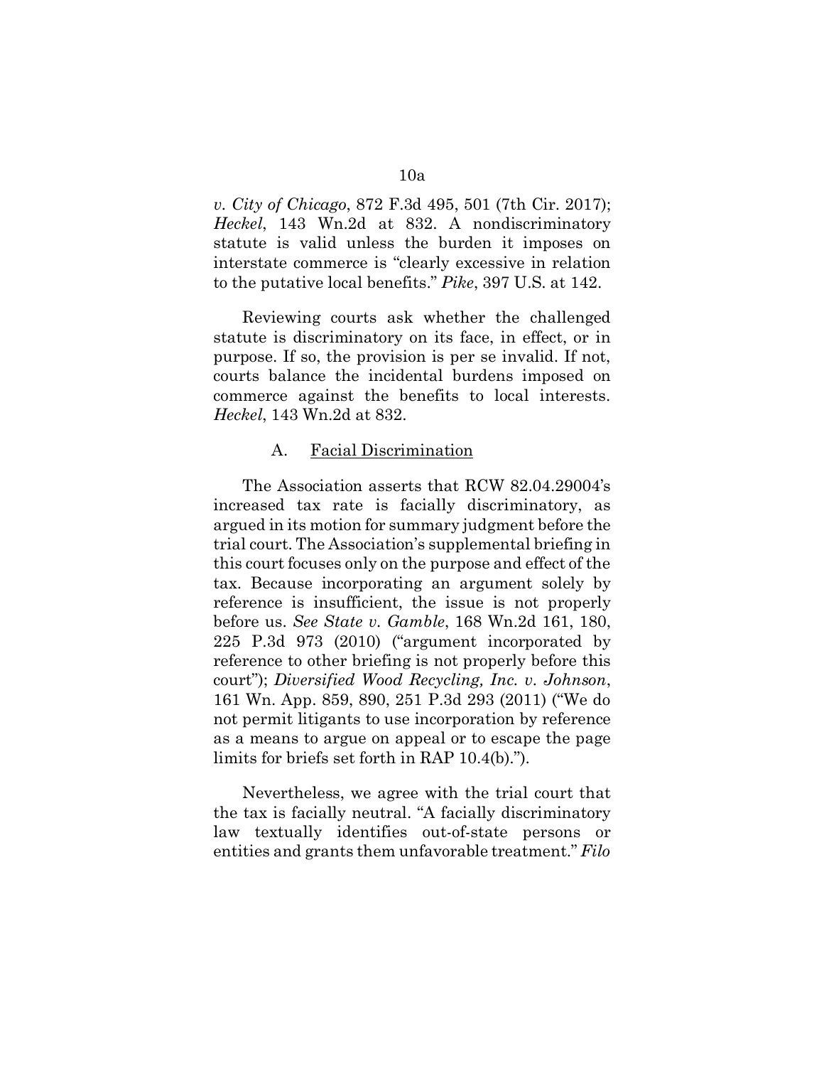*v. City of Chicago*, 872 F.3d 495, 501 (7th Cir. 2017); *Heckel*, 143 Wn.2d at 832. A nondiscriminatory statute is valid unless the burden it imposes on interstate commerce is "clearly excessive in relation to the putative local benefits." *Pike*, 397 U.S. at 142.

Reviewing courts ask whether the challenged statute is discriminatory on its face, in effect, or in purpose. If so, the provision is per se invalid. If not, courts balance the incidental burdens imposed on commerce against the benefits to local interests. *Heckel*, 143 Wn.2d at 832.

### A. Facial Discrimination

The Association asserts that RCW 82.04.29004's increased tax rate is facially discriminatory, as argued in its motion for summary judgment before the trial court. The Association's supplemental briefing in this court focuses only on the purpose and effect of the tax. Because incorporating an argument solely by reference is insufficient, the issue is not properly before us. *See State v. Gamble*, 168 Wn.2d 161, 180, 225 P.3d 973 (2010) ("argument incorporated by reference to other briefing is not properly before this court"); *Diversified Wood Recycling, Inc. v. Johnson*, 161 Wn. App. 859, 890, 251 P.3d 293 (2011) ("We do not permit litigants to use incorporation by reference as a means to argue on appeal or to escape the page limits for briefs set forth in RAP 10.4(b).").

Nevertheless, we agree with the trial court that the tax is facially neutral. "A facially discriminatory law textually identifies out-of-state persons or entities and grants them unfavorable treatment." *Filo*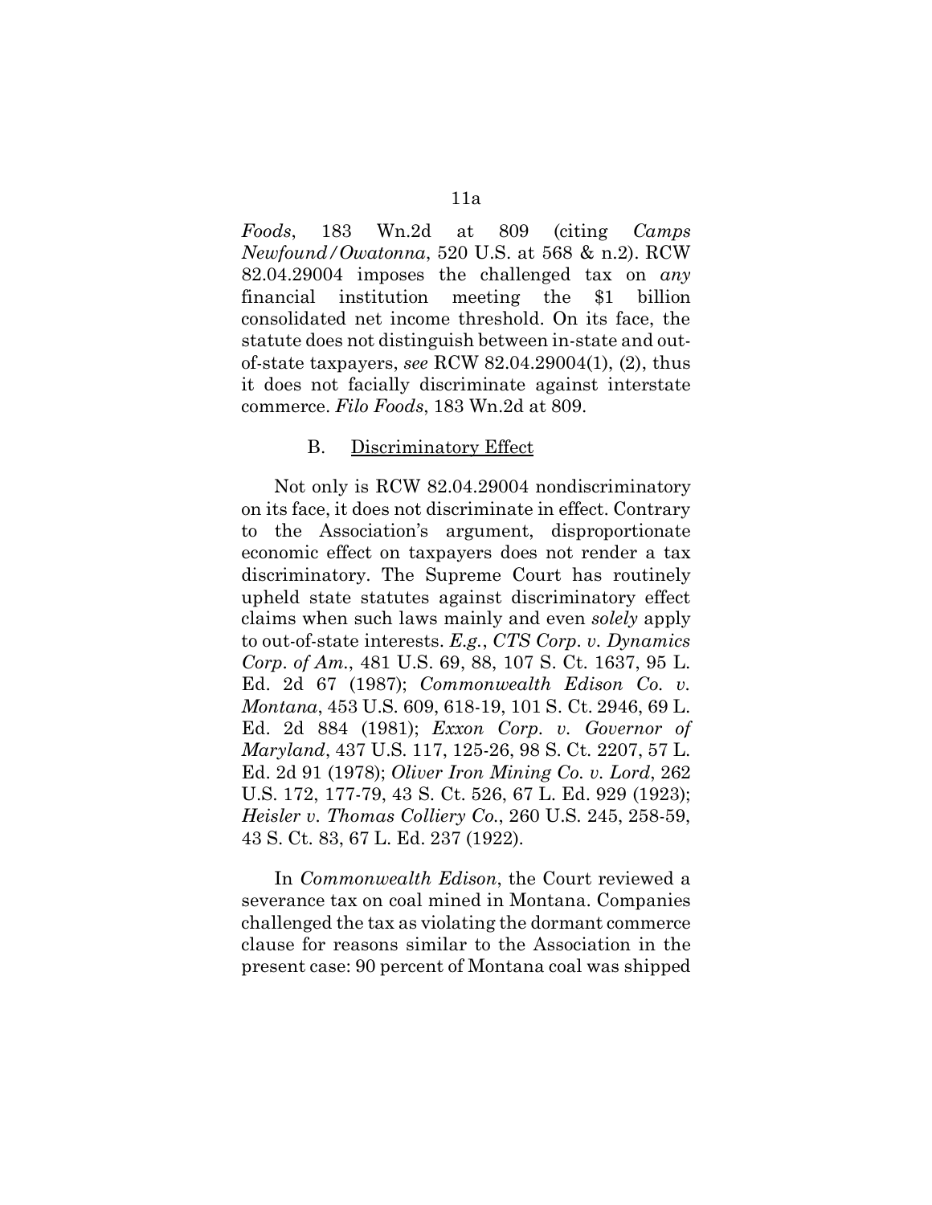*Foods*, 183 Wn.2d at 809 (citing *Camps Newfound/Owatonna*, 520 U.S. at 568 & n.2). RCW 82.04.29004 imposes the challenged tax on *any* financial institution meeting the $1 billion consolidated net income threshold. On its face, the statute does not distinguish between in-state and out-of-state taxpayers, *see* RCW 82.04.29004(1), (2), thus it does not facially discriminate against interstate commerce. *Filo Foods*, 183 Wn.2d at 809.

### B. Discriminatory Effect

Not only is RCW 82.04.29004 nondiscriminatory on its face, it does not discriminate in effect. Contrary to the Association's argument, disproportionate economic effect on taxpayers does not render a tax discriminatory. The Supreme Court has routinely upheld state statutes against discriminatory effect claims when such laws mainly and even *solely* apply to out-of-state interests. *E.g.*, *CTS Corp. v. Dynamics Corp. of Am.*, 481 U.S. 69, 88, 107 S. Ct. 1637, 95 L. Ed. 2d 67 (1987); *Commonwealth Edison Co. v. Montana*, 453 U.S. 609, 618-19, 101 S. Ct. 2946, 69 L. Ed. 2d 884 (1981); *Exxon Corp. v. Governor of Maryland*, 437 U.S. 117, 125-26, 98 S. Ct. 2207, 57 L. Ed. 2d 91 (1978); *Oliver Iron Mining Co. v. Lord*, 262 U.S. 172, 177-79, 43 S. Ct. 526, 67 L. Ed. 929 (1923); *Heisler v. Thomas Colliery Co.*, 260 U.S. 245, 258-59, 43 S. Ct. 83, 67 L. Ed. 237 (1922).

In *Commonwealth Edison*, the Court reviewed a severance tax on coal mined in Montana. Companies challenged the tax as violating the dormant commerce clause for reasons similar to the Association in the present case: 90 percent of Montana coal was shipped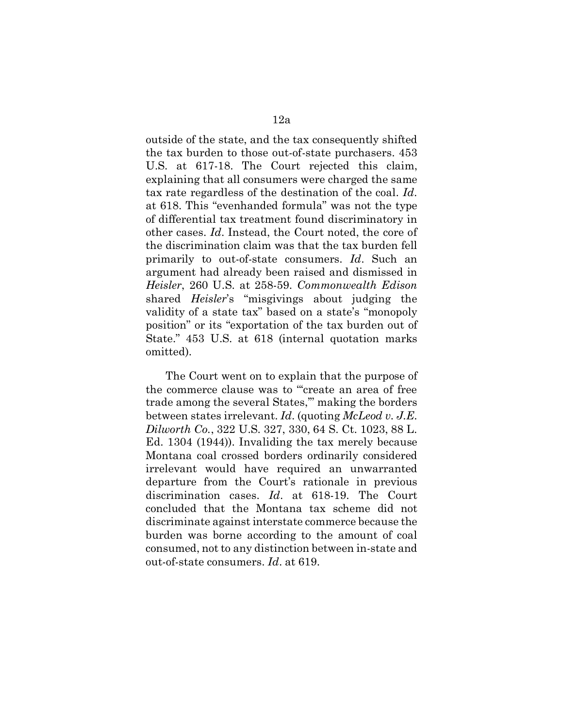outside of the state, and the tax consequently shifted the tax burden to those out-of-state purchasers. 453 U.S. at 617-18. The Court rejected this claim, explaining that all consumers were charged the same tax rate regardless of the destination of the coal. *Id*. at 618. This "evenhanded formula" was not the type of differential tax treatment found discriminatory in other cases. *Id*. Instead, the Court noted, the core of the discrimination claim was that the tax burden fell primarily to out-of-state consumers. *Id*. Such an argument had already been raised and dismissed in *Heisler*, 260 U.S. at 258-59. *Commonwealth Edison* shared *Heisler*'s "misgivings about judging the validity of a state tax" based on a state's "monopoly position" or its "exportation of the tax burden out of State." 453 U.S. at 618 (internal quotation marks omitted).

The Court went on to explain that the purpose of the commerce clause was to "'create an area of free trade among the several States,'" making the borders between states irrelevant. *Id*. (quoting *McLeod v. J.E. Dilworth Co.*, 322 U.S. 327, 330, 64 S. Ct. 1023, 88 L. Ed. 1304 (1944)). Invaliding the tax merely because Montana coal crossed borders ordinarily considered irrelevant would have required an unwarranted departure from the Court's rationale in previous discrimination cases. *Id*. at 618-19. The Court concluded that the Montana tax scheme did not discriminate against interstate commerce because the burden was borne according to the amount of coal consumed, not to any distinction between in-state and out-of-state consumers. *Id*. at 619.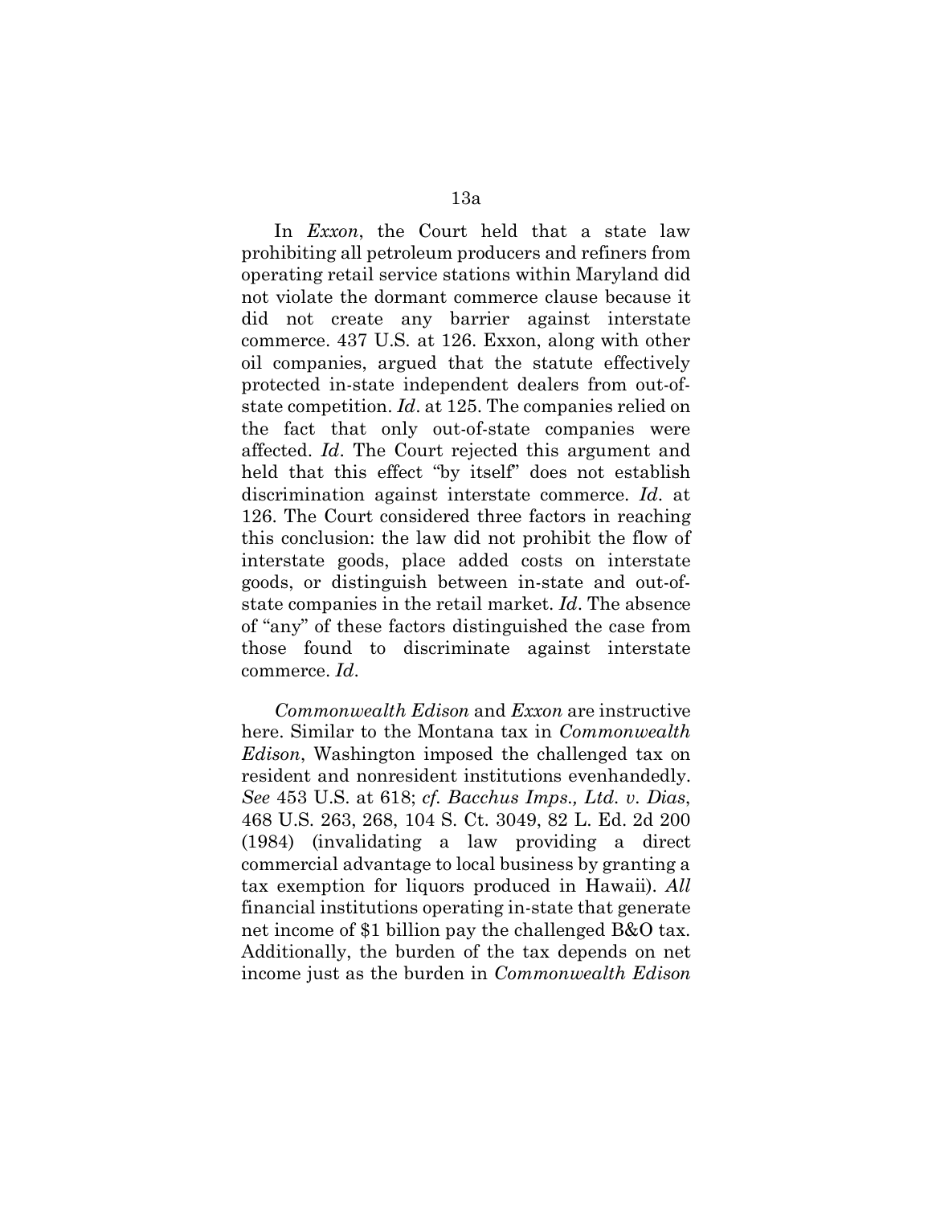In *Exxon*, the Court held that a state law prohibiting all petroleum producers and refiners from operating retail service stations within Maryland did not violate the dormant commerce clause because it did not create any barrier against interstate commerce. 437 U.S. at 126. Exxon, along with other oil companies, argued that the statute effectively protected in-state independent dealers from out-of-state competition. *Id*. at 125. The companies relied on the fact that only out-of-state companies were affected. *Id*. The Court rejected this argument and held that this effect "by itself" does not establish discrimination against interstate commerce. *Id*. at 126. The Court considered three factors in reaching this conclusion: the law did not prohibit the flow of interstate goods, place added costs on interstate goods, or distinguish between in-state and out-of-state companies in the retail market. *Id*. The absence of "any" of these factors distinguished the case from those found to discriminate against interstate commerce. *Id*.

*Commonwealth Edison* and *Exxon* are instructive here. Similar to the Montana tax in *Commonwealth Edison*, Washington imposed the challenged tax on resident and nonresident institutions evenhandedly. *See* 453 U.S. at 618; *cf. Bacchus Imps., Ltd. v. Dias*, 468 U.S. 263, 268, 104 S. Ct. 3049, 82 L. Ed. 2d 200 (1984) (invalidating a law providing a direct commercial advantage to local business by granting a tax exemption for liquors produced in Hawaii). *All* financial institutions operating in-state that generate net income of $1 billion pay the challenged B&O tax. Additionally, the burden of the tax depends on net income just as the burden in *Commonwealth Edison*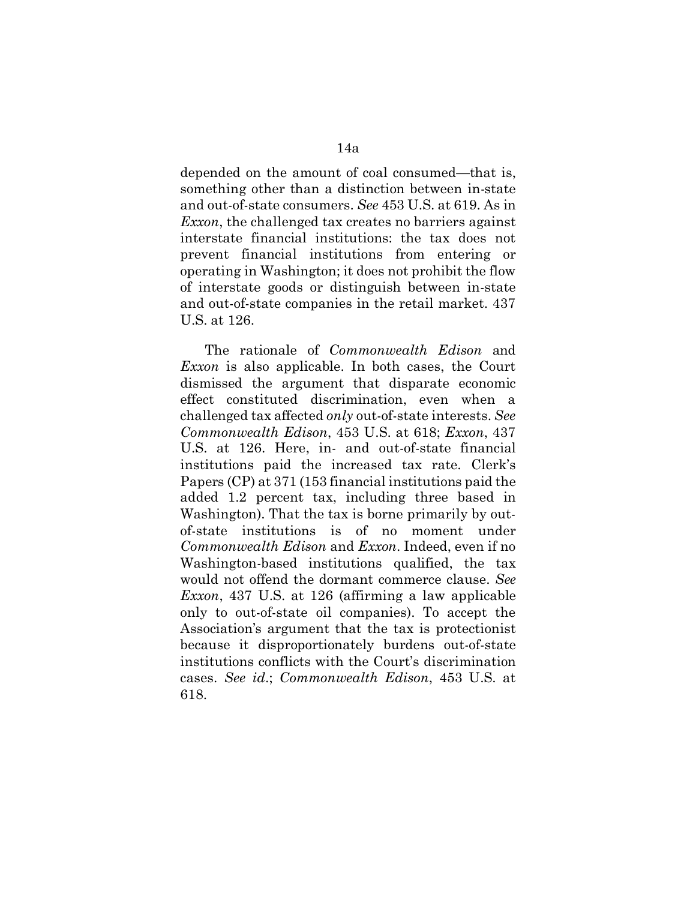depended on the amount of coal consumed—that is, something other than a distinction between in-state and out-of-state consumers. *See* 453 U.S. at 619. As in *Exxon*, the challenged tax creates no barriers against interstate financial institutions: the tax does not prevent financial institutions from entering or operating in Washington; it does not prohibit the flow of interstate goods or distinguish between in-state and out-of-state companies in the retail market. 437 U.S. at 126.

The rationale of *Commonwealth Edison* and *Exxon* is also applicable. In both cases, the Court dismissed the argument that disparate economic effect constituted discrimination, even when a challenged tax affected *only* out-of-state interests. *See Commonwealth Edison*, 453 U.S. at 618; *Exxon*, 437 U.S. at 126. Here, in- and out-of-state financial institutions paid the increased tax rate. Clerk's Papers (CP) at 371 (153 financial institutions paid the added 1.2 percent tax, including three based in Washington). That the tax is borne primarily by out-of-state institutions is of no moment under *Commonwealth Edison* and *Exxon*. Indeed, even if no Washington-based institutions qualified, the tax would not offend the dormant commerce clause. *See Exxon*, 437 U.S. at 126 (affirming a law applicable only to out-of-state oil companies). To accept the Association's argument that the tax is protectionist because it disproportionately burdens out-of-state institutions conflicts with the Court's discrimination cases. *See id.*; *Commonwealth Edison*, 453 U.S. at 618.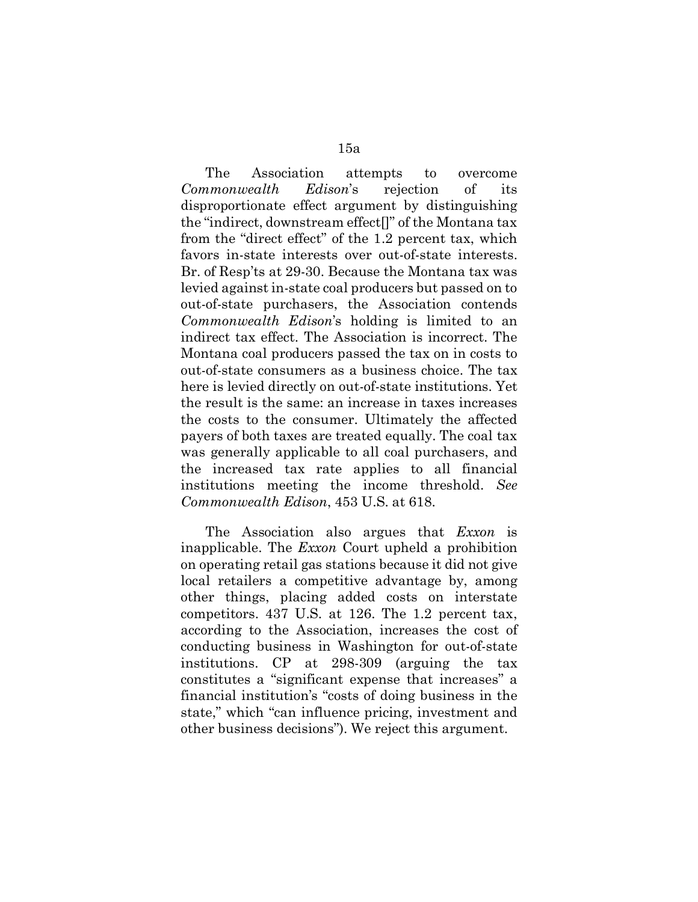The Association attempts to overcome *Commonwealth Edison*'s rejection of its disproportionate effect argument by distinguishing the "indirect, downstream effect[]" of the Montana tax from the "direct effect" of the 1.2 percent tax, which favors in-state interests over out-of-state interests. Br. of Resp'ts at 29-30. Because the Montana tax was levied against in-state coal producers but passed on to out-of-state purchasers, the Association contends *Commonwealth Edison*'s holding is limited to an indirect tax effect. The Association is incorrect. The Montana coal producers passed the tax on in costs to out-of-state consumers as a business choice. The tax here is levied directly on out-of-state institutions. Yet the result is the same: an increase in taxes increases the costs to the consumer. Ultimately the affected payers of both taxes are treated equally. The coal tax was generally applicable to all coal purchasers, and the increased tax rate applies to all financial institutions meeting the income threshold. *See Commonwealth Edison*, 453 U.S. at 618.

The Association also argues that *Exxon* is inapplicable. The *Exxon* Court upheld a prohibition on operating retail gas stations because it did not give local retailers a competitive advantage by, among other things, placing added costs on interstate competitors. 437 U.S. at 126. The 1.2 percent tax, according to the Association, increases the cost of conducting business in Washington for out-of-state institutions. CP at 298-309 (arguing the tax constitutes a "significant expense that increases" a financial institution's "costs of doing business in the state," which "can influence pricing, investment and other business decisions"). We reject this argument.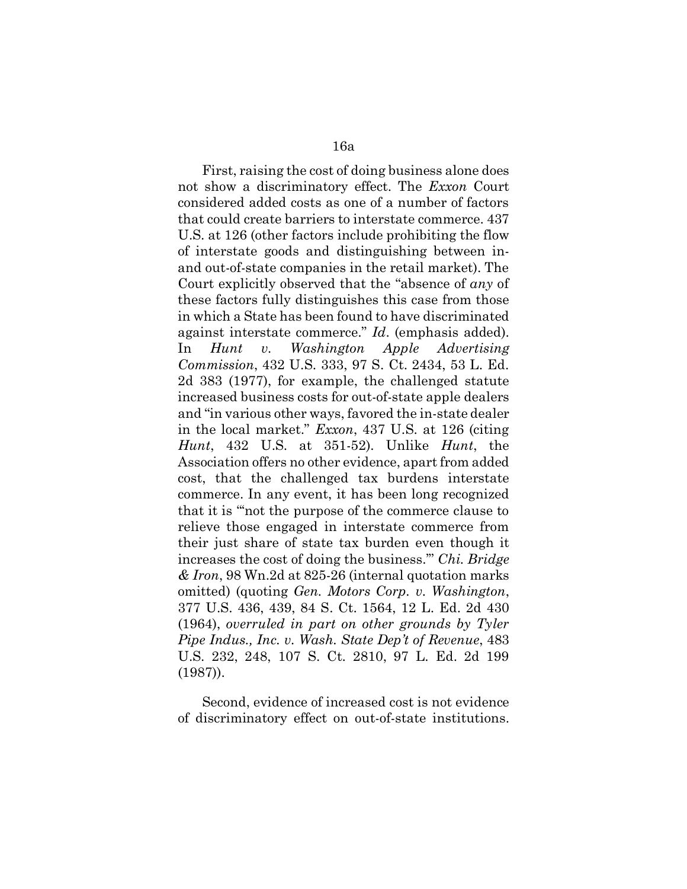First, raising the cost of doing business alone does not show a discriminatory effect. The *Exxon* Court considered added costs as one of a number of factors that could create barriers to interstate commerce. 437 U.S. at 126 (other factors include prohibiting the flow of interstate goods and distinguishing between in- and out-of-state companies in the retail market). The Court explicitly observed that the "absence of *any* of these factors fully distinguishes this case from those in which a State has been found to have discriminated against interstate commerce." *Id*. (emphasis added). In *Hunt v. Washington Apple Advertising Commission*, 432 U.S. 333, 97 S. Ct. 2434, 53 L. Ed. 2d 383 (1977), for example, the challenged statute increased business costs for out-of-state apple dealers and "in various other ways, favored the in-state dealer in the local market." *Exxon*, 437 U.S. at 126 (citing *Hunt*, 432 U.S. at 351-52). Unlike *Hunt*, the Association offers no other evidence, apart from added cost, that the challenged tax burdens interstate commerce. In any event, it has been long recognized that it is "'not the purpose of the commerce clause to relieve those engaged in interstate commerce from their just share of state tax burden even though it increases the cost of doing the business.'" *Chi. Bridge & Iron*, 98 Wn.2d at 825-26 (internal quotation marks omitted) (quoting *Gen. Motors Corp. v. Washington*, 377 U.S. 436, 439, 84 S. Ct. 1564, 12 L. Ed. 2d 430 (1964), *overruled in part on other grounds by Tyler Pipe Indus., Inc. v. Wash. State Dep't of Revenue*, 483 U.S. 232, 248, 107 S. Ct. 2810, 97 L. Ed. 2d 199 (1987)).

Second, evidence of increased cost is not evidence of discriminatory effect on out-of-state institutions.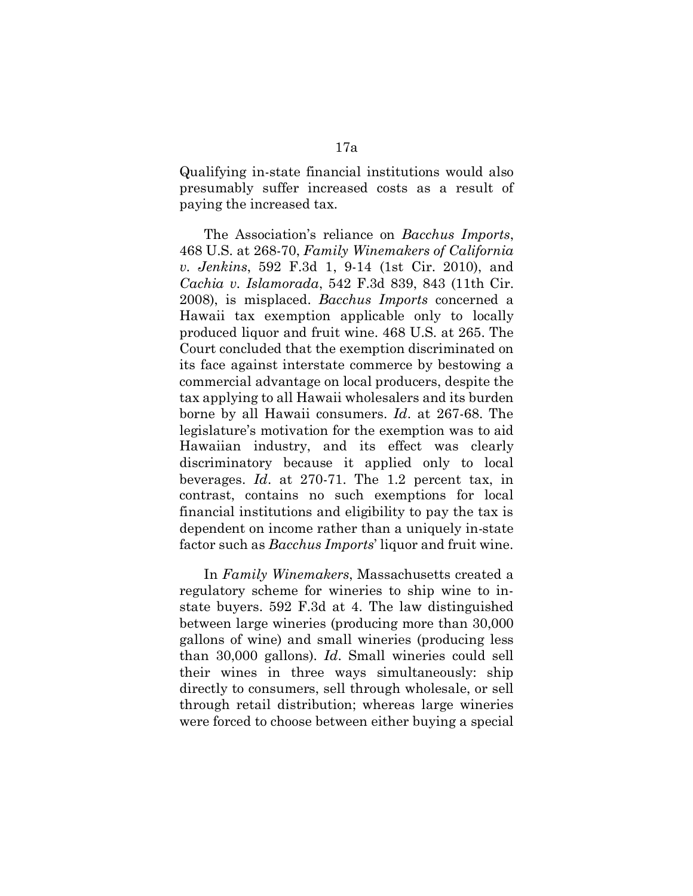Qualifying in-state financial institutions would also presumably suffer increased costs as a result of paying the increased tax.

The Association's reliance on *Bacchus Imports*, 468 U.S. at 268-70, *Family Winemakers of California v. Jenkins*, 592 F.3d 1, 9-14 (1st Cir. 2010), and *Cachia v. Islamorada*, 542 F.3d 839, 843 (11th Cir. 2008), is misplaced. *Bacchus Imports* concerned a Hawaii tax exemption applicable only to locally produced liquor and fruit wine. 468 U.S. at 265. The Court concluded that the exemption discriminated on its face against interstate commerce by bestowing a commercial advantage on local producers, despite the tax applying to all Hawaii wholesalers and its burden borne by all Hawaii consumers. *Id*. at 267-68. The legislature's motivation for the exemption was to aid Hawaiian industry, and its effect was clearly discriminatory because it applied only to local beverages. *Id*. at 270-71. The 1.2 percent tax, in contrast, contains no such exemptions for local financial institutions and eligibility to pay the tax is dependent on income rather than a uniquely in-state factor such as *Bacchus Imports*' liquor and fruit wine.

In *Family Winemakers*, Massachusetts created a regulatory scheme for wineries to ship wine to in-state buyers. 592 F.3d at 4. The law distinguished between large wineries (producing more than 30,000 gallons of wine) and small wineries (producing less than 30,000 gallons). *Id*. Small wineries could sell their wines in three ways simultaneously: ship directly to consumers, sell through wholesale, or sell through retail distribution; whereas large wineries were forced to choose between either buying a special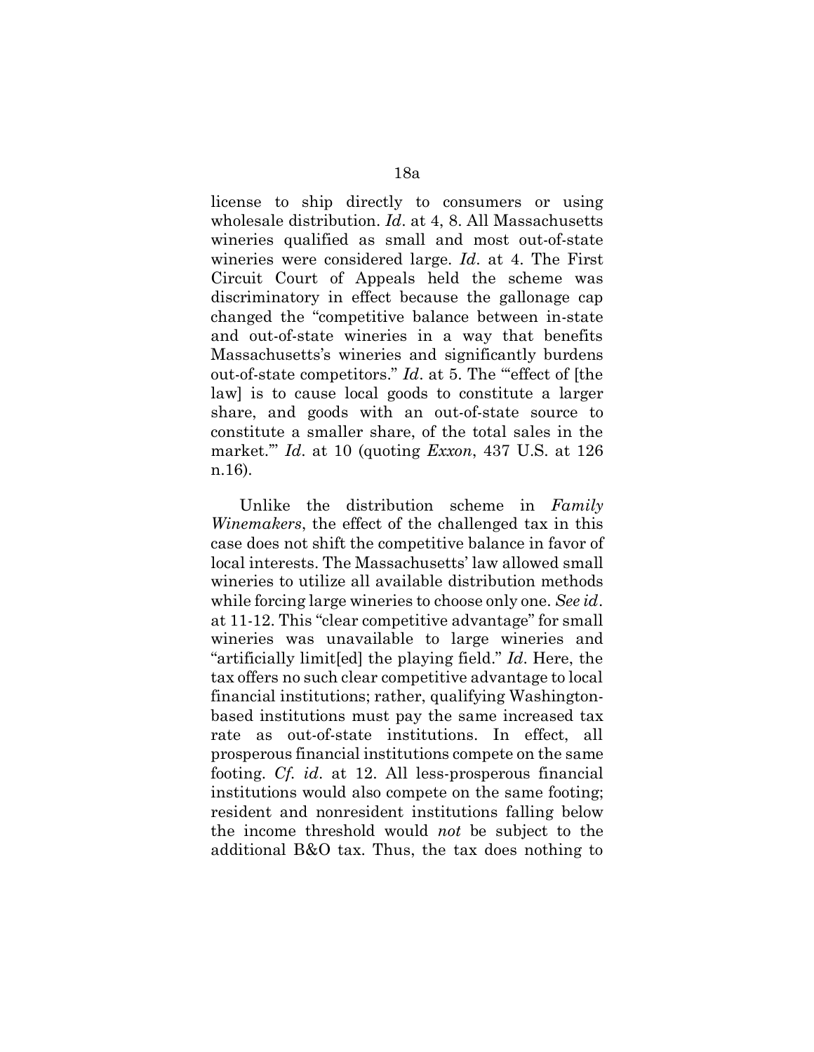license to ship directly to consumers or using wholesale distribution. *Id*. at 4, 8. All Massachusetts wineries qualified as small and most out-of-state wineries were considered large. *Id*. at 4. The First Circuit Court of Appeals held the scheme was discriminatory in effect because the gallonage cap changed the "competitive balance between in-state and out-of-state wineries in a way that benefits Massachusetts's wineries and significantly burdens out-of-state competitors." *Id*. at 5. The "'effect of [the law] is to cause local goods to constitute a larger share, and goods with an out-of-state source to constitute a smaller share, of the total sales in the market.'" *Id*. at 10 (quoting *Exxon*, 437 U.S. at 126 n.16).

Unlike the distribution scheme in *Family Winemakers*, the effect of the challenged tax in this case does not shift the competitive balance in favor of local interests. The Massachusetts' law allowed small wineries to utilize all available distribution methods while forcing large wineries to choose only one. *See id*. at 11-12. This "clear competitive advantage" for small wineries was unavailable to large wineries and "artificially limit[ed] the playing field." *Id*. Here, the tax offers no such clear competitive advantage to local financial institutions; rather, qualifying Washington-based institutions must pay the same increased tax rate as out-of-state institutions. In effect, all prosperous financial institutions compete on the same footing. *Cf. id*. at 12. All less-prosperous financial institutions would also compete on the same footing; resident and nonresident institutions falling below the income threshold would *not* be subject to the additional B&O tax. Thus, the tax does nothing to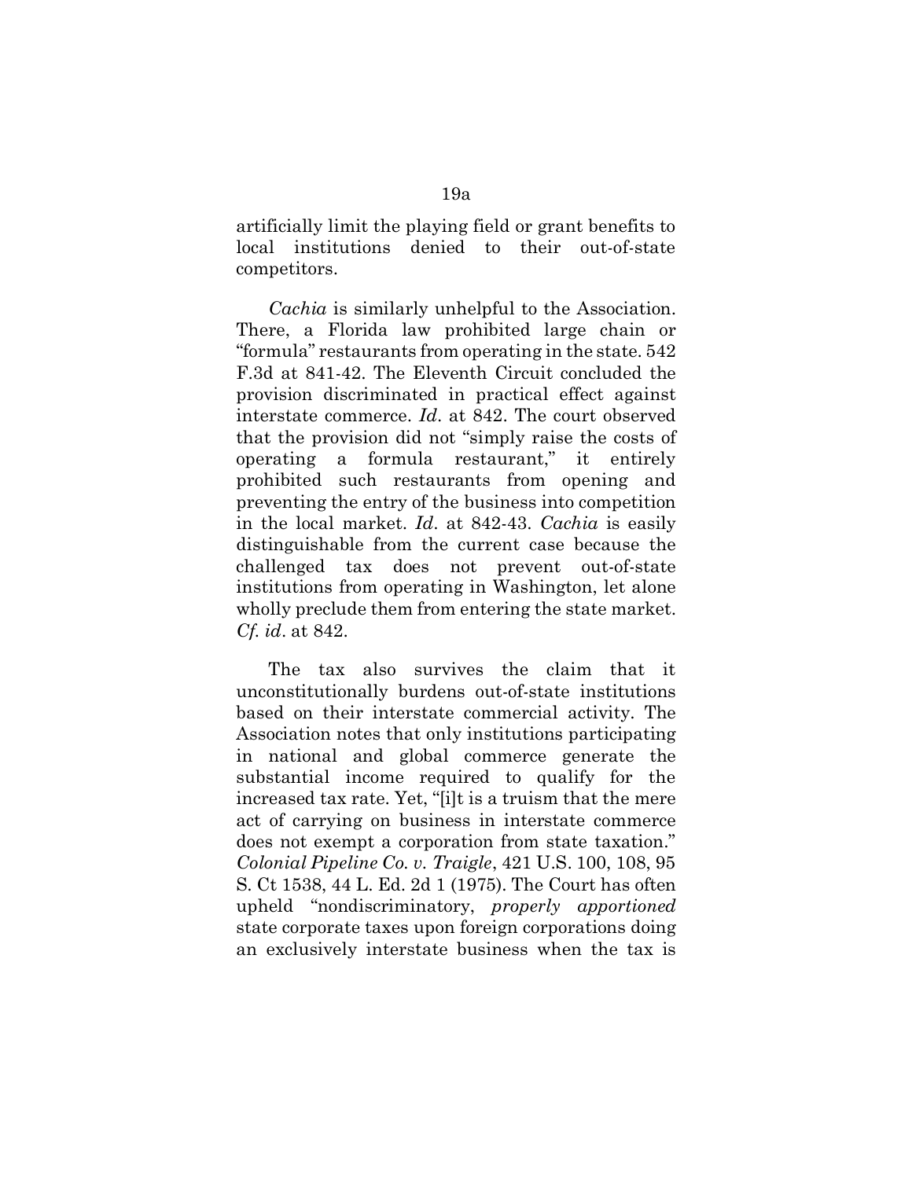artificially limit the playing field or grant benefits to local institutions denied to their out-of-state competitors.

*Cachia* is similarly unhelpful to the Association. There, a Florida law prohibited large chain or "formula" restaurants from operating in the state. 542 F.3d at 841-42. The Eleventh Circuit concluded the provision discriminated in practical effect against interstate commerce. *Id*. at 842. The court observed that the provision did not "simply raise the costs of operating a formula restaurant," it entirely prohibited such restaurants from opening and preventing the entry of the business into competition in the local market. *Id*. at 842-43. *Cachia* is easily distinguishable from the current case because the challenged tax does not prevent out-of-state institutions from operating in Washington, let alone wholly preclude them from entering the state market. *Cf. id*. at 842.

The tax also survives the claim that it unconstitutionally burdens out-of-state institutions based on their interstate commercial activity. The Association notes that only institutions participating in national and global commerce generate the substantial income required to qualify for the increased tax rate. Yet, "[i]t is a truism that the mere act of carrying on business in interstate commerce does not exempt a corporation from state taxation." *Colonial Pipeline Co. v. Traigle*, 421 U.S. 100, 108, 95 S. Ct 1538, 44 L. Ed. 2d 1 (1975). The Court has often upheld "nondiscriminatory, *properly apportioned* state corporate taxes upon foreign corporations doing an exclusively interstate business when the tax is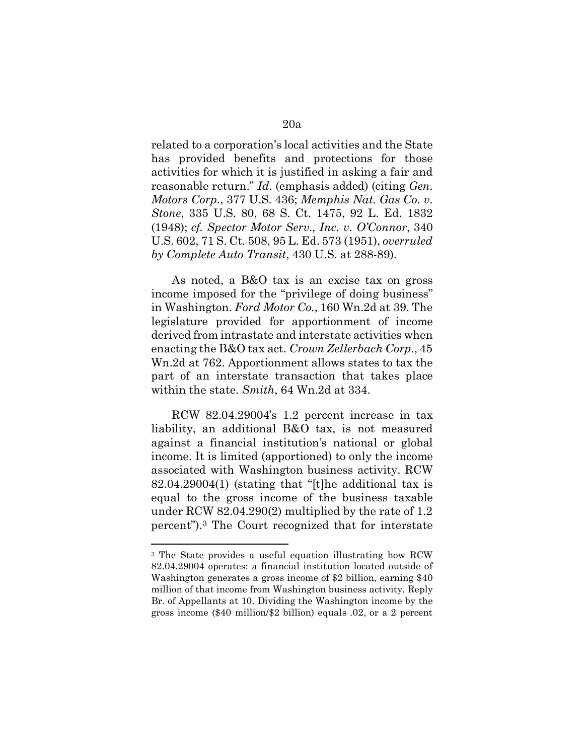related to a corporation's local activities and the State has provided benefits and protections for those activities for which it is justified in asking a fair and reasonable return." *Id*. (emphasis added) (citing *Gen. Motors Corp.*, 377 U.S. 436; *Memphis Nat. Gas Co. v. Stone*, 335 U.S. 80, 68 S. Ct. 1475, 92 L. Ed. 1832 (1948); *cf. Spector Motor Serv., Inc. v. O'Connor*, 340 U.S. 602, 71 S. Ct. 508, 95 L. Ed. 573 (1951), *overruled by Complete Auto Transit*, 430 U.S. at 288-89).

As noted, a B&O tax is an excise tax on gross income imposed for the "privilege of doing business" in Washington. *Ford Motor Co.*, 160 Wn.2d at 39. The legislature provided for apportionment of income derived from intrastate and interstate activities when enacting the B&O tax act. *Crown Zellerbach Corp.*, 45 Wn.2d at 762. Apportionment allows states to tax the part of an interstate transaction that takes place within the state. *Smith*, 64 Wn.2d at 334.

RCW 82.04.29004's 1.2 percent increase in tax liability, an additional B&O tax, is not measured against a financial institution's national or global income. It is limited (apportioned) to only the income associated with Washington business activity. RCW 82.04.29004(1) (stating that "[t]he additional tax is equal to the gross income of the business taxable under RCW 82.04.290(2) multiplied by the rate of 1.2 percent").[3] The Court recognized that for interstate

[3] The State provides a useful equation illustrating how RCW 82.04.29004 operates: a financial institution located outside of Washington generates a gross income of $2 billion, earning $40 million of that income from Washington business activity. Reply Br. of Appellants at 10. Dividing the Washington income by the gross income ($40 million/$2 billion) equals .02, or a 2 percent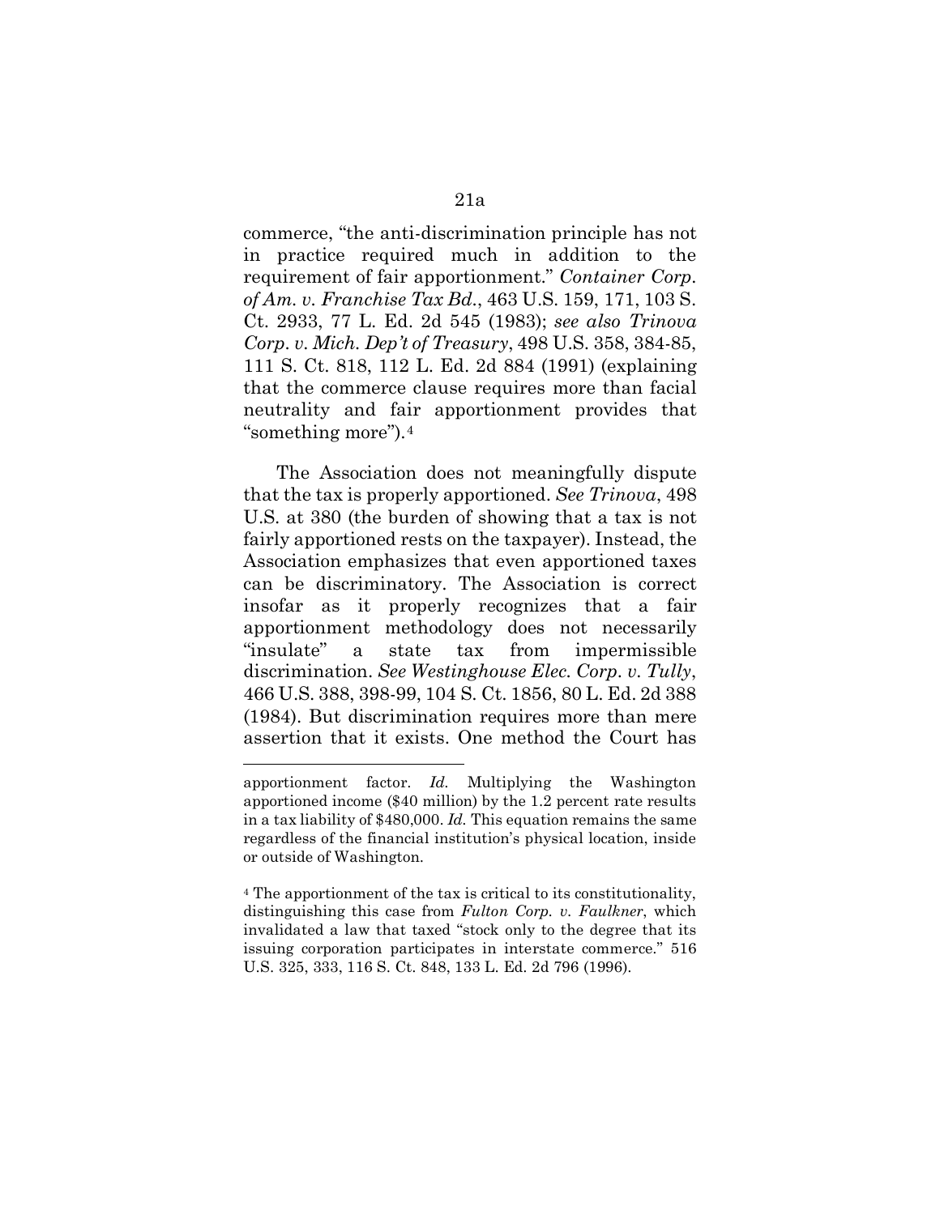commerce, "the anti-discrimination principle has not in practice required much in addition to the requirement of fair apportionment." *Container Corp. of Am. v. Franchise Tax Bd.*, 463 U.S. 159, 171, 103 S. Ct. 2933, 77 L. Ed. 2d 545 (1983); *see also Trinova Corp. v. Mich. Dep't of Treasury*, 498 U.S. 358, 384-85, 111 S. Ct. 818, 112 L. Ed. 2d 884 (1991) (explaining that the commerce clause requires more than facial neutrality and fair apportionment provides that "something more").[4]

The Association does not meaningfully dispute that the tax is properly apportioned. *See Trinova*, 498 U.S. at 380 (the burden of showing that a tax is not fairly apportioned rests on the taxpayer). Instead, the Association emphasizes that even apportioned taxes can be discriminatory. The Association is correct insofar as it properly recognizes that a fair apportionment methodology does not necessarily "insulate" a state tax from impermissible discrimination. *See Westinghouse Elec. Corp. v. Tully*, 466 U.S. 388, 398-99, 104 S. Ct. 1856, 80 L. Ed. 2d 388 (1984). But discrimination requires more than mere assertion that it exists. One method the Court has

---

apportionment factor. *Id.* Multiplying the Washington apportioned income ($40 million) by the 1.2 percent rate results in a tax liability of $480,000. *Id.* This equation remains the same regardless of the financial institution's physical location, inside or outside of Washington.

[4] The apportionment of the tax is critical to its constitutionality, distinguishing this case from *Fulton Corp. v. Faulkner*, which invalidated a law that taxed "stock only to the degree that its issuing corporation participates in interstate commerce." 516 U.S. 325, 333, 116 S. Ct. 848, 133 L. Ed. 2d 796 (1996).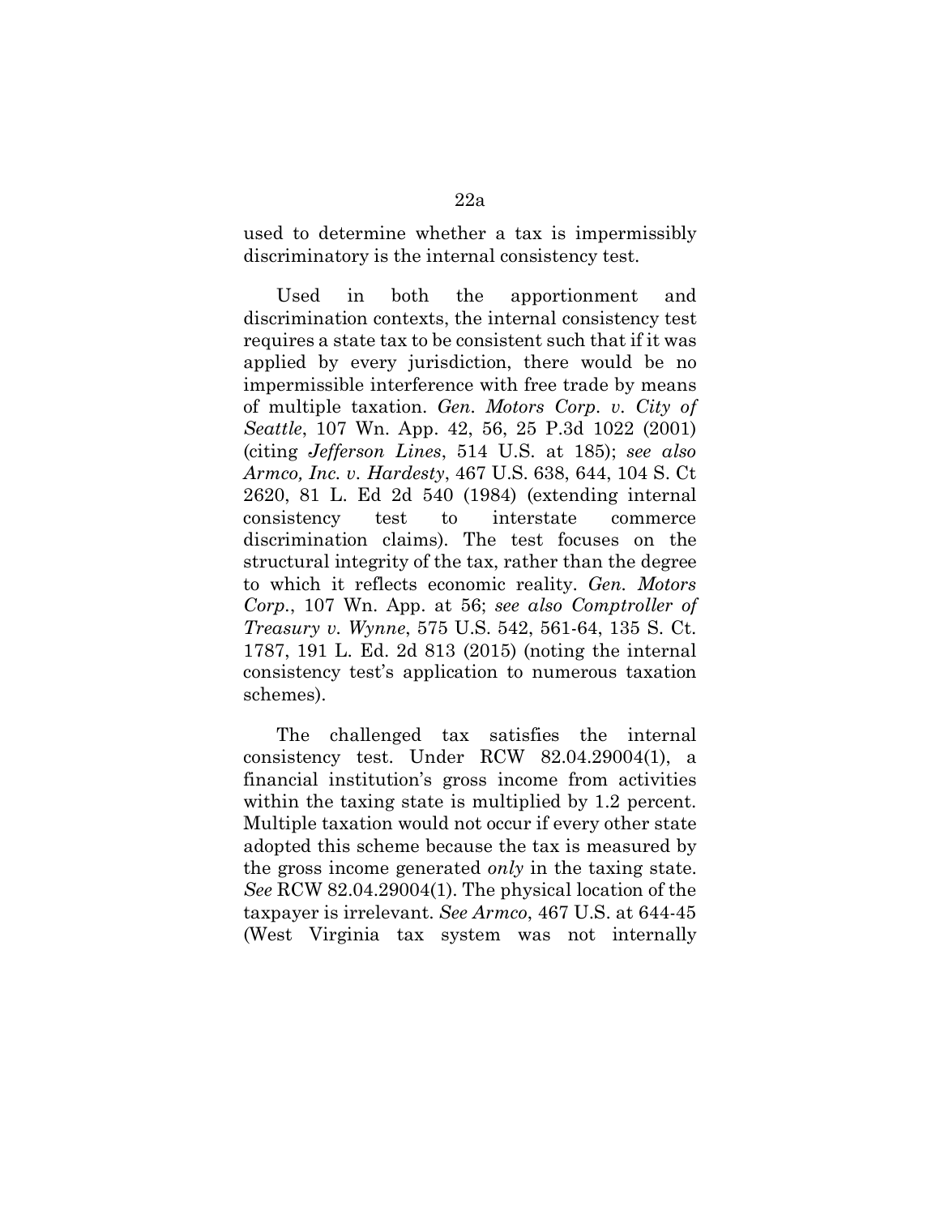used to determine whether a tax is impermissibly discriminatory is the internal consistency test.

Used in both the apportionment and discrimination contexts, the internal consistency test requires a state tax to be consistent such that if it was applied by every jurisdiction, there would be no impermissible interference with free trade by means of multiple taxation. *Gen. Motors Corp. v. City of Seattle*, 107 Wn. App. 42, 56, 25 P.3d 1022 (2001) (citing *Jefferson Lines*, 514 U.S. at 185); *see also Armco, Inc. v. Hardesty*, 467 U.S. 638, 644, 104 S. Ct 2620, 81 L. Ed 2d 540 (1984) (extending internal consistency test to interstate commerce discrimination claims). The test focuses on the structural integrity of the tax, rather than the degree to which it reflects economic reality. *Gen. Motors Corp.*, 107 Wn. App. at 56; *see also Comptroller of Treasury v. Wynne*, 575 U.S. 542, 561-64, 135 S. Ct. 1787, 191 L. Ed. 2d 813 (2015) (noting the internal consistency test's application to numerous taxation schemes).

The challenged tax satisfies the internal consistency test. Under RCW 82.04.29004(1), a financial institution's gross income from activities within the taxing state is multiplied by 1.2 percent. Multiple taxation would not occur if every other state adopted this scheme because the tax is measured by the gross income generated *only* in the taxing state. *See* RCW 82.04.29004(1). The physical location of the taxpayer is irrelevant. *See Armco*, 467 U.S. at 644-45 (West Virginia tax system was not internally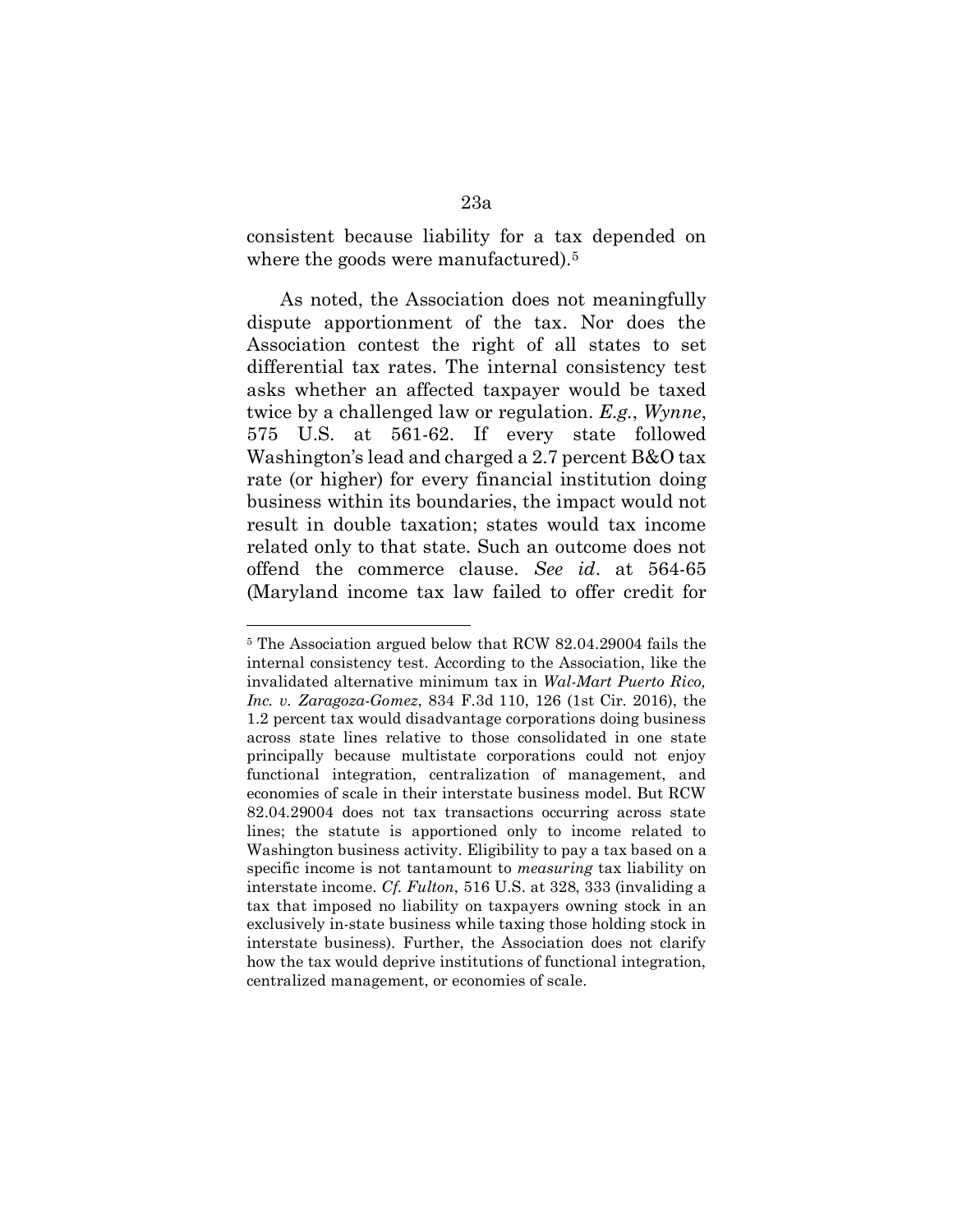consistent because liability for a tax depended on where the goods were manufactured).[5]

As noted, the Association does not meaningfully dispute apportionment of the tax. Nor does the Association contest the right of all states to set differential tax rates. The internal consistency test asks whether an affected taxpayer would be taxed twice by a challenged law or regulation. *E.g.*, *Wynne*, 575 U.S. at 561-62. If every state followed Washington's lead and charged a 2.7 percent B&O tax rate (or higher) for every financial institution doing business within its boundaries, the impact would not result in double taxation; states would tax income related only to that state. Such an outcome does not offend the commerce clause. *See id*. at 564-65 (Maryland income tax law failed to offer credit for

---

[5] The Association argued below that RCW 82.04.29004 fails the internal consistency test. According to the Association, like the invalidated alternative minimum tax in *Wal-Mart Puerto Rico, Inc. v. Zaragoza-Gomez*, 834 F.3d 110, 126 (1st Cir. 2016), the 1.2 percent tax would disadvantage corporations doing business across state lines relative to those consolidated in one state principally because multistate corporations could not enjoy functional integration, centralization of management, and economies of scale in their interstate business model. But RCW 82.04.29004 does not tax transactions occurring across state lines; the statute is apportioned only to income related to Washington business activity. Eligibility to pay a tax based on a specific income is not tantamount to *measuring* tax liability on interstate income. *Cf. Fulton*, 516 U.S. at 328, 333 (invaliding a tax that imposed no liability on taxpayers owning stock in an exclusively in-state business while taxing those holding stock in interstate business). Further, the Association does not clarify how the tax would deprive institutions of functional integration, centralized management, or economies of scale.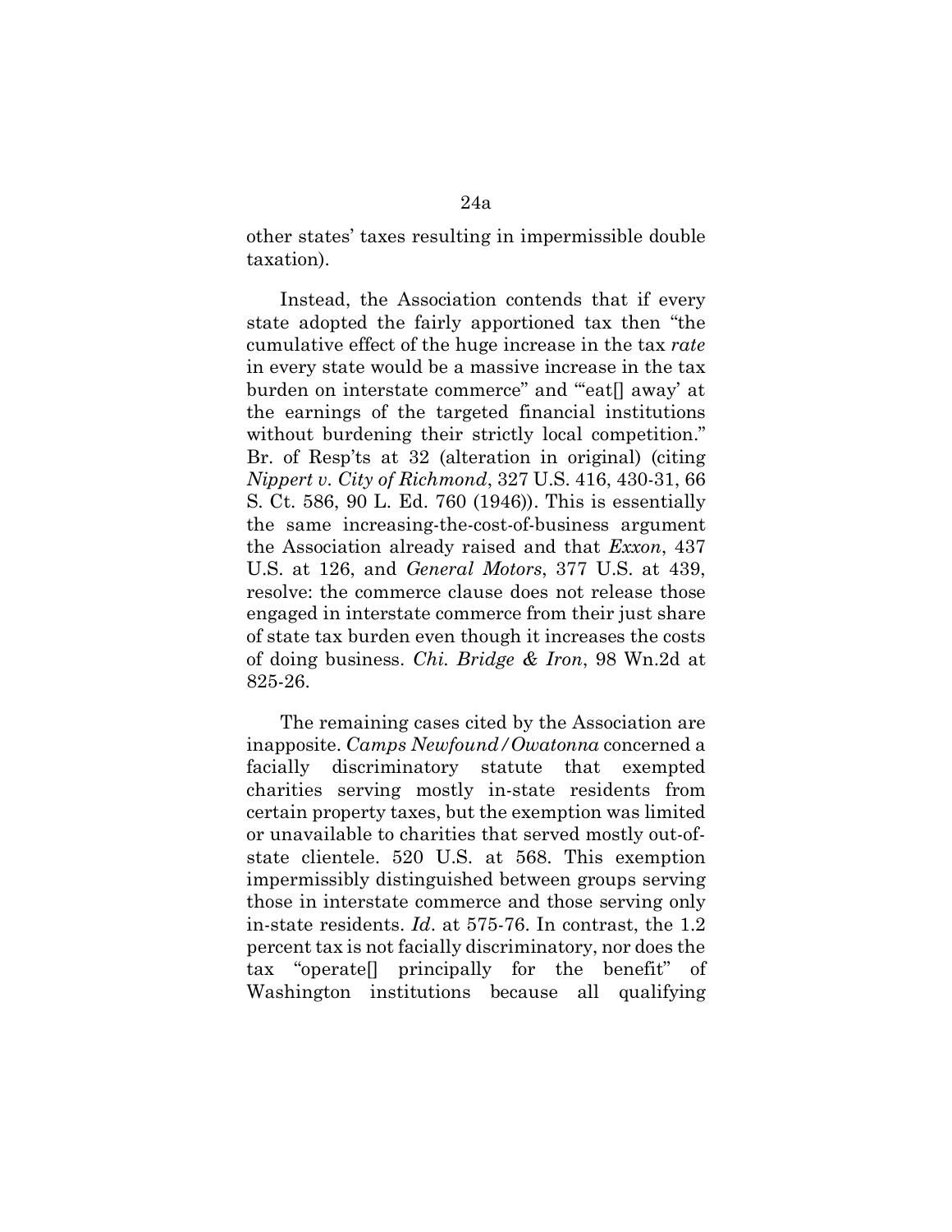other states' taxes resulting in impermissible double taxation).

Instead, the Association contends that if every state adopted the fairly apportioned tax then "the cumulative effect of the huge increase in the tax *rate* in every state would be a massive increase in the tax burden on interstate commerce" and "'eat[] away' at the earnings of the targeted financial institutions without burdening their strictly local competition." Br. of Resp'ts at 32 (alteration in original) (citing *Nippert v. City of Richmond*, 327 U.S. 416, 430-31, 66 S. Ct. 586, 90 L. Ed. 760 (1946)). This is essentially the same increasing-the-cost-of-business argument the Association already raised and that *Exxon*, 437 U.S. at 126, and *General Motors*, 377 U.S. at 439, resolve: the commerce clause does not release those engaged in interstate commerce from their just share of state tax burden even though it increases the costs of doing business. *Chi. Bridge & Iron*, 98 Wn.2d at 825-26.

The remaining cases cited by the Association are inapposite. *Camps Newfound/Owatonna* concerned a facially discriminatory statute that exempted charities serving mostly in-state residents from certain property taxes, but the exemption was limited or unavailable to charities that served mostly out-of-state clientele. 520 U.S. at 568. This exemption impermissibly distinguished between groups serving those in interstate commerce and those serving only in-state residents. *Id*. at 575-76. In contrast, the 1.2 percent tax is not facially discriminatory, nor does the tax "operate[] principally for the benefit" of Washington institutions because all qualifying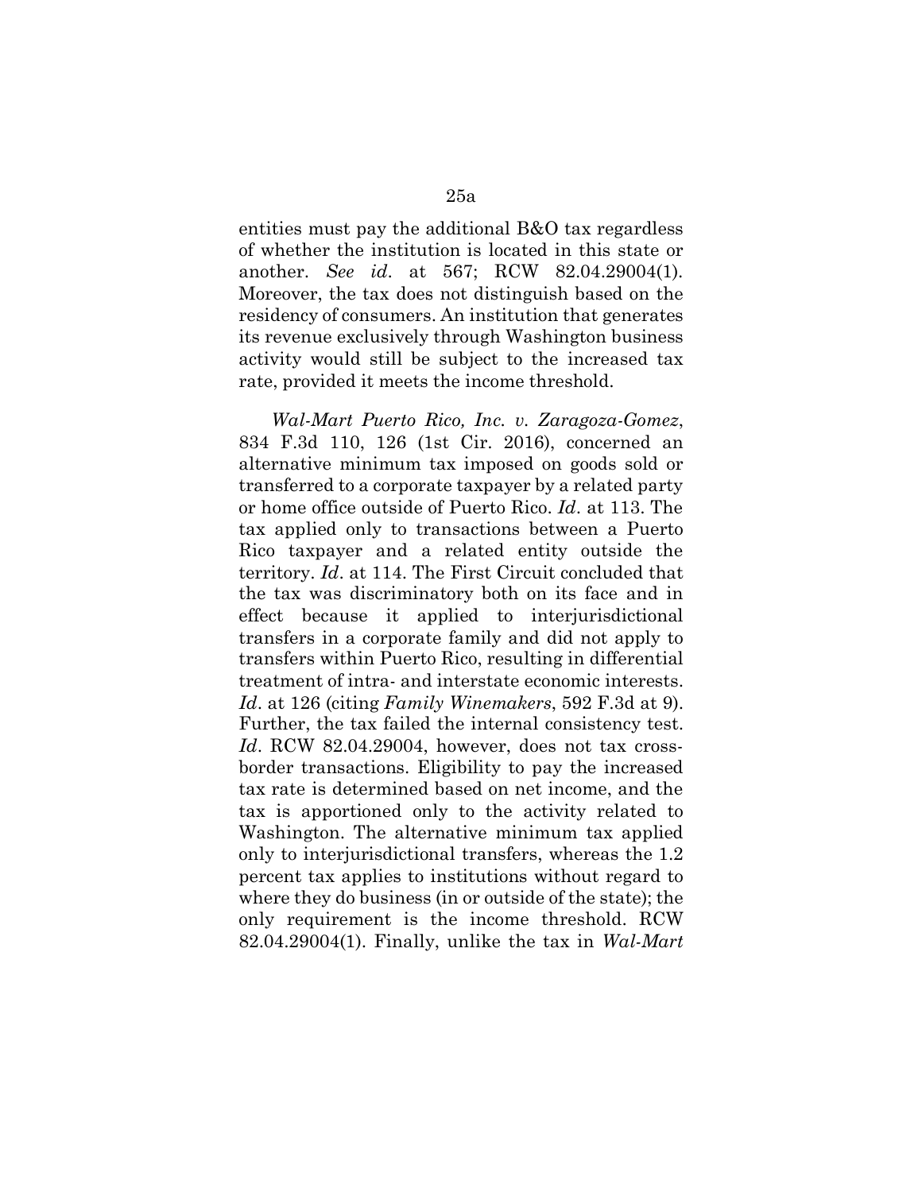entities must pay the additional B&O tax regardless of whether the institution is located in this state or another. *See id*. at 567; RCW 82.04.29004(1). Moreover, the tax does not distinguish based on the residency of consumers. An institution that generates its revenue exclusively through Washington business activity would still be subject to the increased tax rate, provided it meets the income threshold.

*Wal-Mart Puerto Rico, Inc. v. Zaragoza-Gomez*, 834 F.3d 110, 126 (1st Cir. 2016), concerned an alternative minimum tax imposed on goods sold or transferred to a corporate taxpayer by a related party or home office outside of Puerto Rico. *Id*. at 113. The tax applied only to transactions between a Puerto Rico taxpayer and a related entity outside the territory. *Id*. at 114. The First Circuit concluded that the tax was discriminatory both on its face and in effect because it applied to interjurisdictional transfers in a corporate family and did not apply to transfers within Puerto Rico, resulting in differential treatment of intra- and interstate economic interests. *Id*. at 126 (citing *Family Winemakers*, 592 F.3d at 9). Further, the tax failed the internal consistency test. *Id*. RCW 82.04.29004, however, does not tax cross-border transactions. Eligibility to pay the increased tax rate is determined based on net income, and the tax is apportioned only to the activity related to Washington. The alternative minimum tax applied only to interjurisdictional transfers, whereas the 1.2 percent tax applies to institutions without regard to where they do business (in or outside of the state); the only requirement is the income threshold. RCW 82.04.29004(1). Finally, unlike the tax in *Wal-Mart*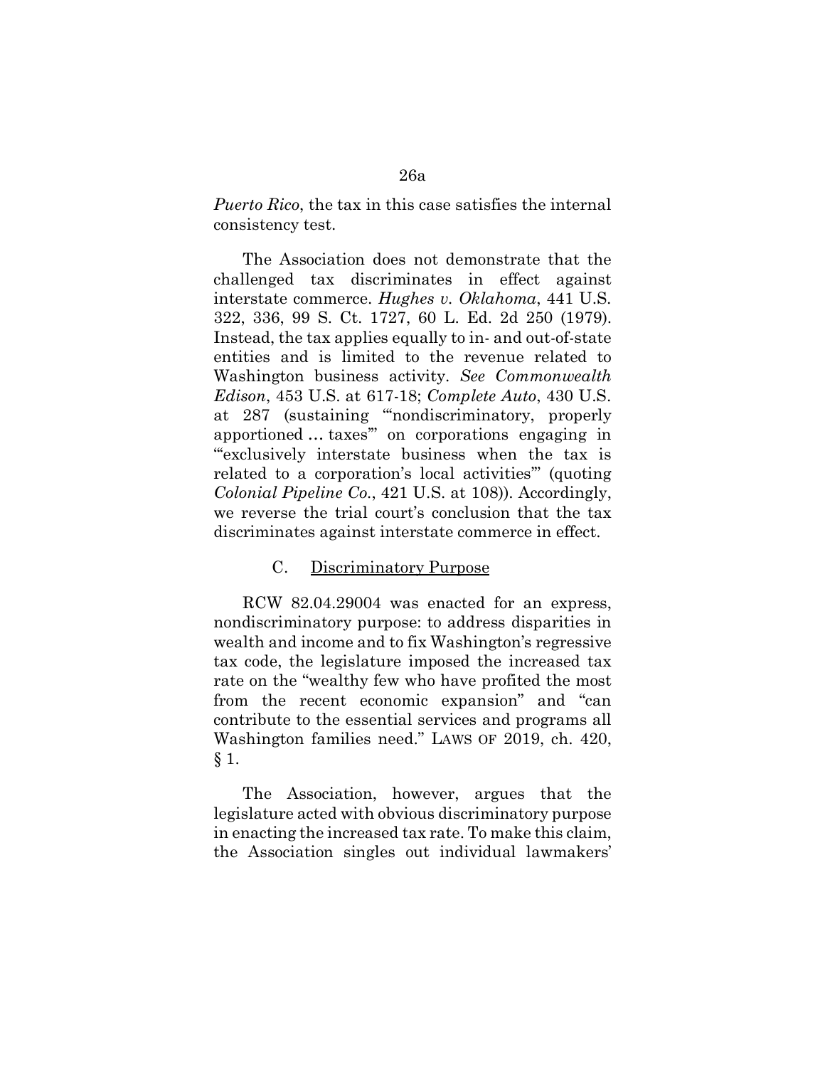*Puerto Rico*, the tax in this case satisfies the internal consistency test.

The Association does not demonstrate that the challenged tax discriminates in effect against interstate commerce. *Hughes v. Oklahoma*, 441 U.S. 322, 336, 99 S. Ct. 1727, 60 L. Ed. 2d 250 (1979). Instead, the tax applies equally to in- and out-of-state entities and is limited to the revenue related to Washington business activity. *See Commonwealth Edison*, 453 U.S. at 617-18; *Complete Auto*, 430 U.S. at 287 (sustaining "'nondiscriminatory, properly apportioned … taxes'" on corporations engaging in "'exclusively interstate business when the tax is related to a corporation's local activities'" (quoting *Colonial Pipeline Co.*, 421 U.S. at 108)). Accordingly, we reverse the trial court's conclusion that the tax discriminates against interstate commerce in effect.

### C. Discriminatory Purpose

RCW 82.04.29004 was enacted for an express, nondiscriminatory purpose: to address disparities in wealth and income and to fix Washington's regressive tax code, the legislature imposed the increased tax rate on the "wealthy few who have profited the most from the recent economic expansion" and "can contribute to the essential services and programs all Washington families need." LAWS OF 2019, ch. 420, § 1.

The Association, however, argues that the legislature acted with obvious discriminatory purpose in enacting the increased tax rate. To make this claim, the Association singles out individual lawmakers'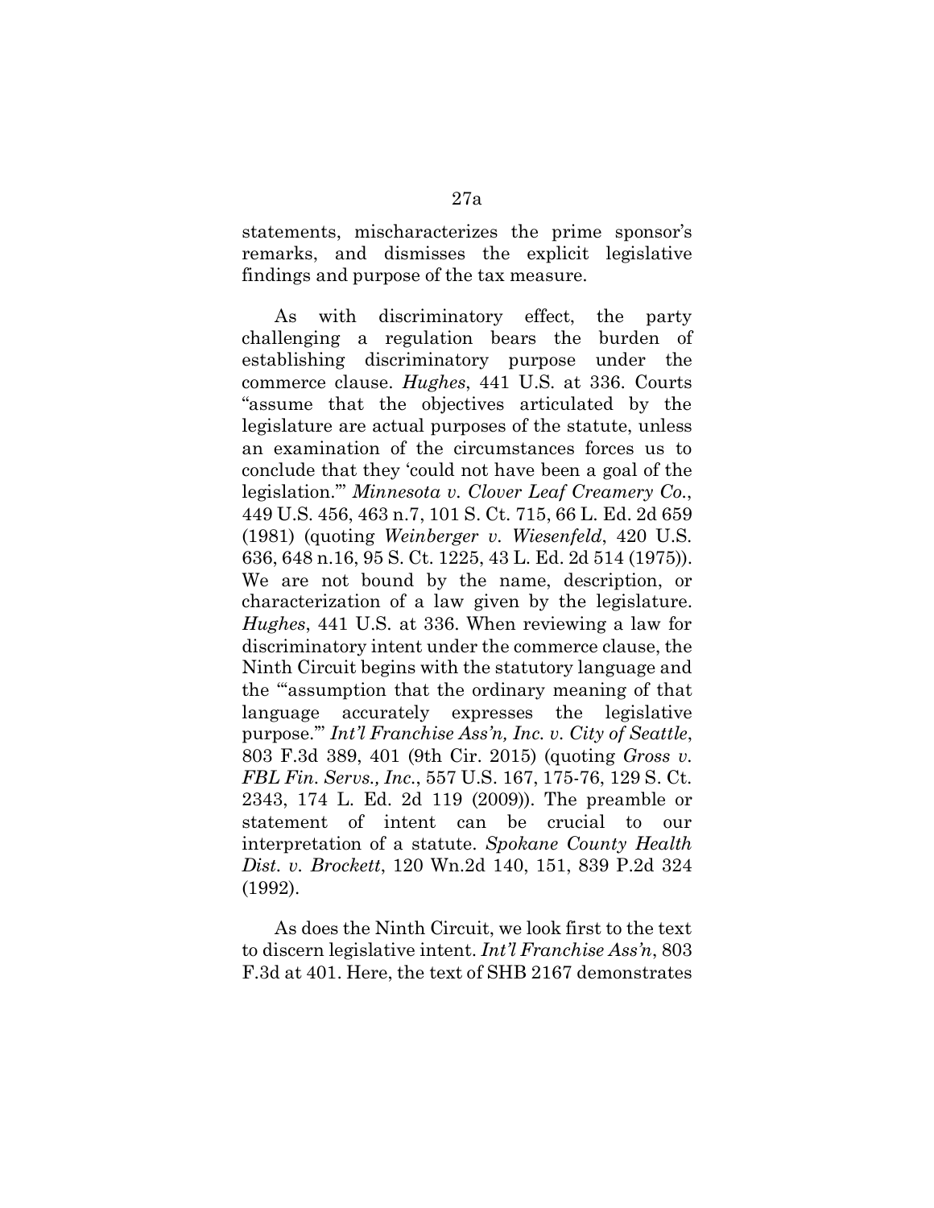statements, mischaracterizes the prime sponsor's remarks, and dismisses the explicit legislative findings and purpose of the tax measure.

As with discriminatory effect, the party challenging a regulation bears the burden of establishing discriminatory purpose under the commerce clause. *Hughes*, 441 U.S. at 336. Courts "assume that the objectives articulated by the legislature are actual purposes of the statute, unless an examination of the circumstances forces us to conclude that they 'could not have been a goal of the legislation.'" *Minnesota v. Clover Leaf Creamery Co.*, 449 U.S. 456, 463 n.7, 101 S. Ct. 715, 66 L. Ed. 2d 659 (1981) (quoting *Weinberger v. Wiesenfeld*, 420 U.S. 636, 648 n.16, 95 S. Ct. 1225, 43 L. Ed. 2d 514 (1975)). We are not bound by the name, description, or characterization of a law given by the legislature. *Hughes*, 441 U.S. at 336. When reviewing a law for discriminatory intent under the commerce clause, the Ninth Circuit begins with the statutory language and the "'assumption that the ordinary meaning of that language accurately expresses the legislative purpose.'" *Int'l Franchise Ass'n, Inc. v. City of Seattle*, 803 F.3d 389, 401 (9th Cir. 2015) (quoting *Gross v. FBL Fin. Servs., Inc.*, 557 U.S. 167, 175-76, 129 S. Ct. 2343, 174 L. Ed. 2d 119 (2009)). The preamble or statement of intent can be crucial to our interpretation of a statute. *Spokane County Health Dist. v. Brockett*, 120 Wn.2d 140, 151, 839 P.2d 324 (1992).

As does the Ninth Circuit, we look first to the text to discern legislative intent. *Int'l Franchise Ass'n*, 803 F.3d at 401. Here, the text of SHB 2167 demonstrates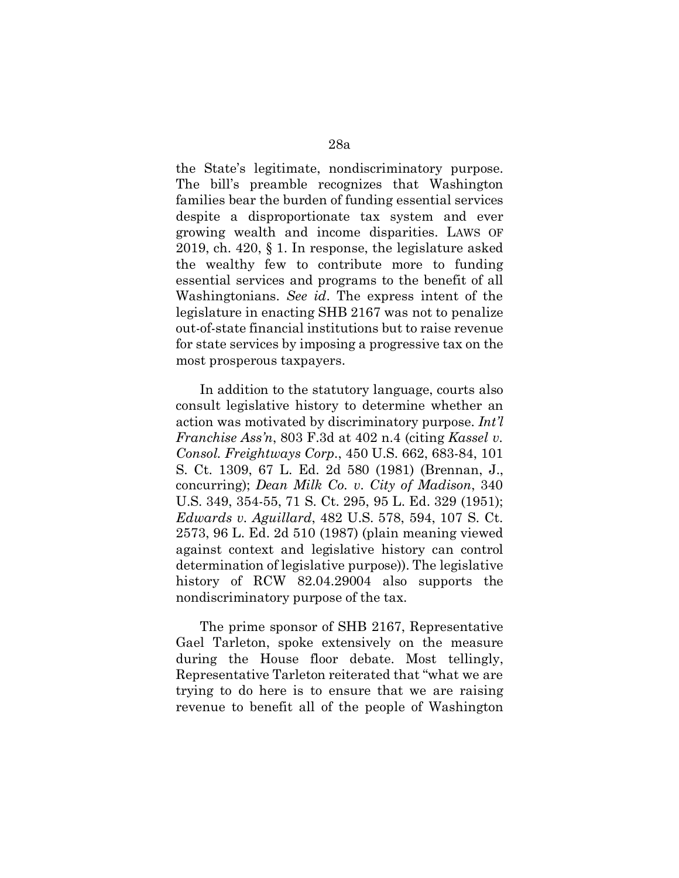the State's legitimate, nondiscriminatory purpose. The bill's preamble recognizes that Washington families bear the burden of funding essential services despite a disproportionate tax system and ever growing wealth and income disparities. LAWS OF 2019, ch. 420, § 1. In response, the legislature asked the wealthy few to contribute more to funding essential services and programs to the benefit of all Washingtonians. *See id*. The express intent of the legislature in enacting SHB 2167 was not to penalize out-of-state financial institutions but to raise revenue for state services by imposing a progressive tax on the most prosperous taxpayers.

In addition to the statutory language, courts also consult legislative history to determine whether an action was motivated by discriminatory purpose. *Int'l Franchise Ass'n*, 803 F.3d at 402 n.4 (citing *Kassel v. Consol. Freightways Corp*., 450 U.S. 662, 683-84, 101 S. Ct. 1309, 67 L. Ed. 2d 580 (1981) (Brennan, J., concurring); *Dean Milk Co. v. City of Madison*, 340 U.S. 349, 354-55, 71 S. Ct. 295, 95 L. Ed. 329 (1951); *Edwards v. Aguillard*, 482 U.S. 578, 594, 107 S. Ct. 2573, 96 L. Ed. 2d 510 (1987) (plain meaning viewed against context and legislative history can control determination of legislative purpose)). The legislative history of RCW 82.04.29004 also supports the nondiscriminatory purpose of the tax.

The prime sponsor of SHB 2167, Representative Gael Tarleton, spoke extensively on the measure during the House floor debate. Most tellingly, Representative Tarleton reiterated that "what we are trying to do here is to ensure that we are raising revenue to benefit all of the people of Washington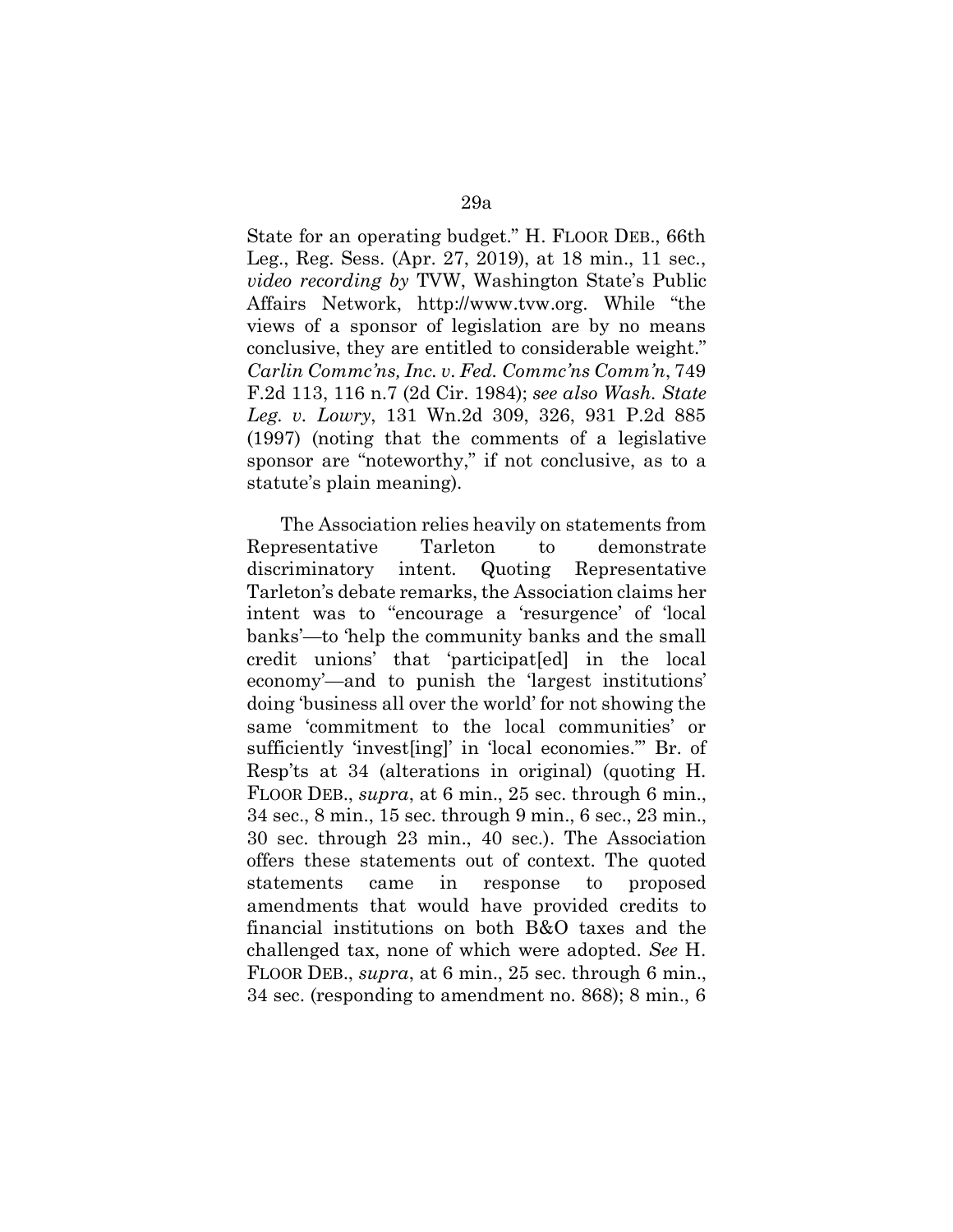State for an operating budget." H. FLOOR DEB., 66th Leg., Reg. Sess. (Apr. 27, 2019), at 18 min., 11 sec., *video recording by* TVW, Washington State's Public Affairs Network, http://www.tvw.org. While "the views of a sponsor of legislation are by no means conclusive, they are entitled to considerable weight." *Carlin Commc'ns, Inc. v. Fed. Commc'ns Comm'n*, 749 F.2d 113, 116 n.7 (2d Cir. 1984); *see also Wash. State Leg. v. Lowry*, 131 Wn.2d 309, 326, 931 P.2d 885 (1997) (noting that the comments of a legislative sponsor are "noteworthy," if not conclusive, as to a statute's plain meaning).

The Association relies heavily on statements from Representative Tarleton to demonstrate discriminatory intent. Quoting Representative Tarleton's debate remarks, the Association claims her intent was to "encourage a 'resurgence' of 'local banks'—to 'help the community banks and the small credit unions' that 'participat[ed] in the local economy'—and to punish the 'largest institutions' doing 'business all over the world' for not showing the same 'commitment to the local communities' or sufficiently 'invest[ing]' in 'local economies.'" Br. of Resp'ts at 34 (alterations in original) (quoting H. FLOOR DEB., *supra*, at 6 min., 25 sec. through 6 min., 34 sec., 8 min., 15 sec. through 9 min., 6 sec., 23 min., 30 sec. through 23 min., 40 sec.). The Association offers these statements out of context. The quoted statements came in response to proposed amendments that would have provided credits to financial institutions on both B&O taxes and the challenged tax, none of which were adopted. *See* H. FLOOR DEB., *supra*, at 6 min., 25 sec. through 6 min., 34 sec. (responding to amendment no. 868); 8 min., 6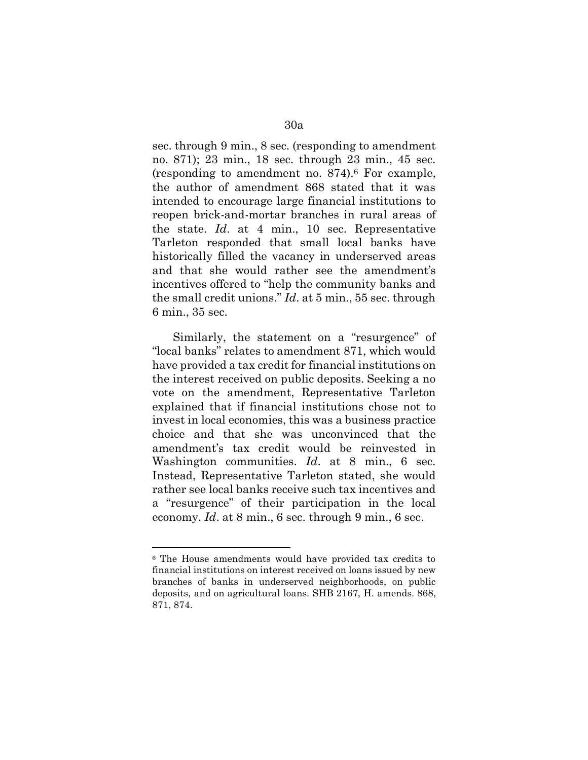sec. through 9 min., 8 sec. (responding to amendment no. 871); 23 min., 18 sec. through 23 min., 45 sec. (responding to amendment no. 874).[6] For example, the author of amendment 868 stated that it was intended to encourage large financial institutions to reopen brick-and-mortar branches in rural areas of the state. *Id*. at 4 min., 10 sec. Representative Tarleton responded that small local banks have historically filled the vacancy in underserved areas and that she would rather see the amendment's incentives offered to "help the community banks and the small credit unions." *Id*. at 5 min., 55 sec. through 6 min., 35 sec.

Similarly, the statement on a "resurgence" of "local banks" relates to amendment 871, which would have provided a tax credit for financial institutions on the interest received on public deposits. Seeking a no vote on the amendment, Representative Tarleton explained that if financial institutions chose not to invest in local economies, this was a business practice choice and that she was unconvinced that the amendment's tax credit would be reinvested in Washington communities. *Id*. at 8 min., 6 sec. Instead, Representative Tarleton stated, she would rather see local banks receive such tax incentives and a "resurgence" of their participation in the local economy. *Id*. at 8 min., 6 sec. through 9 min., 6 sec.

---

[6] The House amendments would have provided tax credits to financial institutions on interest received on loans issued by new branches of banks in underserved neighborhoods, on public deposits, and on agricultural loans. SHB 2167, H. amends. 868, 871, 874.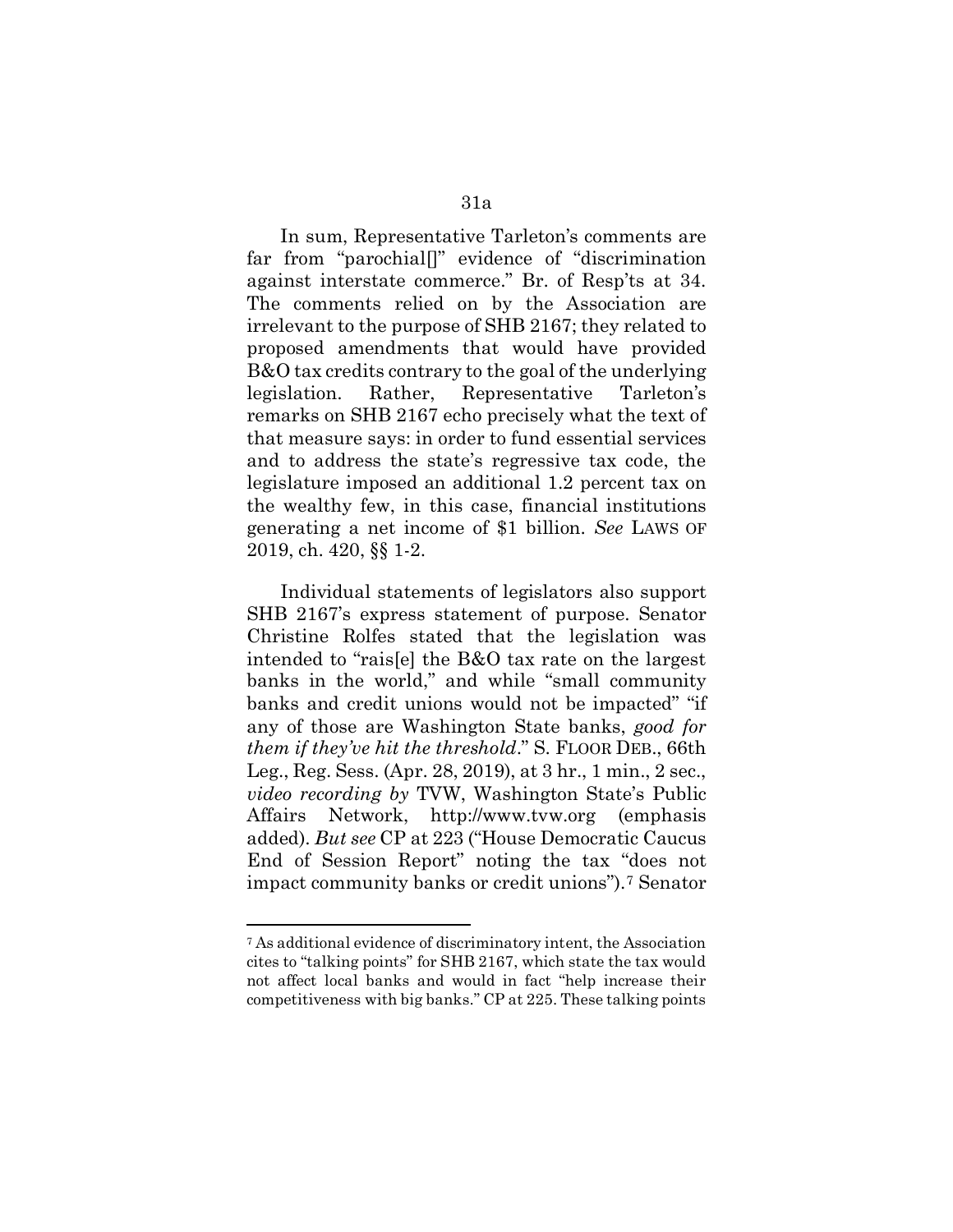In sum, Representative Tarleton's comments are far from "parochial[]" evidence of "discrimination against interstate commerce." Br. of Resp'ts at 34. The comments relied on by the Association are irrelevant to the purpose of SHB 2167; they related to proposed amendments that would have provided B&O tax credits contrary to the goal of the underlying legislation. Rather, Representative Tarleton's remarks on SHB 2167 echo precisely what the text of that measure says: in order to fund essential services and to address the state's regressive tax code, the legislature imposed an additional 1.2 percent tax on the wealthy few, in this case, financial institutions generating a net income of $1 billion. *See* LAWS OF 2019, ch. 420, §§ 1-2.

Individual statements of legislators also support SHB 2167's express statement of purpose. Senator Christine Rolfes stated that the legislation was intended to "rais[e] the B&O tax rate on the largest banks in the world," and while "small community banks and credit unions would not be impacted" "if any of those are Washington State banks, *good for them if they've hit the threshold*." S. FLOOR DEB., 66th Leg., Reg. Sess. (Apr. 28, 2019), at 3 hr., 1 min., 2 sec., *video recording by* TVW, Washington State's Public Affairs Network, http://www.tvw.org (emphasis added). *But see* CP at 223 ("House Democratic Caucus End of Session Report" noting the tax "does not impact community banks or credit unions").[7] Senator

---

[7] As additional evidence of discriminatory intent, the Association cites to "talking points" for SHB 2167, which state the tax would not affect local banks and would in fact "help increase their competitiveness with big banks." CP at 225. These talking points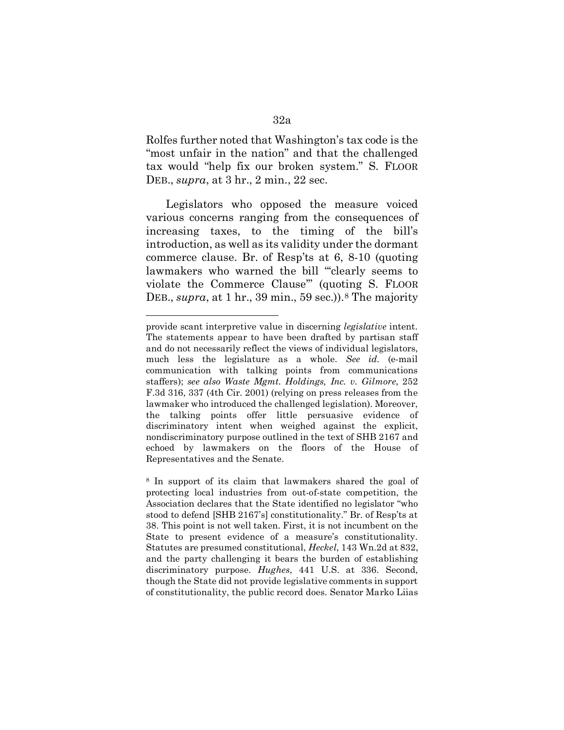Rolfes further noted that Washington's tax code is the "most unfair in the nation" and that the challenged tax would "help fix our broken system." S. FLOOR DEB., *supra*, at 3 hr., 2 min., 22 sec.

Legislators who opposed the measure voiced various concerns ranging from the consequences of increasing taxes, to the timing of the bill's introduction, as well as its validity under the dormant commerce clause. Br. of Resp'ts at 6, 8-10 (quoting lawmakers who warned the bill "'clearly seems to violate the Commerce Clause'" (quoting S. FLOOR DEB., *supra*, at 1 hr., 39 min., 59 sec.)).[8] The majority

---

provide scant interpretive value in discerning *legislative* intent. The statements appear to have been drafted by partisan staff and do not necessarily reflect the views of individual legislators, much less the legislature as a whole. *See id.* (e-mail communication with talking points from communications staffers); *see also Waste Mgmt. Holdings, Inc. v. Gilmore*, 252 F.3d 316, 337 (4th Cir. 2001) (relying on press releases from the lawmaker who introduced the challenged legislation). Moreover, the talking points offer little persuasive evidence of discriminatory intent when weighed against the explicit, nondiscriminatory purpose outlined in the text of SHB 2167 and echoed by lawmakers on the floors of the House of Representatives and the Senate.

[8] In support of its claim that lawmakers shared the goal of protecting local industries from out-of-state competition, the Association declares that the State identified no legislator "who stood to defend [SHB 2167's] constitutionality." Br. of Resp'ts at 38. This point is not well taken. First, it is not incumbent on the State to present evidence of a measure's constitutionality. Statutes are presumed constitutional, *Heckel*, 143 Wn.2d at 832, and the party challenging it bears the burden of establishing discriminatory purpose. *Hughes*, 441 U.S. at 336. Second, though the State did not provide legislative comments in support of constitutionality, the public record does. Senator Marko Liias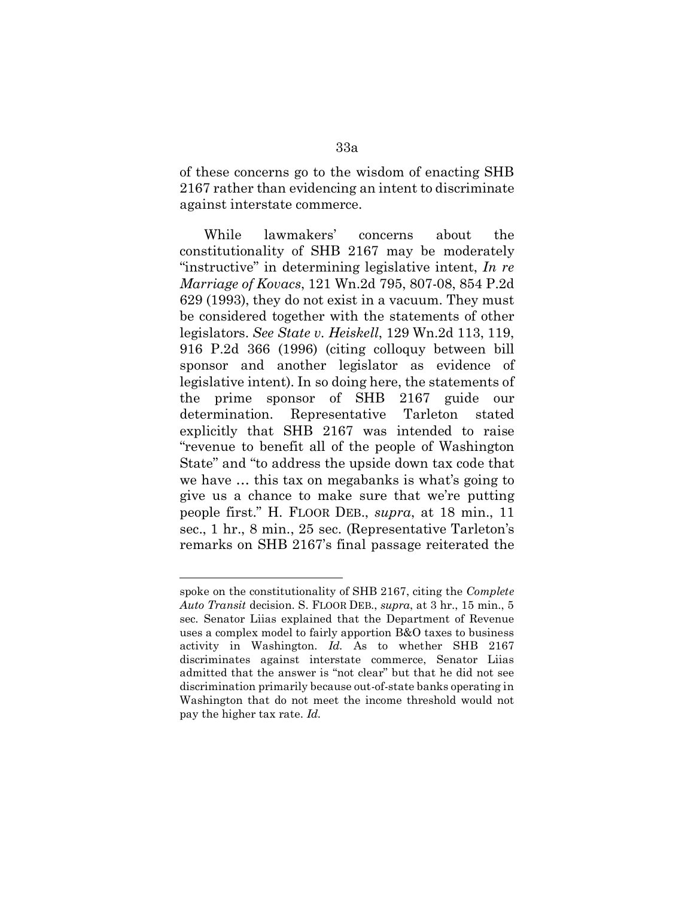of these concerns go to the wisdom of enacting SHB 2167 rather than evidencing an intent to discriminate against interstate commerce.

While lawmakers' concerns about the constitutionality of SHB 2167 may be moderately "instructive" in determining legislative intent, *In re Marriage of Kovacs*, 121 Wn.2d 795, 807-08, 854 P.2d 629 (1993), they do not exist in a vacuum. They must be considered together with the statements of other legislators. *See State v. Heiskell*, 129 Wn.2d 113, 119, 916 P.2d 366 (1996) (citing colloquy between bill sponsor and another legislator as evidence of legislative intent). In so doing here, the statements of the prime sponsor of SHB 2167 guide our determination. Representative Tarleton stated explicitly that SHB 2167 was intended to raise "revenue to benefit all of the people of Washington State" and "to address the upside down tax code that we have … this tax on megabanks is what's going to give us a chance to make sure that we're putting people first." H. FLOOR DEB., *supra*, at 18 min., 11 sec., 1 hr., 8 min., 25 sec. (Representative Tarleton's remarks on SHB 2167's final passage reiterated the

---

spoke on the constitutionality of SHB 2167, citing the *Complete Auto Transit* decision. S. FLOOR DEB., *supra*, at 3 hr., 15 min., 5 sec. Senator Liias explained that the Department of Revenue uses a complex model to fairly apportion B&O taxes to business activity in Washington. *Id.* As to whether SHB 2167 discriminates against interstate commerce, Senator Liias admitted that the answer is "not clear" but that he did not see discrimination primarily because out-of-state banks operating in Washington that do not meet the income threshold would not pay the higher tax rate. *Id.*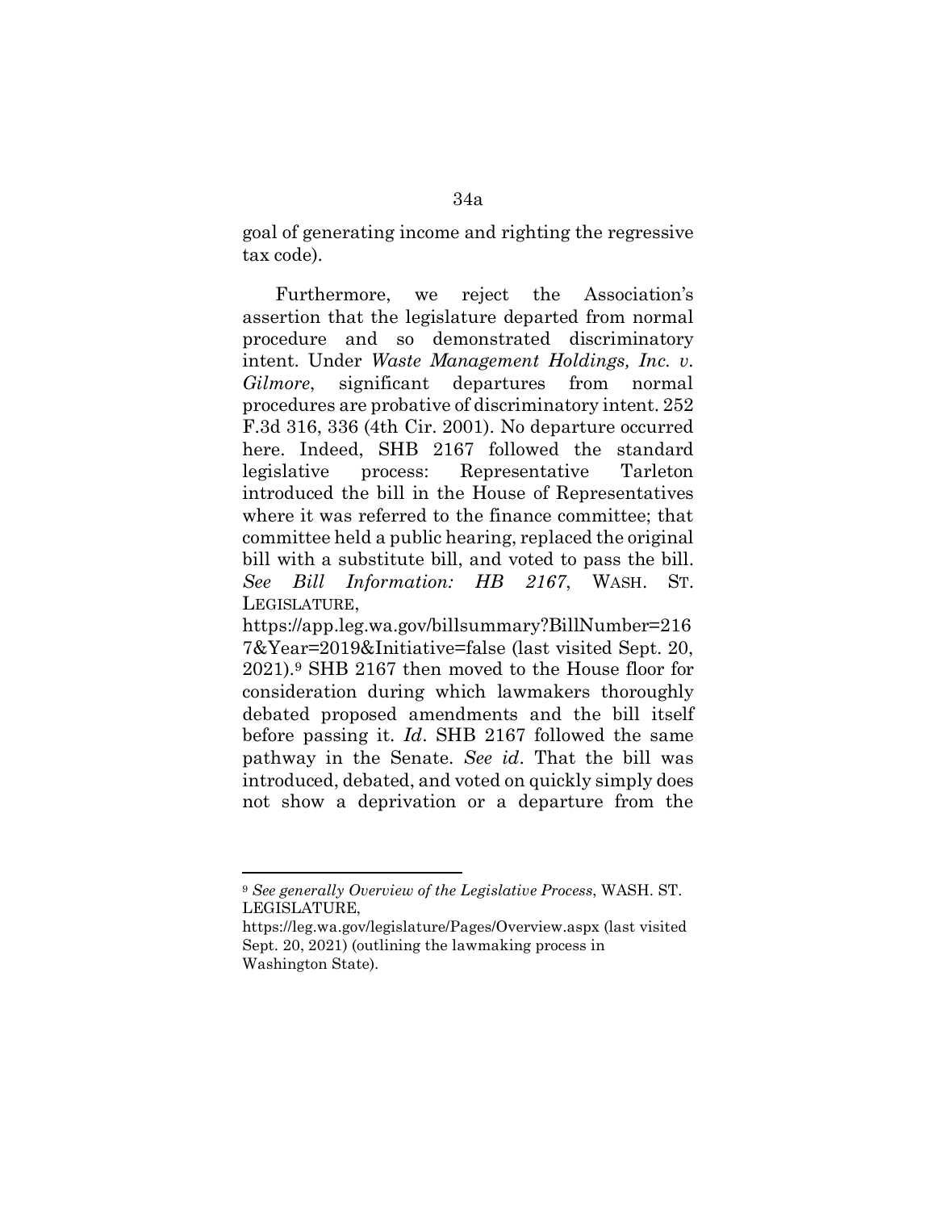goal of generating income and righting the regressive tax code).

Furthermore, we reject the Association's assertion that the legislature departed from normal procedure and so demonstrated discriminatory intent. Under *Waste Management Holdings, Inc. v. Gilmore*, significant departures from normal procedures are probative of discriminatory intent. 252 F.3d 316, 336 (4th Cir. 2001). No departure occurred here. Indeed, SHB 2167 followed the standard legislative process: Representative Tarleton introduced the bill in the House of Representatives where it was referred to the finance committee; that committee held a public hearing, replaced the original bill with a substitute bill, and voted to pass the bill. *See Bill Information: HB 2167*, WASH. ST. LEGISLATURE, https://app.leg.wa.gov/billsummary?BillNumber=2167&Year=2019&Initiative=false (last visited Sept. 20, 2021).[9] SHB 2167 then moved to the House floor for consideration during which lawmakers thoroughly debated proposed amendments and the bill itself before passing it. *Id*. SHB 2167 followed the same pathway in the Senate. *See id*. That the bill was introduced, debated, and voted on quickly simply does not show a deprivation or a departure from the

---

[9] *See generally Overview of the Legislative Process*, WASH. ST. LEGISLATURE, https://leg.wa.gov/legislature/Pages/Overview.aspx (last visited Sept. 20, 2021) (outlining the lawmaking process in Washington State).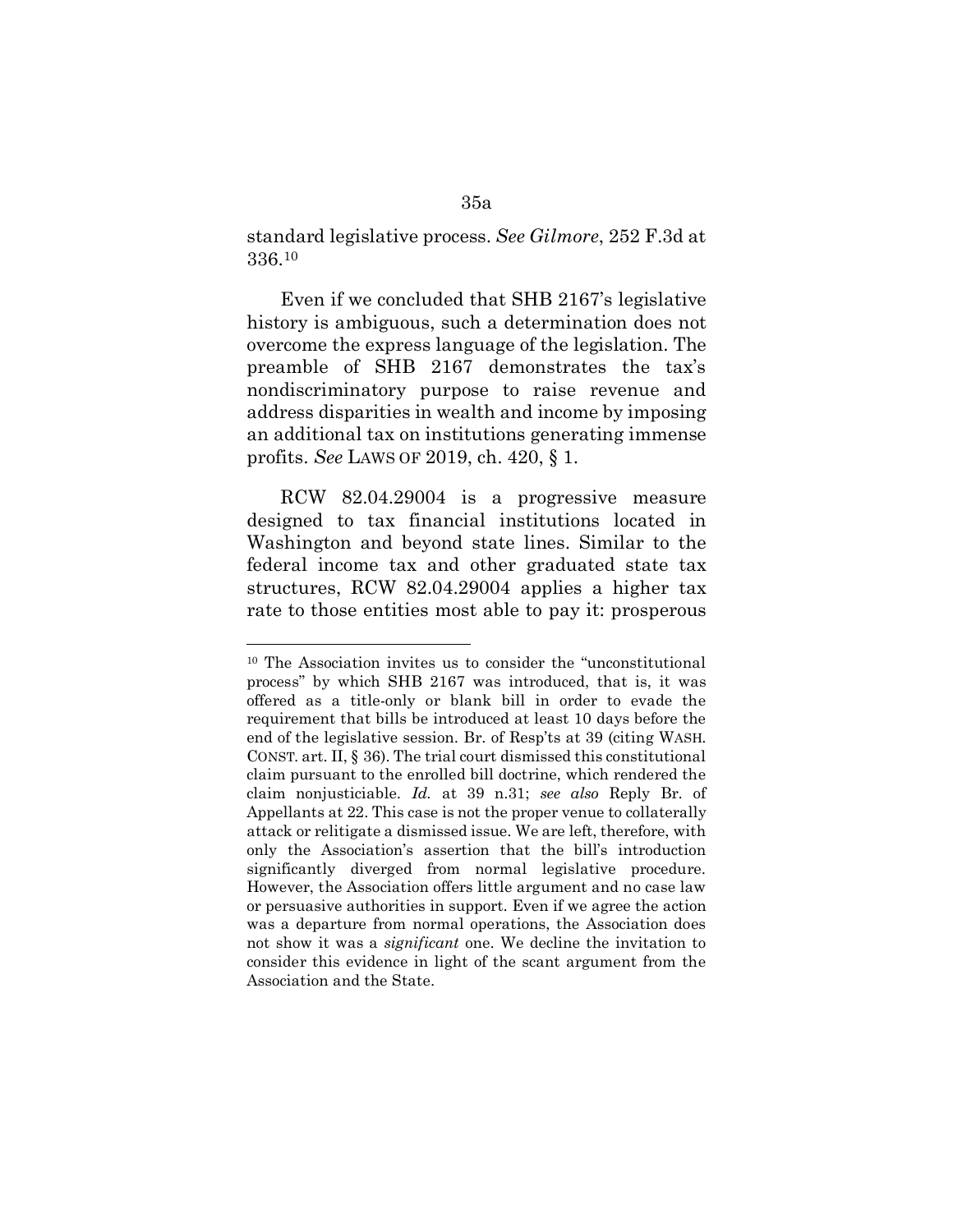standard legislative process. *See Gilmore*, 252 F.3d at 336.[10]

Even if we concluded that SHB 2167's legislative history is ambiguous, such a determination does not overcome the express language of the legislation. The preamble of SHB 2167 demonstrates the tax's nondiscriminatory purpose to raise revenue and address disparities in wealth and income by imposing an additional tax on institutions generating immense profits. *See* LAWS OF 2019, ch. 420, § 1.

RCW 82.04.29004 is a progressive measure designed to tax financial institutions located in Washington and beyond state lines. Similar to the federal income tax and other graduated state tax structures, RCW 82.04.29004 applies a higher tax rate to those entities most able to pay it: prosperous

---

[10] The Association invites us to consider the "unconstitutional process" by which SHB 2167 was introduced, that is, it was offered as a title-only or blank bill in order to evade the requirement that bills be introduced at least 10 days before the end of the legislative session. Br. of Resp'ts at 39 (citing WASH. CONST. art. II, § 36). The trial court dismissed this constitutional claim pursuant to the enrolled bill doctrine, which rendered the claim nonjusticiable. *Id.* at 39 n.31; *see also* Reply Br. of Appellants at 22. This case is not the proper venue to collaterally attack or relitigate a dismissed issue. We are left, therefore, with only the Association's assertion that the bill's introduction significantly diverged from normal legislative procedure. However, the Association offers little argument and no case law or persuasive authorities in support. Even if we agree the action was a departure from normal operations, the Association does not show it was a *significant* one. We decline the invitation to consider this evidence in light of the scant argument from the Association and the State.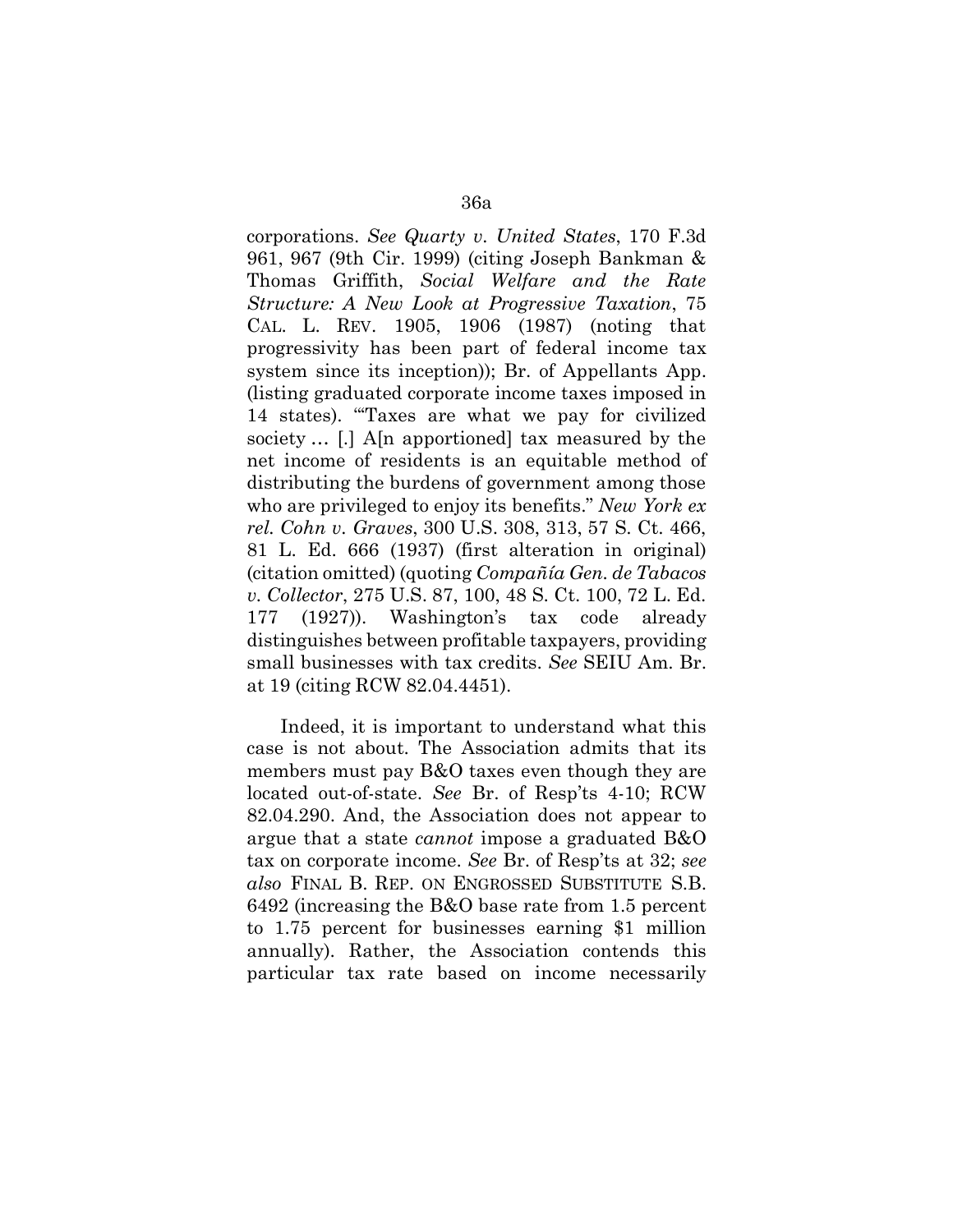corporations. *See Quarty v. United States*, 170 F.3d 961, 967 (9th Cir. 1999) (citing Joseph Bankman & Thomas Griffith, *Social Welfare and the Rate Structure: A New Look at Progressive Taxation*, 75 CAL. L. REV. 1905, 1906 (1987) (noting that progressivity has been part of federal income tax system since its inception)); Br. of Appellants App. (listing graduated corporate income taxes imposed in 14 states). "'Taxes are what we pay for civilized society … [.] A[n apportioned] tax measured by the net income of residents is an equitable method of distributing the burdens of government among those who are privileged to enjoy its benefits." *New York ex rel. Cohn v. Graves*, 300 U.S. 308, 313, 57 S. Ct. 466, 81 L. Ed. 666 (1937) (first alteration in original) (citation omitted) (quoting *Compañía Gen. de Tabacos v. Collector*, 275 U.S. 87, 100, 48 S. Ct. 100, 72 L. Ed. 177 (1927)). Washington's tax code already distinguishes between profitable taxpayers, providing small businesses with tax credits. *See* SEIU Am. Br. at 19 (citing RCW 82.04.4451).

Indeed, it is important to understand what this case is not about. The Association admits that its members must pay B&O taxes even though they are located out-of-state. *See* Br. of Resp'ts 4-10; RCW 82.04.290. And, the Association does not appear to argue that a state *cannot* impose a graduated B&O tax on corporate income. *See* Br. of Resp'ts at 32; *see also* FINAL B. REP. ON ENGROSSED SUBSTITUTE S.B. 6492 (increasing the B&O base rate from 1.5 percent to 1.75 percent for businesses earning $1 million annually). Rather, the Association contends this particular tax rate based on income necessarily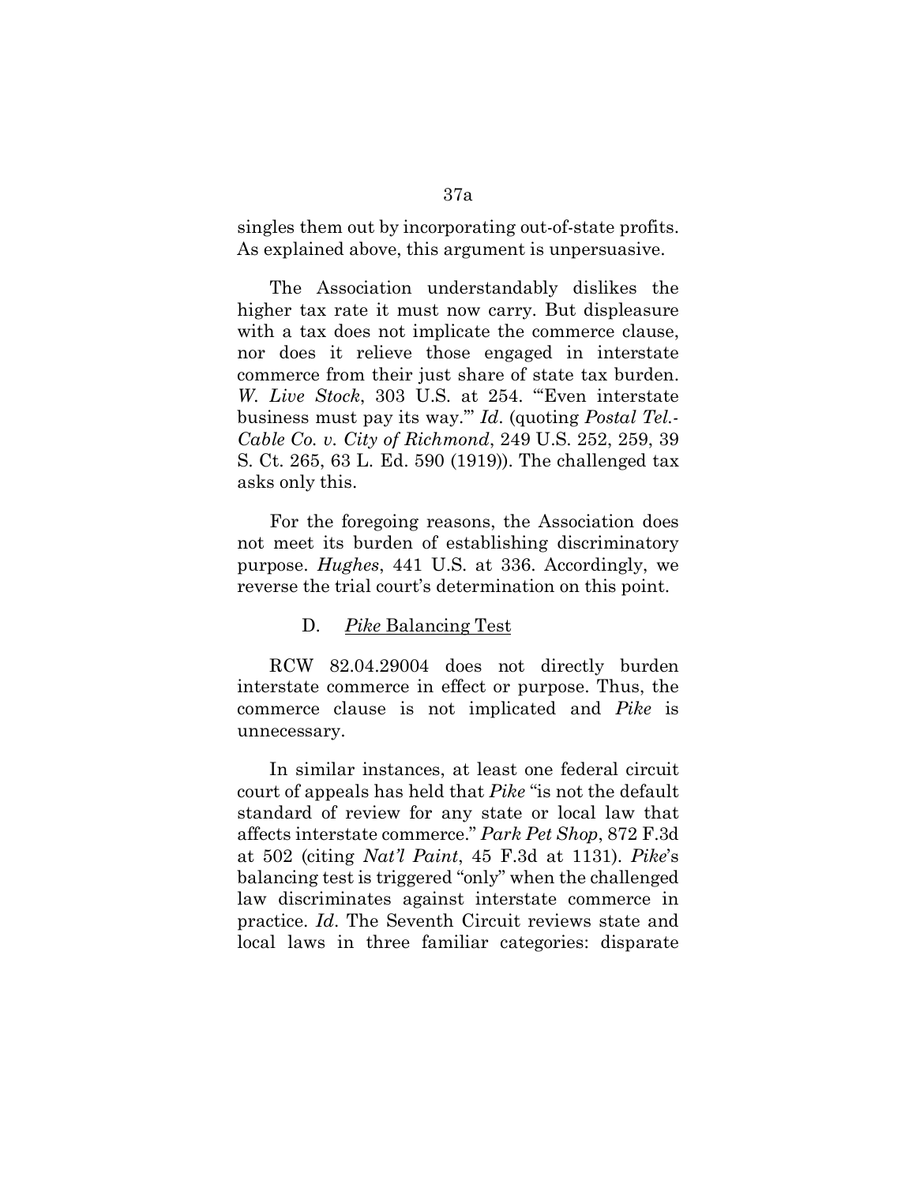singles them out by incorporating out-of-state profits. As explained above, this argument is unpersuasive.

The Association understandably dislikes the higher tax rate it must now carry. But displeasure with a tax does not implicate the commerce clause, nor does it relieve those engaged in interstate commerce from their just share of state tax burden. *W. Live Stock*, 303 U.S. at 254. "'Even interstate business must pay its way.'" *Id*. (quoting *Postal Tel.-Cable Co. v. City of Richmond*, 249 U.S. 252, 259, 39 S. Ct. 265, 63 L. Ed. 590 (1919)). The challenged tax asks only this.

For the foregoing reasons, the Association does not meet its burden of establishing discriminatory purpose. *Hughes*, 441 U.S. at 336. Accordingly, we reverse the trial court's determination on this point.

### D. *Pike* Balancing Test

RCW 82.04.29004 does not directly burden interstate commerce in effect or purpose. Thus, the commerce clause is not implicated and *Pike* is unnecessary.

In similar instances, at least one federal circuit court of appeals has held that *Pike* "is not the default standard of review for any state or local law that affects interstate commerce." *Park Pet Shop*, 872 F.3d at 502 (citing *Nat'l Paint*, 45 F.3d at 1131). *Pike*'s balancing test is triggered "only" when the challenged law discriminates against interstate commerce in practice. *Id*. The Seventh Circuit reviews state and local laws in three familiar categories: disparate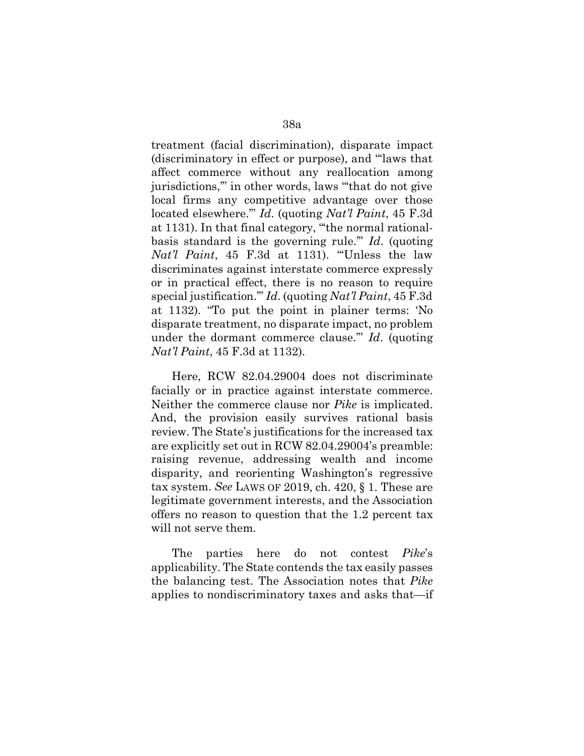treatment (facial discrimination), disparate impact (discriminatory in effect or purpose), and "'laws that affect commerce without any reallocation among jurisdictions,'" in other words, laws "'that do not give local firms any competitive advantage over those located elsewhere.'" *Id*. (quoting *Nat'l Paint*, 45 F.3d at 1131). In that final category, "'the normal rational-basis standard is the governing rule.'" *Id*. (quoting *Nat'l Paint*, 45 F.3d at 1131). "'Unless the law discriminates against interstate commerce expressly or in practical effect, there is no reason to require special justification.'" *Id*. (quoting *Nat'l Paint*, 45 F.3d at 1132). "To put the point in plainer terms: 'No disparate treatment, no disparate impact, no problem under the dormant commerce clause.'" *Id*. (quoting *Nat'l Paint*, 45 F.3d at 1132).

Here, RCW 82.04.29004 does not discriminate facially or in practice against interstate commerce. Neither the commerce clause nor *Pike* is implicated. And, the provision easily survives rational basis review. The State's justifications for the increased tax are explicitly set out in RCW 82.04.29004's preamble: raising revenue, addressing wealth and income disparity, and reorienting Washington's regressive tax system. *See* LAWS OF 2019, ch. 420, § 1. These are legitimate government interests, and the Association offers no reason to question that the 1.2 percent tax will not serve them.

The parties here do not contest *Pike*'s applicability. The State contends the tax easily passes the balancing test. The Association notes that *Pike* applies to nondiscriminatory taxes and asks that—if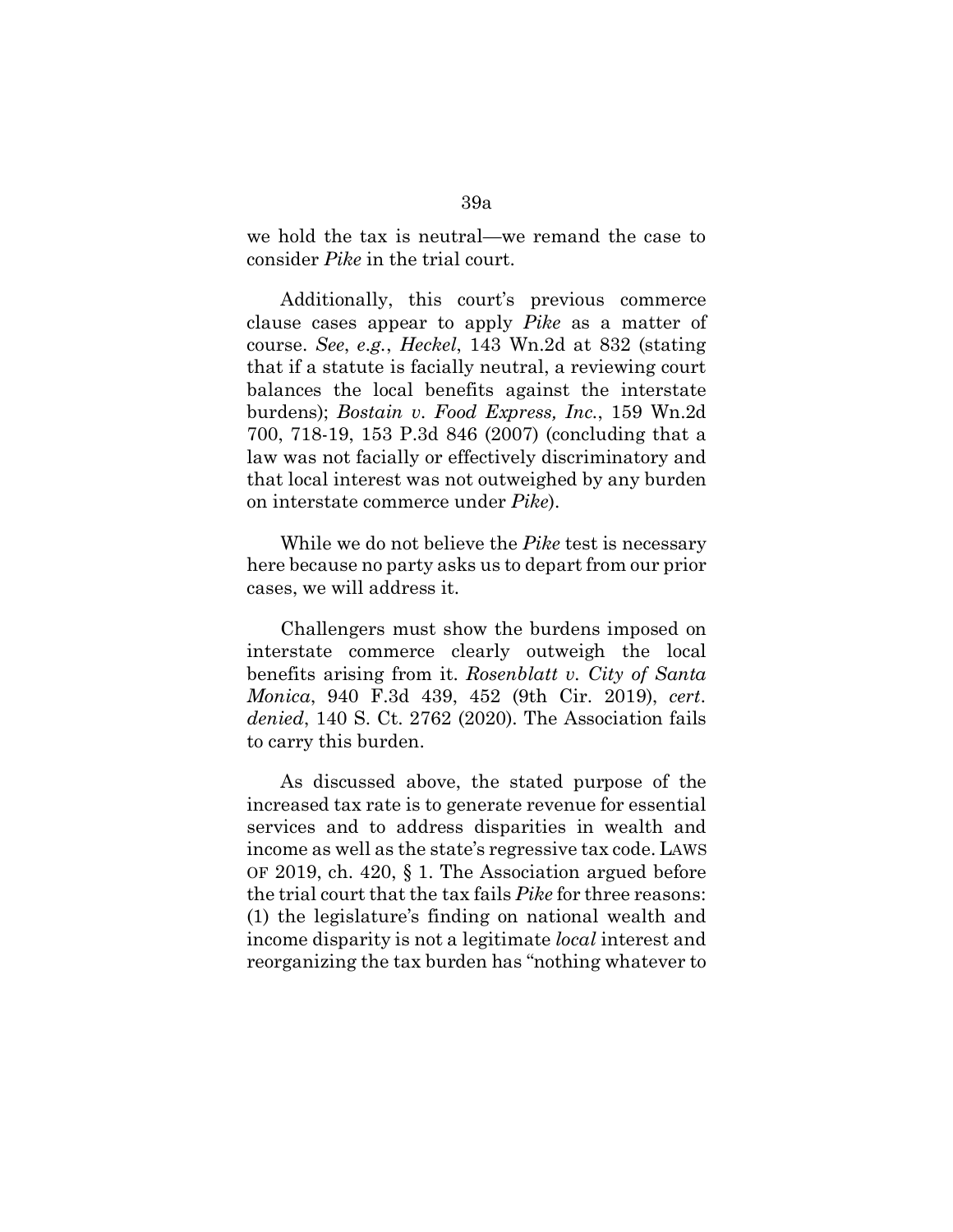we hold the tax is neutral—we remand the case to consider *Pike* in the trial court.

Additionally, this court's previous commerce clause cases appear to apply *Pike* as a matter of course. *See*, *e.g.*, *Heckel*, 143 Wn.2d at 832 (stating that if a statute is facially neutral, a reviewing court balances the local benefits against the interstate burdens); *Bostain v. Food Express, Inc.*, 159 Wn.2d 700, 718-19, 153 P.3d 846 (2007) (concluding that a law was not facially or effectively discriminatory and that local interest was not outweighed by any burden on interstate commerce under *Pike*).

While we do not believe the *Pike* test is necessary here because no party asks us to depart from our prior cases, we will address it.

Challengers must show the burdens imposed on interstate commerce clearly outweigh the local benefits arising from it. *Rosenblatt v. City of Santa Monica*, 940 F.3d 439, 452 (9th Cir. 2019), *cert. denied*, 140 S. Ct. 2762 (2020). The Association fails to carry this burden.

As discussed above, the stated purpose of the increased tax rate is to generate revenue for essential services and to address disparities in wealth and income as well as the state's regressive tax code. LAWS OF 2019, ch. 420, § 1. The Association argued before the trial court that the tax fails *Pike* for three reasons: (1) the legislature's finding on national wealth and income disparity is not a legitimate *local* interest and reorganizing the tax burden has "nothing whatever to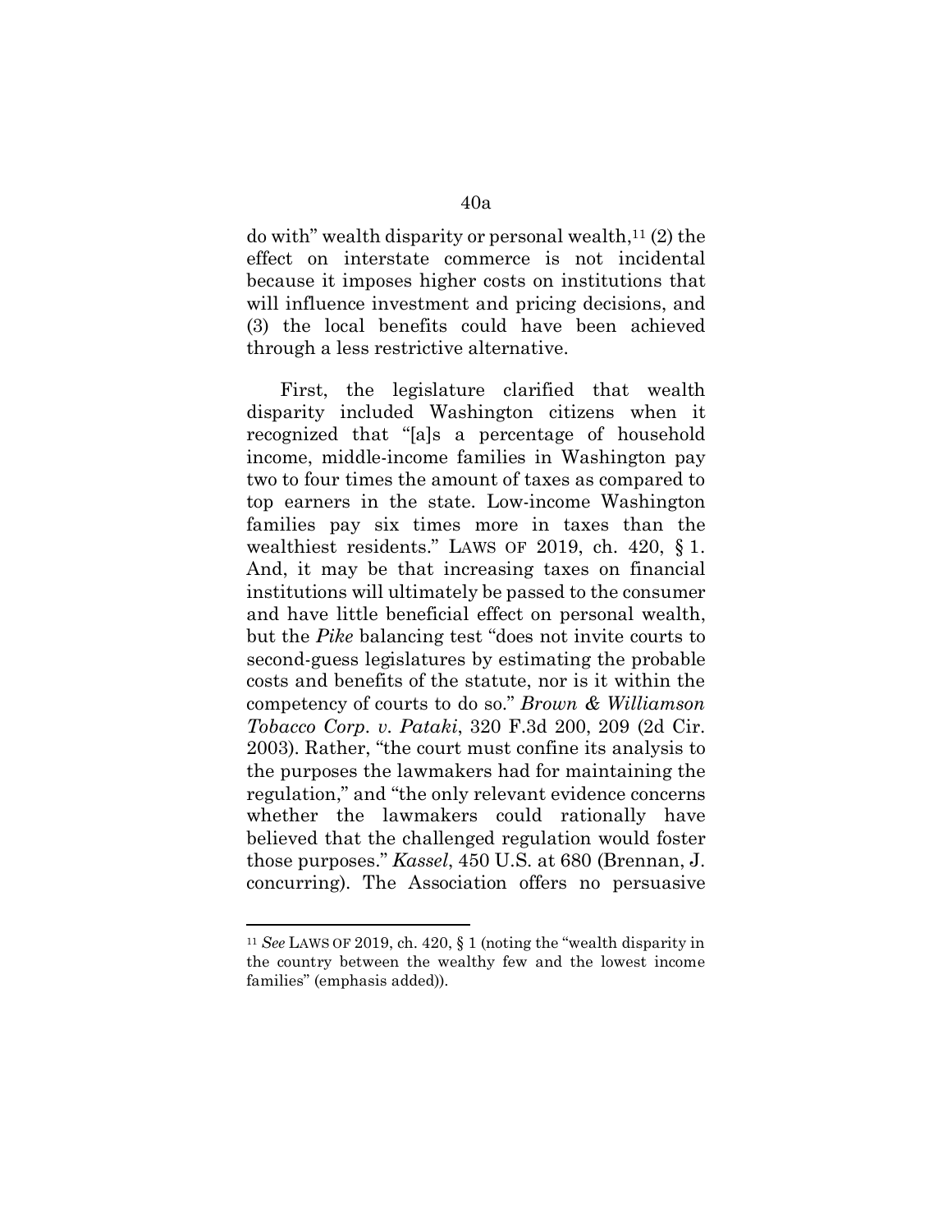do with" wealth disparity or personal wealth,[11] (2) the effect on interstate commerce is not incidental because it imposes higher costs on institutions that will influence investment and pricing decisions, and (3) the local benefits could have been achieved through a less restrictive alternative.

First, the legislature clarified that wealth disparity included Washington citizens when it recognized that "[a]s a percentage of household income, middle-income families in Washington pay two to four times the amount of taxes as compared to top earners in the state. Low-income Washington families pay six times more in taxes than the wealthiest residents." LAWS OF 2019, ch. 420, § 1. And, it may be that increasing taxes on financial institutions will ultimately be passed to the consumer and have little beneficial effect on personal wealth, but the *Pike* balancing test "does not invite courts to second-guess legislatures by estimating the probable costs and benefits of the statute, nor is it within the competency of courts to do so." *Brown & Williamson Tobacco Corp. v. Pataki*, 320 F.3d 200, 209 (2d Cir. 2003). Rather, "the court must confine its analysis to the purposes the lawmakers had for maintaining the regulation," and "the only relevant evidence concerns whether the lawmakers could rationally have believed that the challenged regulation would foster those purposes." *Kassel*, 450 U.S. at 680 (Brennan, J. concurring). The Association offers no persuasive

[11] *See* LAWS OF 2019, ch. 420, § 1 (noting the "wealth disparity in the country between the wealthy few and the lowest income families" (emphasis added)).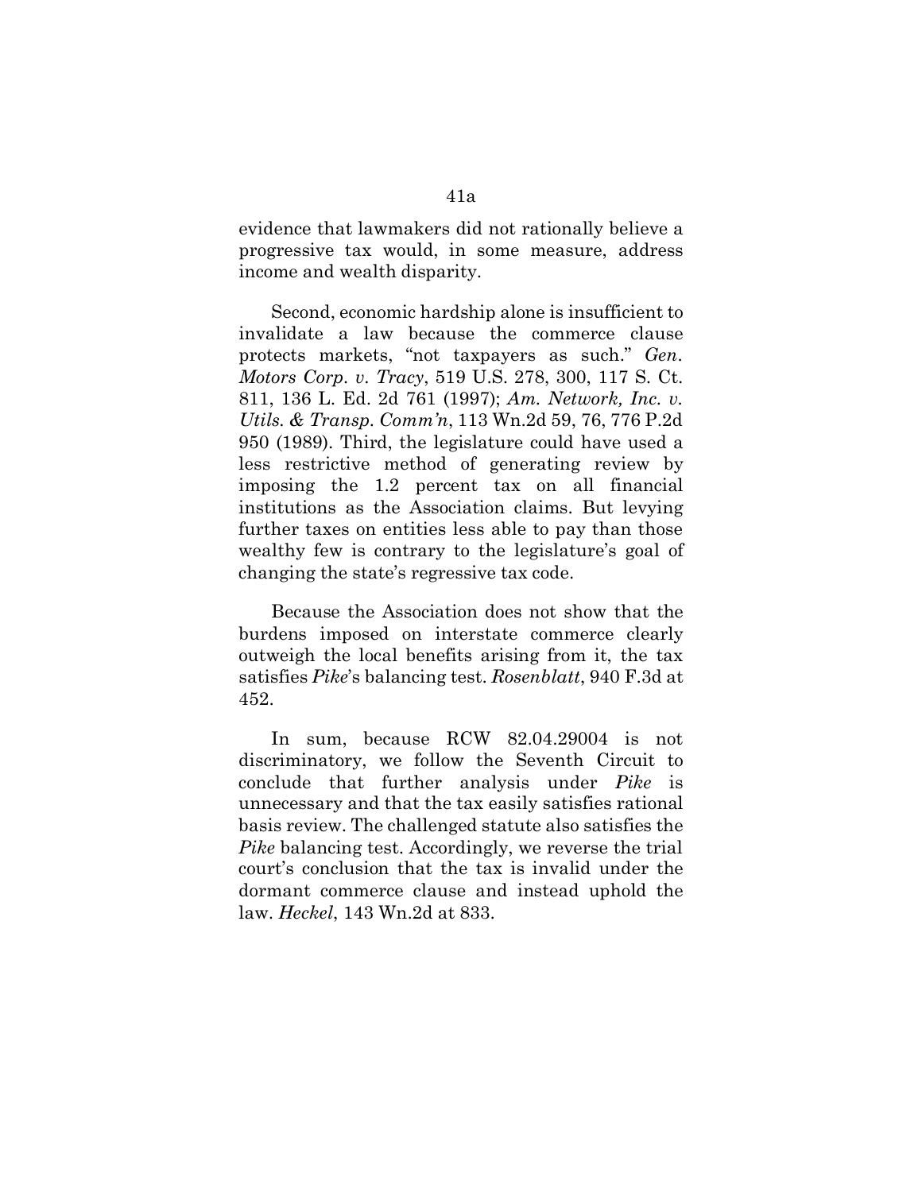evidence that lawmakers did not rationally believe a progressive tax would, in some measure, address income and wealth disparity.

Second, economic hardship alone is insufficient to invalidate a law because the commerce clause protects markets, "not taxpayers as such." *Gen. Motors Corp. v. Tracy*, 519 U.S. 278, 300, 117 S. Ct. 811, 136 L. Ed. 2d 761 (1997); *Am. Network, Inc. v. Utils. & Transp. Comm'n*, 113 Wn.2d 59, 76, 776 P.2d 950 (1989). Third, the legislature could have used a less restrictive method of generating review by imposing the 1.2 percent tax on all financial institutions as the Association claims. But levying further taxes on entities less able to pay than those wealthy few is contrary to the legislature's goal of changing the state's regressive tax code.

Because the Association does not show that the burdens imposed on interstate commerce clearly outweigh the local benefits arising from it, the tax satisfies *Pike*'s balancing test. *Rosenblatt*, 940 F.3d at 452.

In sum, because RCW 82.04.29004 is not discriminatory, we follow the Seventh Circuit to conclude that further analysis under *Pike* is unnecessary and that the tax easily satisfies rational basis review. The challenged statute also satisfies the *Pike* balancing test. Accordingly, we reverse the trial court's conclusion that the tax is invalid under the dormant commerce clause and instead uphold the law. *Heckel*, 143 Wn.2d at 833.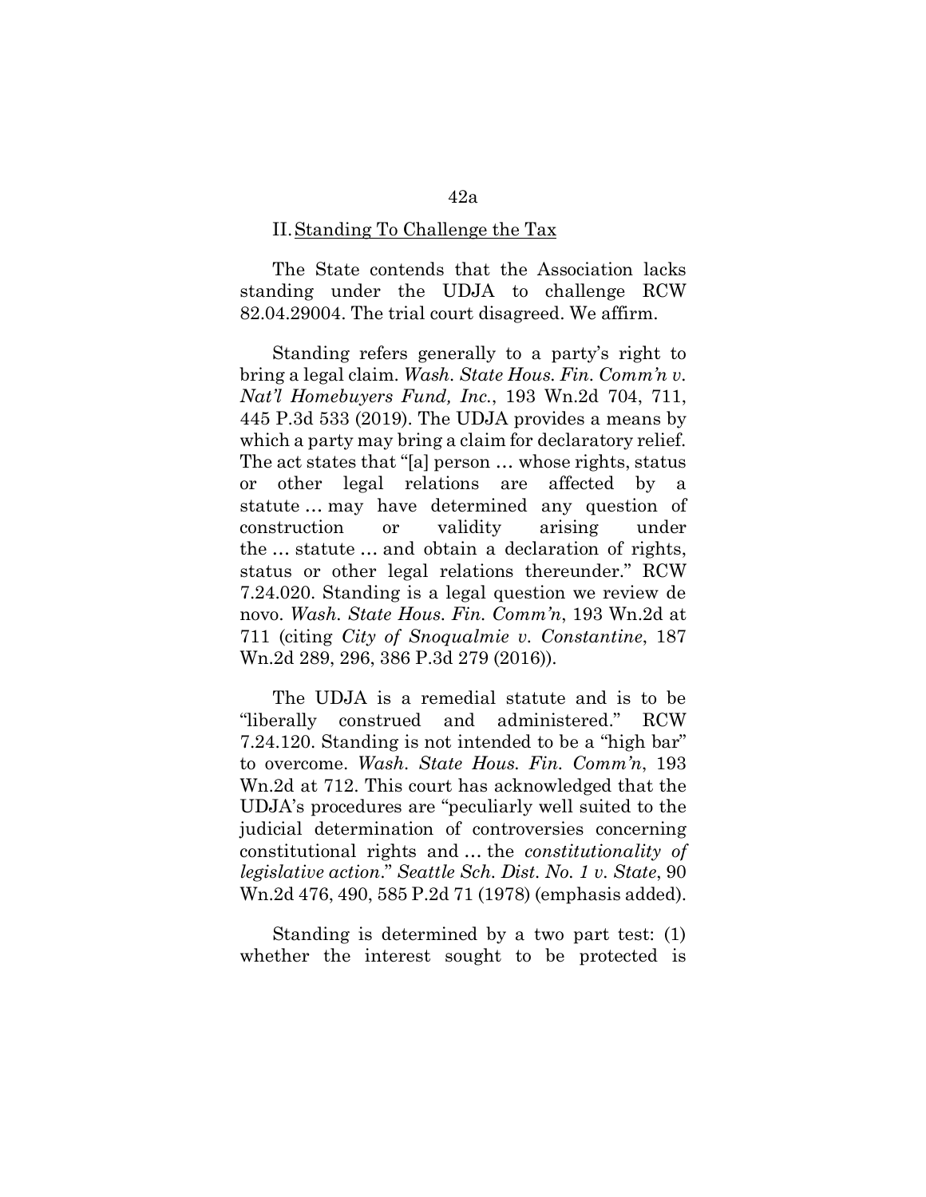## II. Standing To Challenge the Tax

The State contends that the Association lacks standing under the UDJA to challenge RCW 82.04.29004. The trial court disagreed. We affirm.

Standing refers generally to a party's right to bring a legal claim. *Wash. State Hous. Fin. Comm'n v. Nat'l Homebuyers Fund, Inc.*, 193 Wn.2d 704, 711, 445 P.3d 533 (2019). The UDJA provides a means by which a party may bring a claim for declaratory relief. The act states that "[a] person … whose rights, status or other legal relations are affected by a statute … may have determined any question of construction or validity arising under the … statute … and obtain a declaration of rights, status or other legal relations thereunder." RCW 7.24.020. Standing is a legal question we review de novo. *Wash. State Hous. Fin. Comm'n*, 193 Wn.2d at 711 (citing *City of Snoqualmie v. Constantine*, 187 Wn.2d 289, 296, 386 P.3d 279 (2016)).

The UDJA is a remedial statute and is to be "liberally construed and administered." RCW 7.24.120. Standing is not intended to be a "high bar" to overcome. *Wash. State Hous. Fin. Comm'n*, 193 Wn.2d at 712. This court has acknowledged that the UDJA's procedures are "peculiarly well suited to the judicial determination of controversies concerning constitutional rights and … the *constitutionality of legislative action*." *Seattle Sch. Dist. No. 1 v. State*, 90 Wn.2d 476, 490, 585 P.2d 71 (1978) (emphasis added).

Standing is determined by a two part test: (1) whether the interest sought to be protected is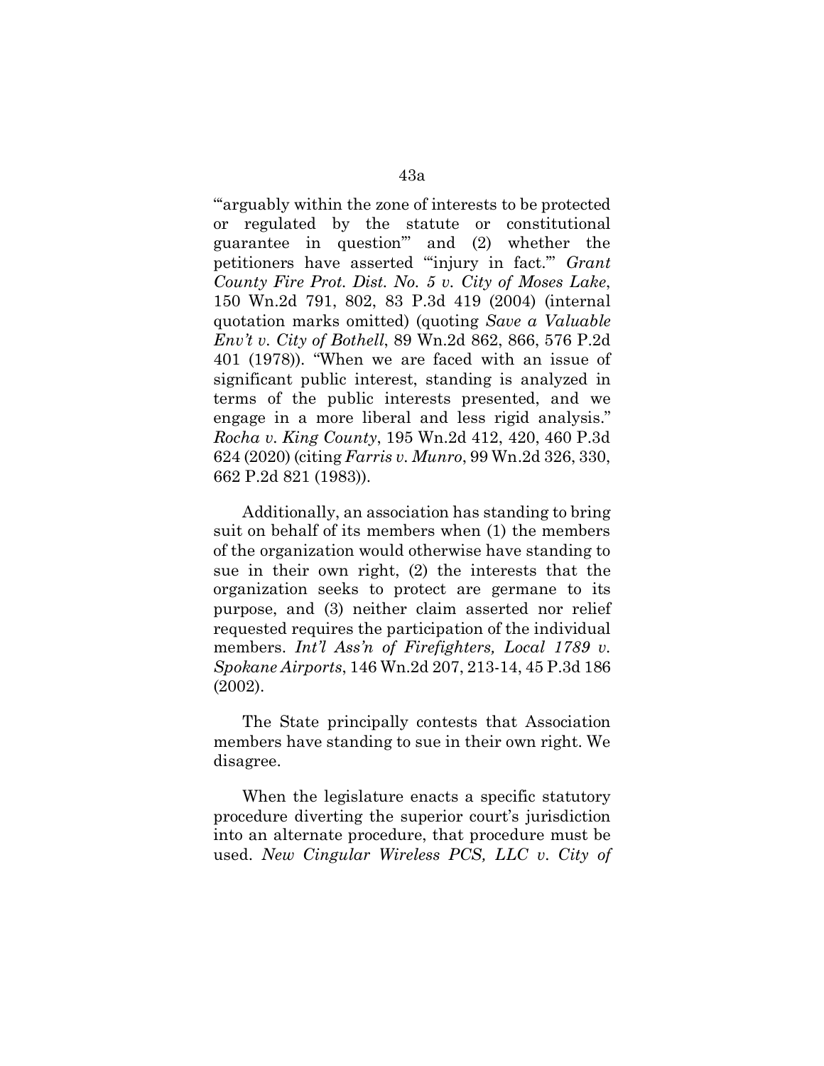"'arguably within the zone of interests to be protected or regulated by the statute or constitutional guarantee in question'" and (2) whether the petitioners have asserted "'injury in fact.'" *Grant County Fire Prot. Dist. No. 5 v. City of Moses Lake*, 150 Wn.2d 791, 802, 83 P.3d 419 (2004) (internal quotation marks omitted) (quoting *Save a Valuable Env't v. City of Bothell*, 89 Wn.2d 862, 866, 576 P.2d 401 (1978)). "When we are faced with an issue of significant public interest, standing is analyzed in terms of the public interests presented, and we engage in a more liberal and less rigid analysis." *Rocha v. King County*, 195 Wn.2d 412, 420, 460 P.3d 624 (2020) (citing *Farris v. Munro*, 99 Wn.2d 326, 330, 662 P.2d 821 (1983)).

Additionally, an association has standing to bring suit on behalf of its members when (1) the members of the organization would otherwise have standing to sue in their own right, (2) the interests that the organization seeks to protect are germane to its purpose, and (3) neither claim asserted nor relief requested requires the participation of the individual members. *Int'l Ass'n of Firefighters, Local 1789 v. Spokane Airports*, 146 Wn.2d 207, 213-14, 45 P.3d 186 (2002).

The State principally contests that Association members have standing to sue in their own right. We disagree.

When the legislature enacts a specific statutory procedure diverting the superior court's jurisdiction into an alternate procedure, that procedure must be used. *New Cingular Wireless PCS, LLC v. City of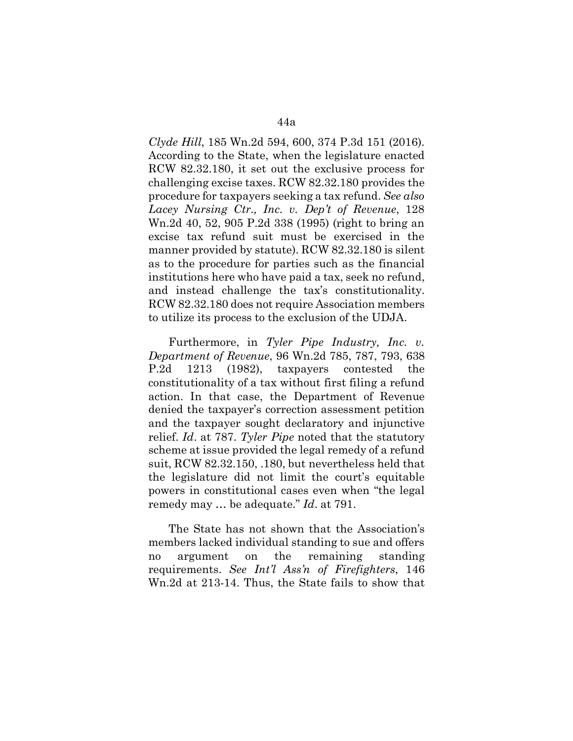*Clyde Hill*, 185 Wn.2d 594, 600, 374 P.3d 151 (2016). According to the State, when the legislature enacted RCW 82.32.180, it set out the exclusive process for challenging excise taxes. RCW 82.32.180 provides the procedure for taxpayers seeking a tax refund. *See also Lacey Nursing Ctr., Inc. v. Dep't of Revenue*, 128 Wn.2d 40, 52, 905 P.2d 338 (1995) (right to bring an excise tax refund suit must be exercised in the manner provided by statute). RCW 82.32.180 is silent as to the procedure for parties such as the financial institutions here who have paid a tax, seek no refund, and instead challenge the tax's constitutionality. RCW 82.32.180 does not require Association members to utilize its process to the exclusion of the UDJA.

Furthermore, in *Tyler Pipe Industry, Inc. v. Department of Revenue*, 96 Wn.2d 785, 787, 793, 638 P.2d 1213 (1982), taxpayers contested the constitutionality of a tax without first filing a refund action. In that case, the Department of Revenue denied the taxpayer's correction assessment petition and the taxpayer sought declaratory and injunctive relief. *Id*. at 787. *Tyler Pipe* noted that the statutory scheme at issue provided the legal remedy of a refund suit, RCW 82.32.150, .180, but nevertheless held that the legislature did not limit the court's equitable powers in constitutional cases even when "the legal remedy may … be adequate." *Id*. at 791.

The State has not shown that the Association's members lacked individual standing to sue and offers no argument on the remaining standing requirements. *See Int'l Ass'n of Firefighters*, 146 Wn.2d at 213-14. Thus, the State fails to show that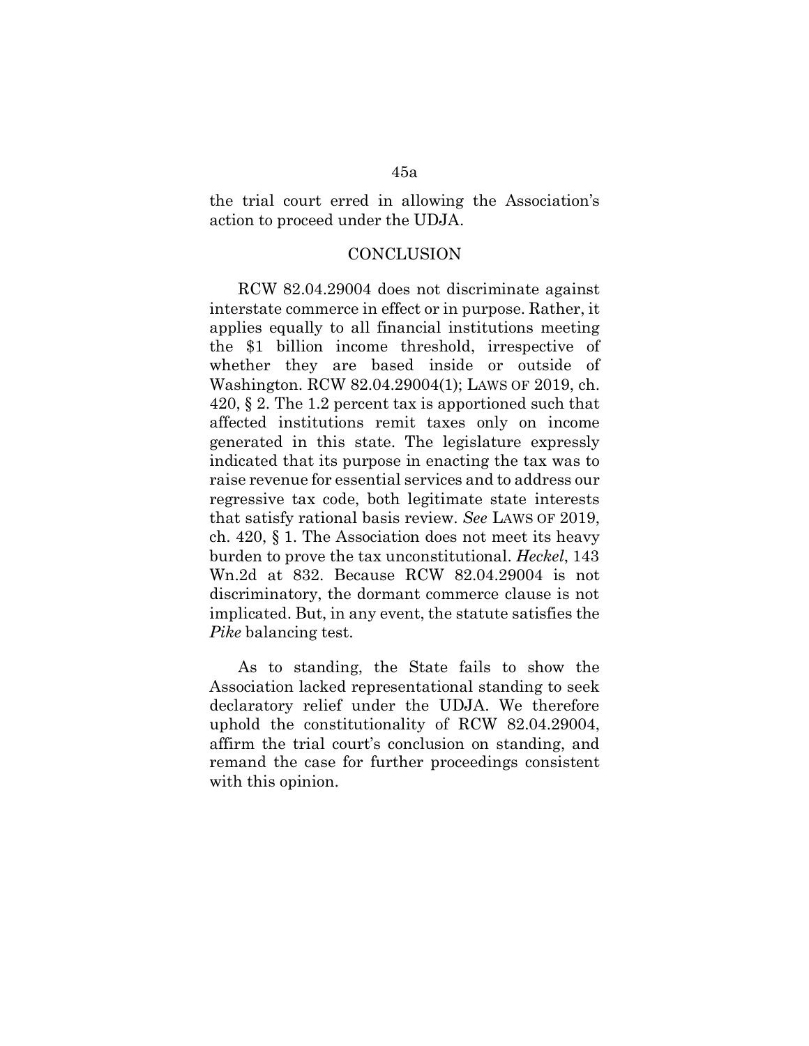the trial court erred in allowing the Association's action to proceed under the UDJA.

## CONCLUSION

RCW 82.04.29004 does not discriminate against interstate commerce in effect or in purpose. Rather, it applies equally to all financial institutions meeting the $1 billion income threshold, irrespective of whether they are based inside or outside of Washington. RCW 82.04.29004(1); LAWS OF 2019, ch. 420, § 2. The 1.2 percent tax is apportioned such that affected institutions remit taxes only on income generated in this state. The legislature expressly indicated that its purpose in enacting the tax was to raise revenue for essential services and to address our regressive tax code, both legitimate state interests that satisfy rational basis review. *See* LAWS OF 2019, ch. 420, § 1. The Association does not meet its heavy burden to prove the tax unconstitutional. *Heckel*, 143 Wn.2d at 832. Because RCW 82.04.29004 is not discriminatory, the dormant commerce clause is not implicated. But, in any event, the statute satisfies the *Pike* balancing test.

As to standing, the State fails to show the Association lacked representational standing to seek declaratory relief under the UDJA. We therefore uphold the constitutionality of RCW 82.04.29004, affirm the trial court's conclusion on standing, and remand the case for further proceedings consistent with this opinion.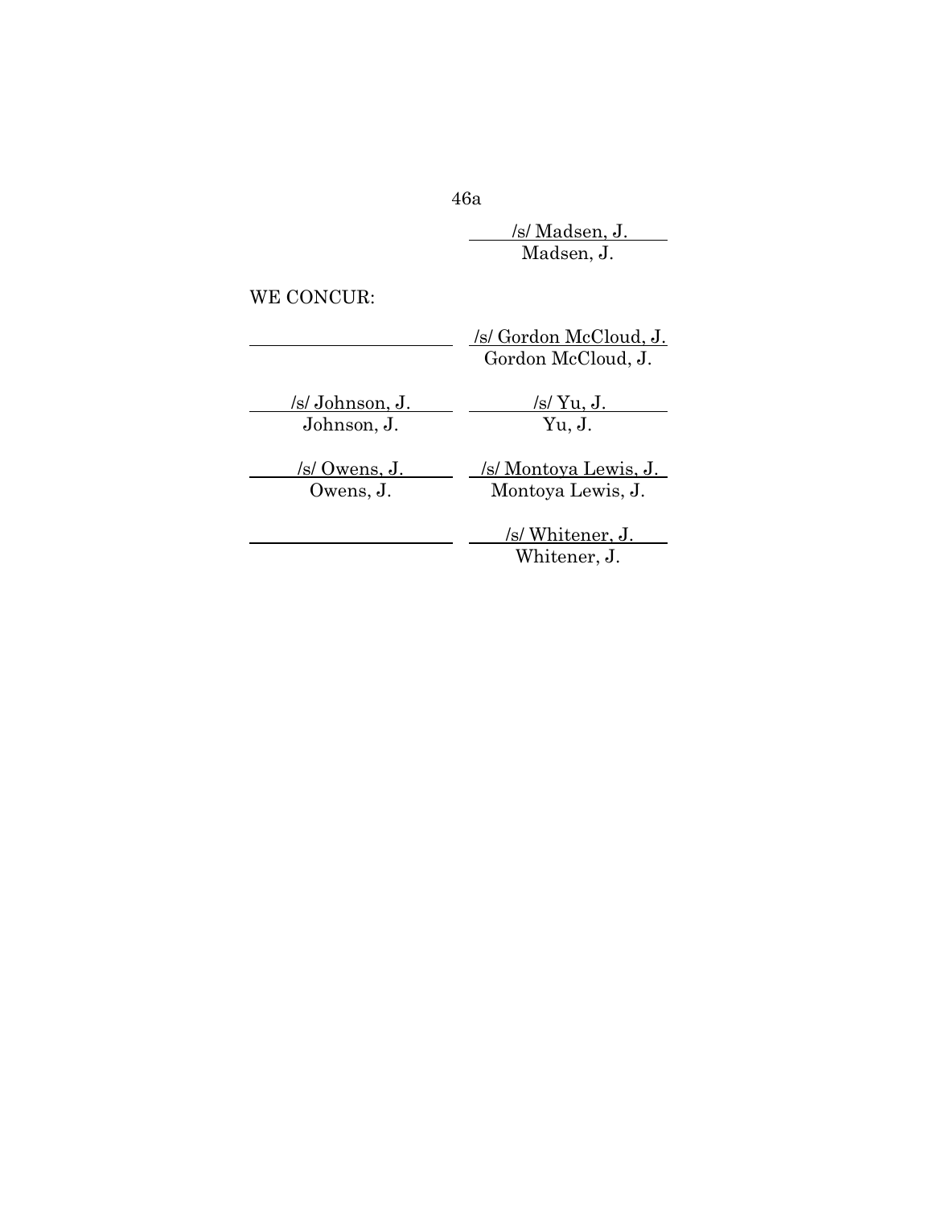/s/ Madsen, J.
Madsen, J.

WE CONCUR:

| | |
|---|---|
| | /s/ Gordon McCloud, J.<br>Gordon McCloud, J. |
| /s/ Johnson, J.<br>Johnson, J. | /s/ Yu, J.<br>Yu, J. |
| /s/ Owens, J.<br>Owens, J. | /s/ Montoya Lewis, J.<br>Montoya Lewis, J. |
| | /s/ Whitener, J.<br>Whitener, J. |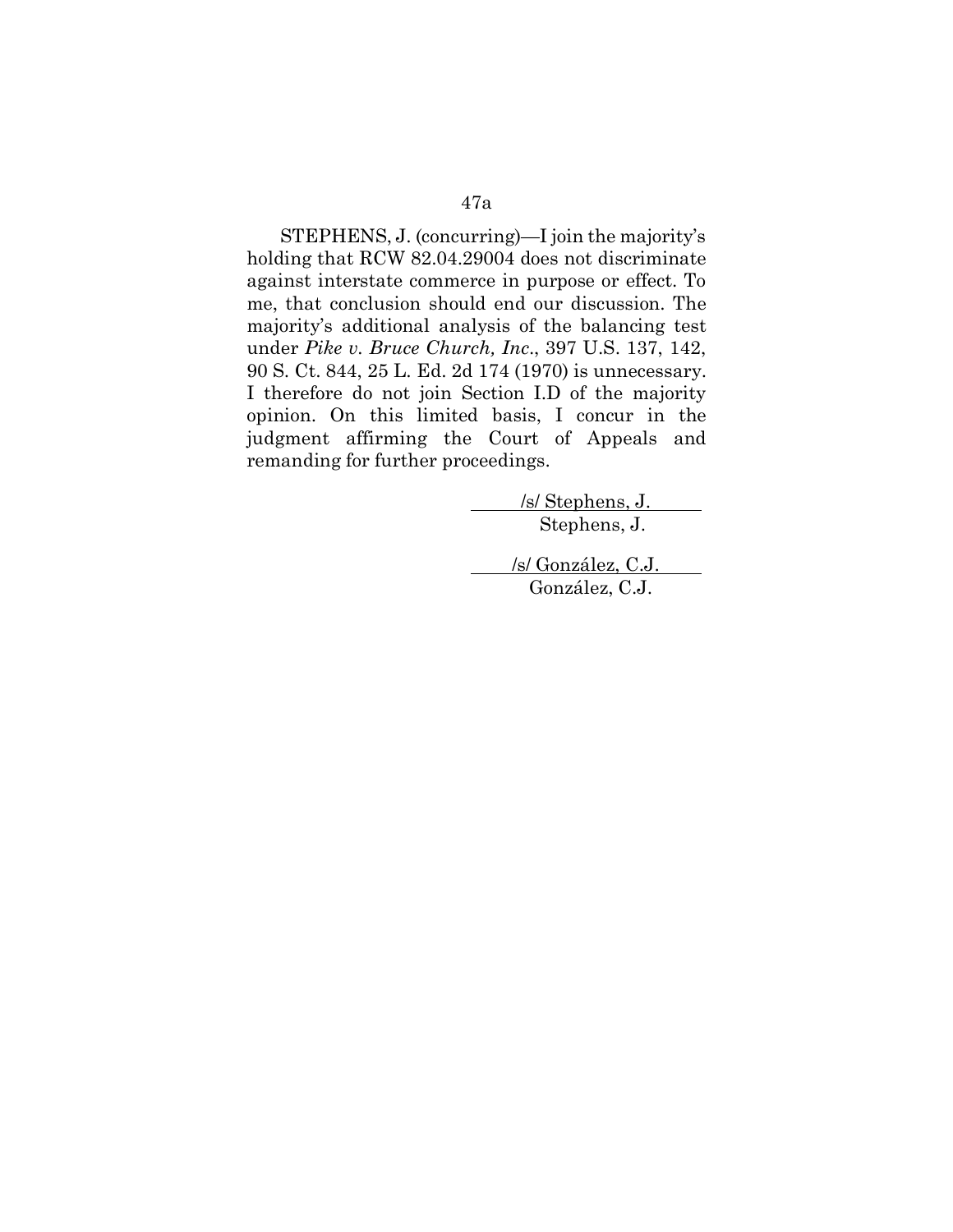STEPHENS, J. (concurring)—I join the majority's holding that RCW 82.04.29004 does not discriminate against interstate commerce in purpose or effect. To me, that conclusion should end our discussion. The majority's additional analysis of the balancing test under *Pike v. Bruce Church, Inc*., 397 U.S. 137, 142, 90 S. Ct. 844, 25 L. Ed. 2d 174 (1970) is unnecessary. I therefore do not join Section I.D of the majority opinion. On this limited basis, I concur in the judgment affirming the Court of Appeals and remanding for further proceedings.

/s/ Stephens, J.
Stephens, J.

/s/ González, C.J.
González, C.J.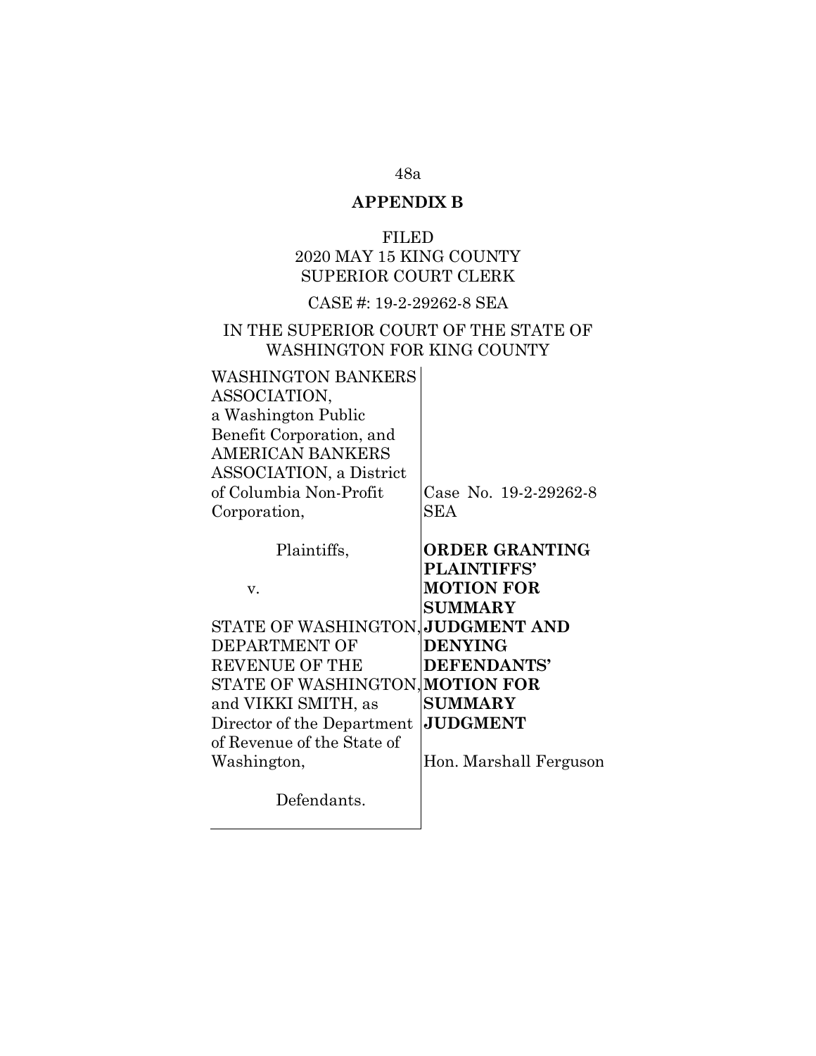**APPENDIX B**

FILED
2020 MAY 15 KING COUNTY
SUPERIOR COURT CLERK

CASE #: 19-2-29262-8 SEA

IN THE SUPERIOR COURT OF THE STATE OF WASHINGTON FOR KING COUNTY

| | |
|---|---|
| WASHINGTON BANKERS ASSOCIATION, a Washington Public Benefit Corporation, and AMERICAN BANKERS ASSOCIATION, a District of Columbia Non-Profit Corporation, | Case No. 19-2-29262-8 SEA |
| Plaintiffs, | **ORDER GRANTING PLAINTIFFS' MOTION FOR SUMMARY JUDGMENT AND DENYING DEFENDANTS' MOTION FOR SUMMARY JUDGMENT** |
| v. | |
| STATE OF WASHINGTON, DEPARTMENT OF REVENUE OF THE STATE OF WASHINGTON, and VIKKI SMITH, as Director of the Department of Revenue of the State of Washington, | Hon. Marshall Ferguson |
| Defendants. | |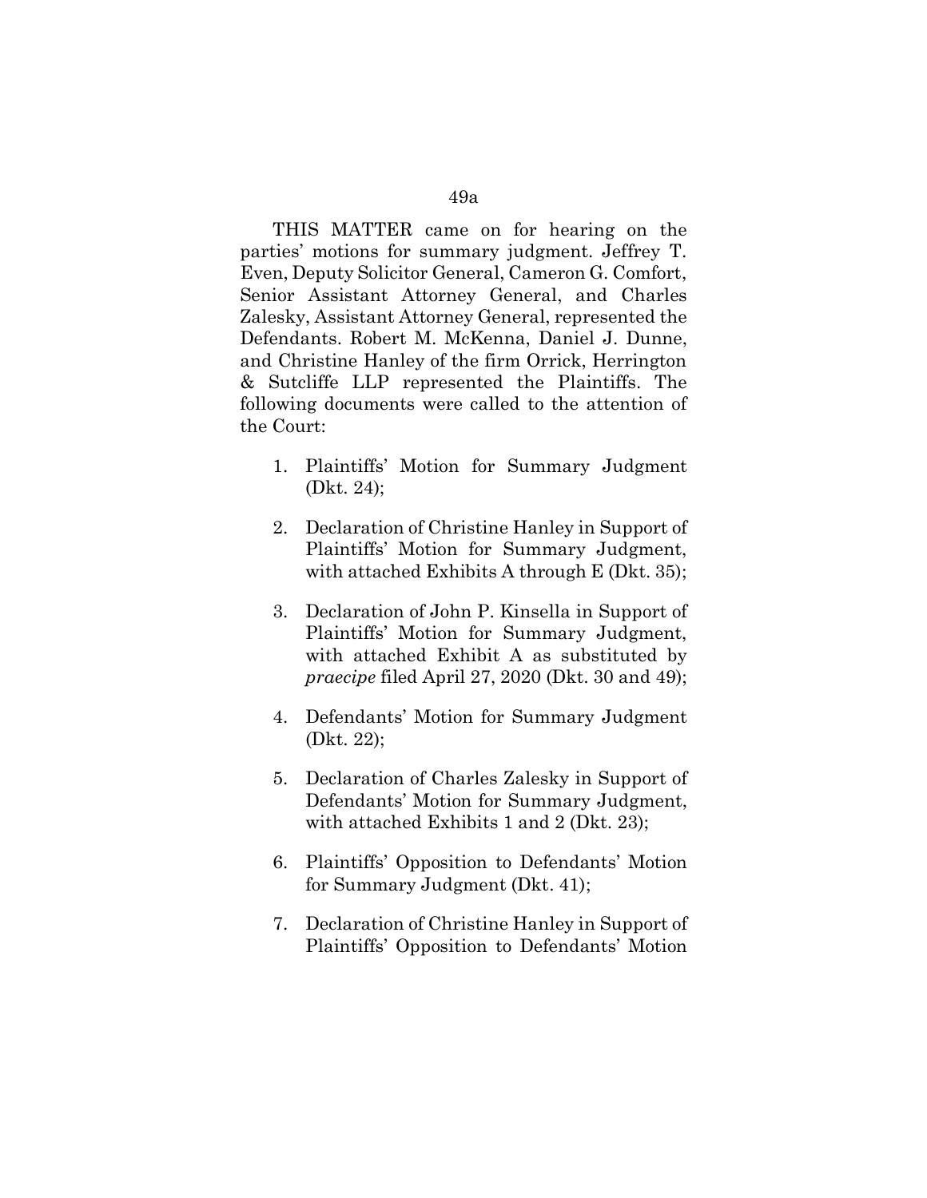THIS MATTER came on for hearing on the parties' motions for summary judgment. Jeffrey T. Even, Deputy Solicitor General, Cameron G. Comfort, Senior Assistant Attorney General, and Charles Zalesky, Assistant Attorney General, represented the Defendants. Robert M. McKenna, Daniel J. Dunne, and Christine Hanley of the firm Orrick, Herrington & Sutcliffe LLP represented the Plaintiffs. The following documents were called to the attention of the Court:

1. Plaintiffs' Motion for Summary Judgment (Dkt. 24);
2. Declaration of Christine Hanley in Support of Plaintiffs' Motion for Summary Judgment, with attached Exhibits A through E (Dkt. 35);
3. Declaration of John P. Kinsella in Support of Plaintiffs' Motion for Summary Judgment, with attached Exhibit A as substituted by *praecipe* filed April 27, 2020 (Dkt. 30 and 49);
4. Defendants' Motion for Summary Judgment (Dkt. 22);
5. Declaration of Charles Zalesky in Support of Defendants' Motion for Summary Judgment, with attached Exhibits 1 and 2 (Dkt. 23);
6. Plaintiffs' Opposition to Defendants' Motion for Summary Judgment (Dkt. 41);
7. Declaration of Christine Hanley in Support of Plaintiffs' Opposition to Defendants' Motion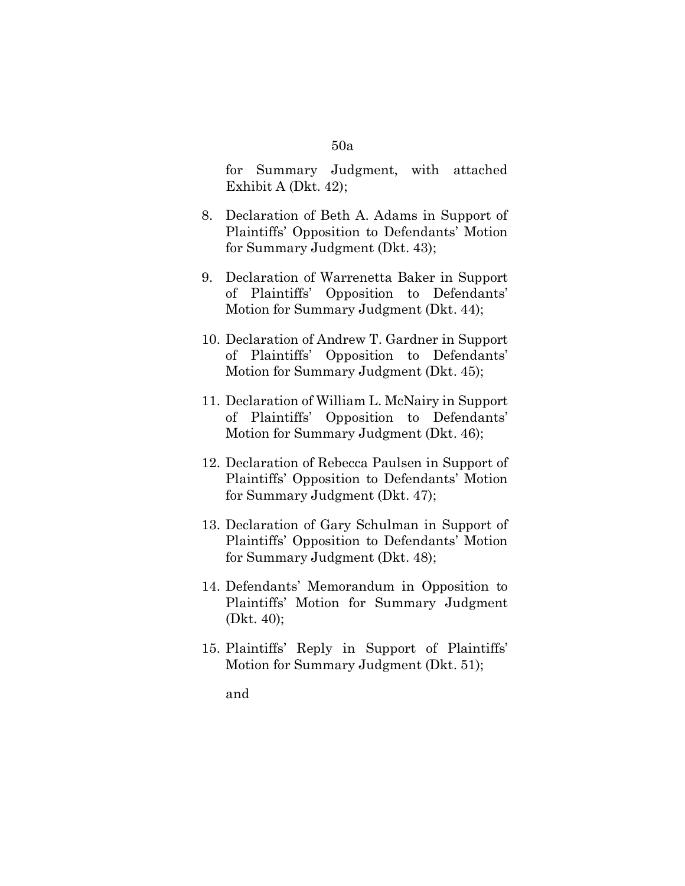for Summary Judgment, with attached Exhibit A (Dkt. 42);

8. Declaration of Beth A. Adams in Support of Plaintiffs' Opposition to Defendants' Motion for Summary Judgment (Dkt. 43);

9. Declaration of Warrenetta Baker in Support of Plaintiffs' Opposition to Defendants' Motion for Summary Judgment (Dkt. 44);

10. Declaration of Andrew T. Gardner in Support of Plaintiffs' Opposition to Defendants' Motion for Summary Judgment (Dkt. 45);

11. Declaration of William L. McNairy in Support of Plaintiffs' Opposition to Defendants' Motion for Summary Judgment (Dkt. 46);

12. Declaration of Rebecca Paulsen in Support of Plaintiffs' Opposition to Defendants' Motion for Summary Judgment (Dkt. 47);

13. Declaration of Gary Schulman in Support of Plaintiffs' Opposition to Defendants' Motion for Summary Judgment (Dkt. 48);

14. Defendants' Memorandum in Opposition to Plaintiffs' Motion for Summary Judgment (Dkt. 40);

15. Plaintiffs' Reply in Support of Plaintiffs' Motion for Summary Judgment (Dkt. 51);

    and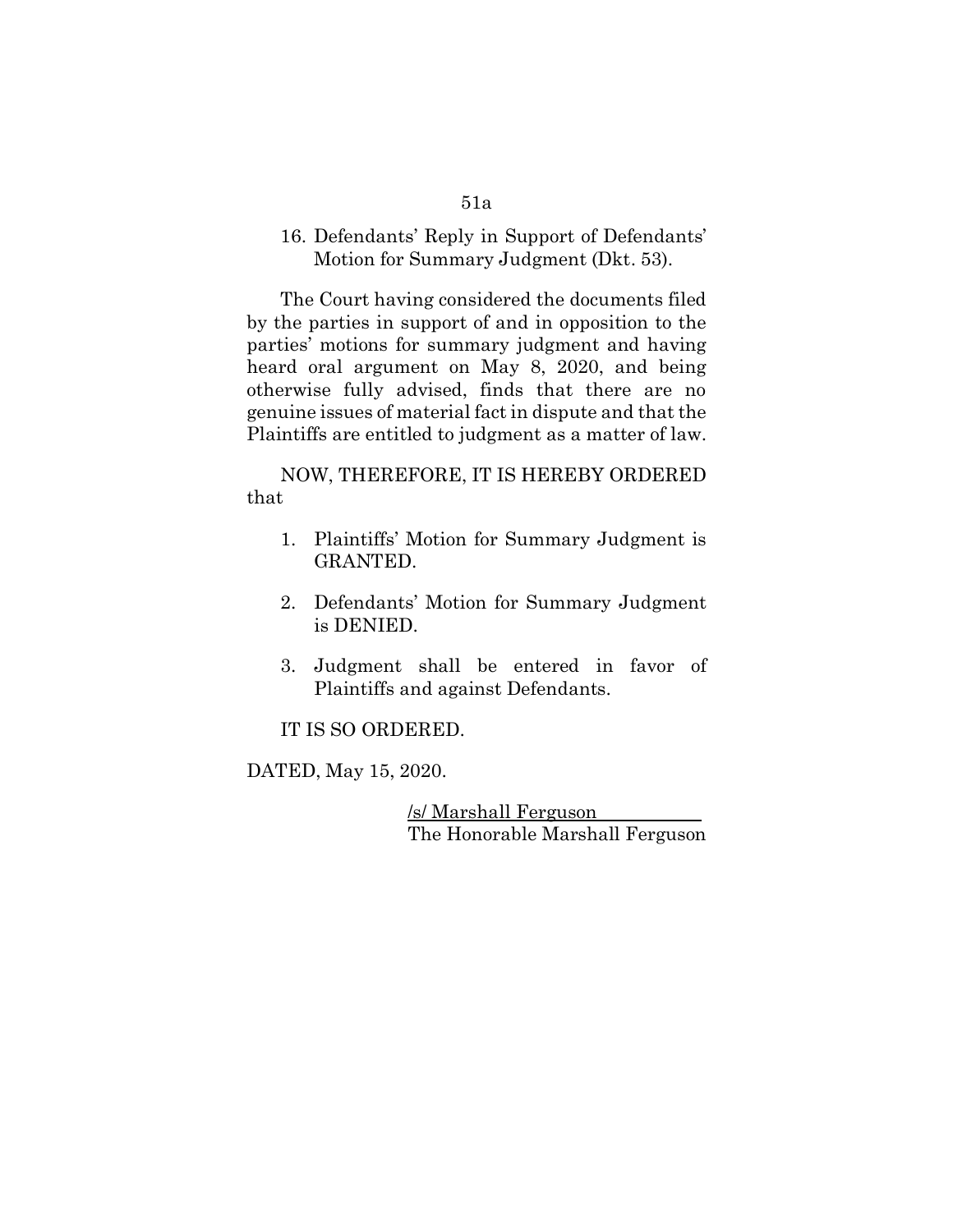16. Defendants' Reply in Support of Defendants' Motion for Summary Judgment (Dkt. 53).

The Court having considered the documents filed by the parties in support of and in opposition to the parties' motions for summary judgment and having heard oral argument on May 8, 2020, and being otherwise fully advised, finds that there are no genuine issues of material fact in dispute and that the Plaintiffs are entitled to judgment as a matter of law.

NOW, THEREFORE, IT IS HEREBY ORDERED that

1. Plaintiffs' Motion for Summary Judgment is GRANTED.

2. Defendants' Motion for Summary Judgment is DENIED.

3. Judgment shall be entered in favor of Plaintiffs and against Defendants.

IT IS SO ORDERED.

DATED, May 15, 2020.

/s/ Marshall Ferguson
The Honorable Marshall Ferguson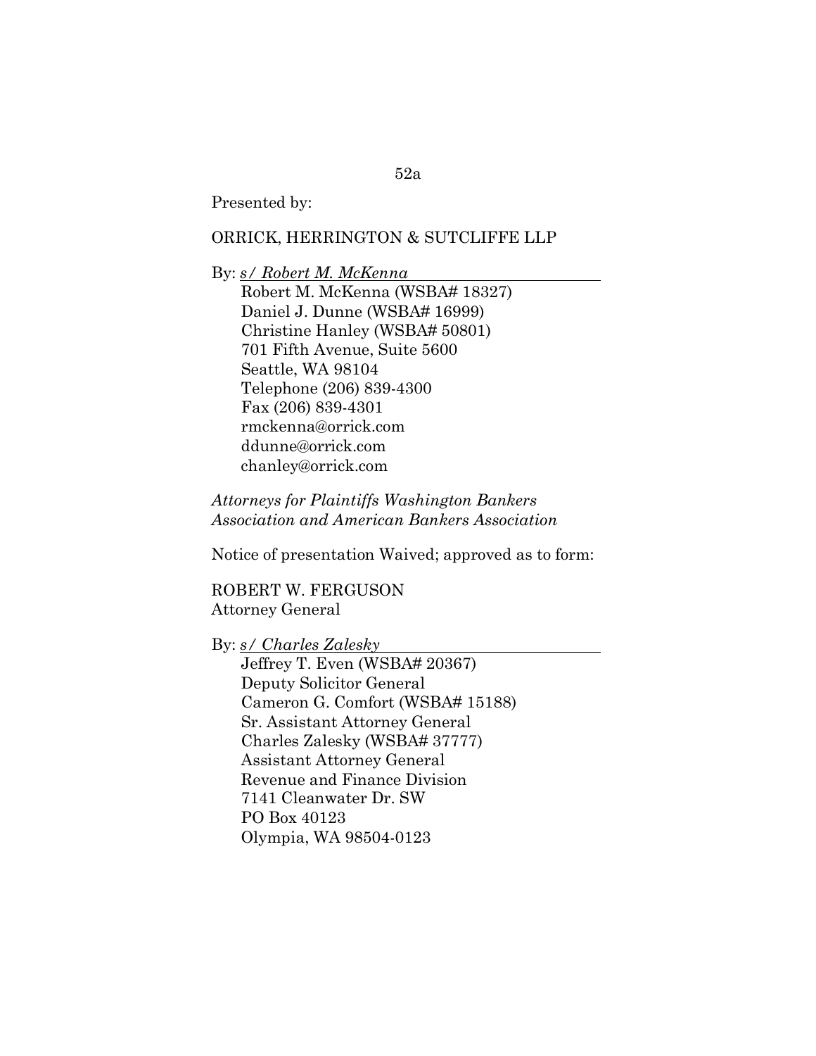Presented by:

ORRICK, HERRINGTON & SUTCLIFFE LLP

By: *s/ Robert M. McKenna*
Robert M. McKenna (WSBA# 18327)
Daniel J. Dunne (WSBA# 16999)
Christine Hanley (WSBA# 50801)
701 Fifth Avenue, Suite 5600
Seattle, WA 98104
Telephone (206) 839-4300
Fax (206) 839-4301
rmckenna@orrick.com
ddunne@orrick.com
chanley@orrick.com

*Attorneys for Plaintiffs Washington Bankers Association and American Bankers Association*

Notice of presentation Waived; approved as to form:

ROBERT W. FERGUSON
Attorney General

By: *s/ Charles Zalesky*
Jeffrey T. Even (WSBA# 20367)
Deputy Solicitor General
Cameron G. Comfort (WSBA# 15188)
Sr. Assistant Attorney General
Charles Zalesky (WSBA# 37777)
Assistant Attorney General
Revenue and Finance Division
7141 Cleanwater Dr. SW
PO Box 40123
Olympia, WA 98504-0123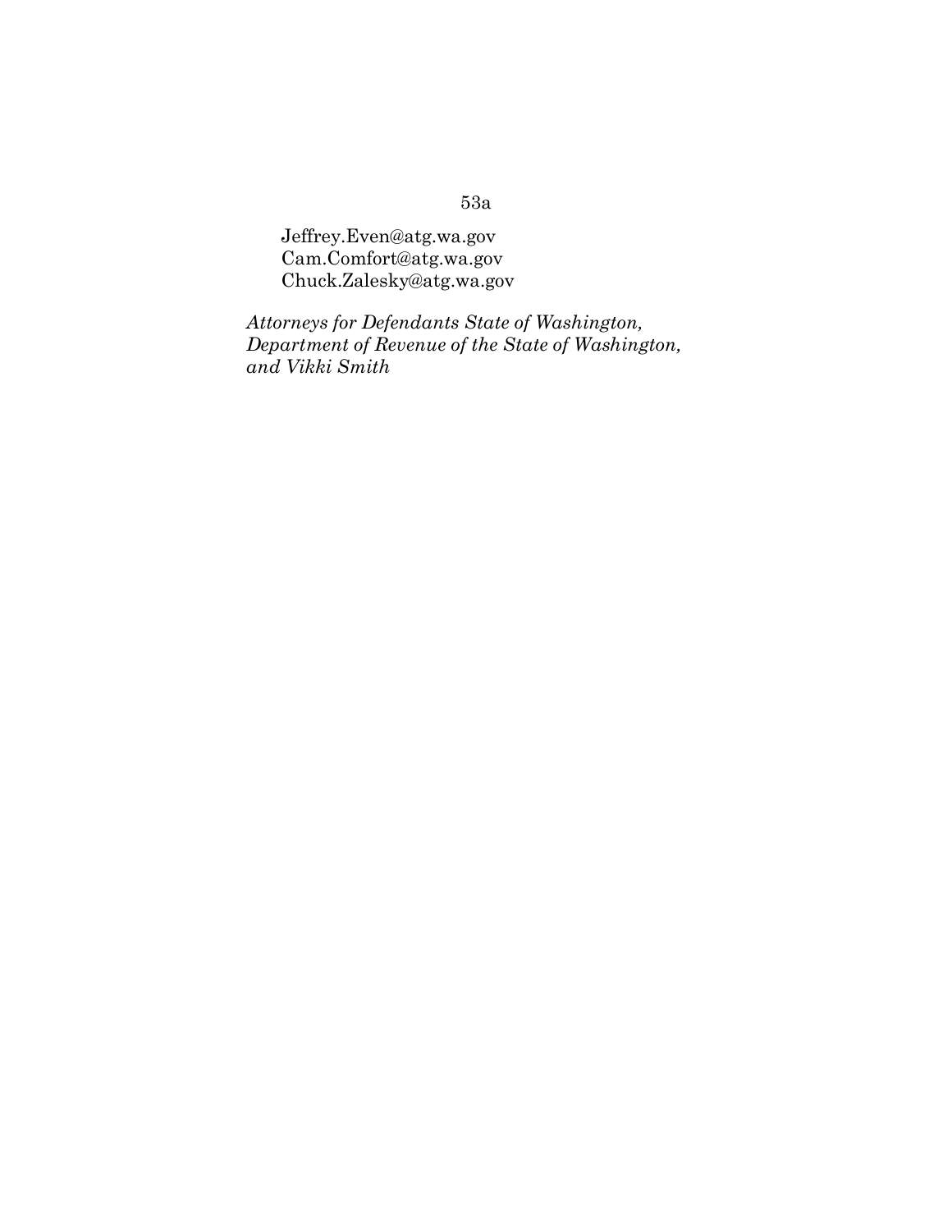Jeffrey.Even@atg.wa.gov
Cam.Comfort@atg.wa.gov
Chuck.Zalesky@atg.wa.gov

*Attorneys for Defendants State of Washington, Department of Revenue of the State of Washington, and Vikki Smith*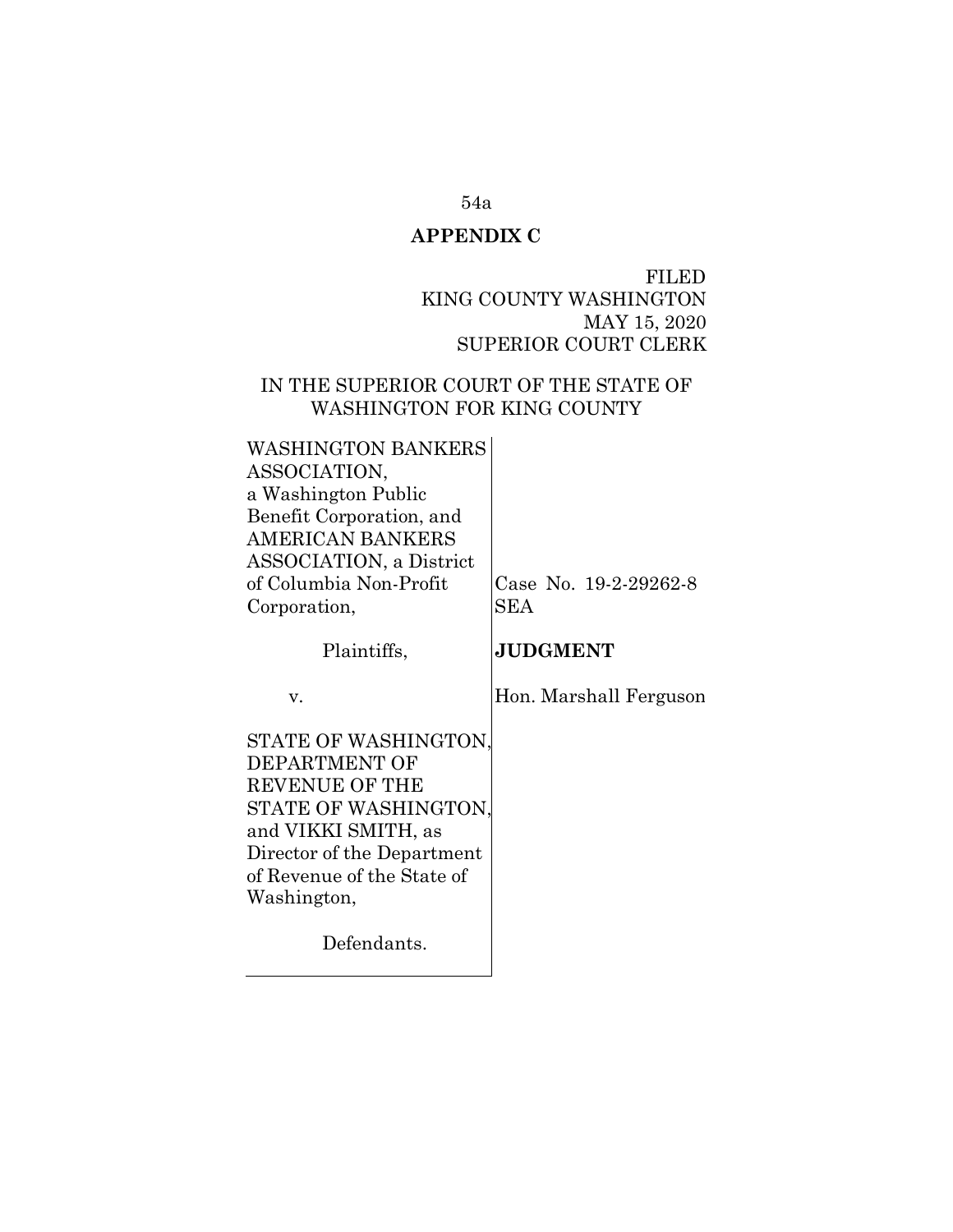## APPENDIX C

FILED
KING COUNTY WASHINGTON
MAY 15, 2020
SUPERIOR COURT CLERK

IN THE SUPERIOR COURT OF THE STATE OF WASHINGTON FOR KING COUNTY

| | |
|---|---|
| WASHINGTON BANKERS ASSOCIATION, a Washington Public Benefit Corporation, and AMERICAN BANKERS ASSOCIATION, a District of Columbia Non-Profit Corporation, | Case No. 19-2-29262-8 SEA |
| Plaintiffs, | **JUDGMENT** |
| v. | Hon. Marshall Ferguson |
| STATE OF WASHINGTON, DEPARTMENT OF REVENUE OF THE STATE OF WASHINGTON, and VIKKI SMITH, as Director of the Department of Revenue of the State of Washington, | |
| Defendants. | |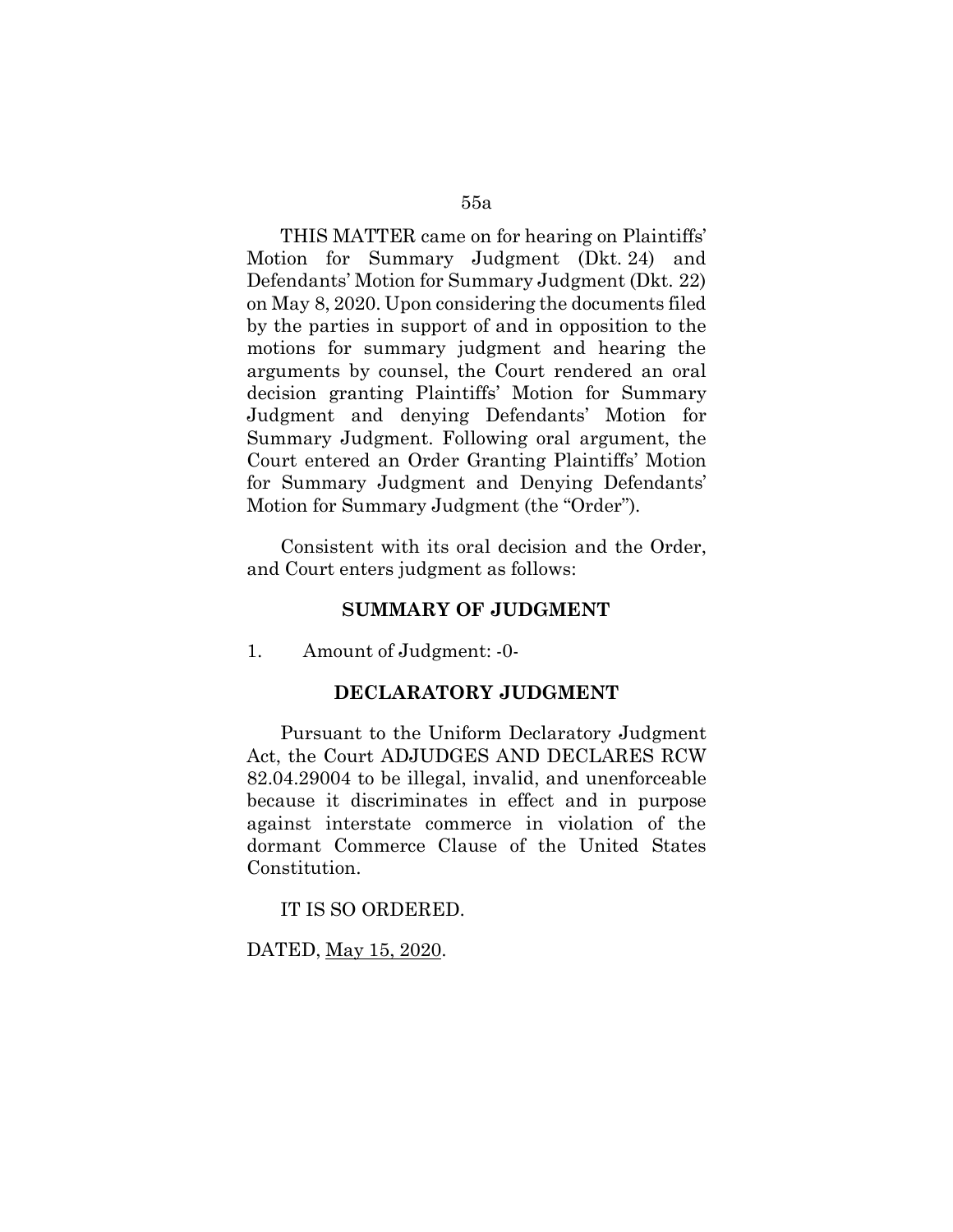THIS MATTER came on for hearing on Plaintiffs' Motion for Summary Judgment (Dkt. 24) and Defendants' Motion for Summary Judgment (Dkt. 22) on May 8, 2020. Upon considering the documents filed by the parties in support of and in opposition to the motions for summary judgment and hearing the arguments by counsel, the Court rendered an oral decision granting Plaintiffs' Motion for Summary Judgment and denying Defendants' Motion for Summary Judgment. Following oral argument, the Court entered an Order Granting Plaintiffs' Motion for Summary Judgment and Denying Defendants' Motion for Summary Judgment (the "Order").

Consistent with its oral decision and the Order, and Court enters judgment as follows:

**SUMMARY OF JUDGMENT**

1. Amount of Judgment: -0-

**DECLARATORY JUDGMENT**

Pursuant to the Uniform Declaratory Judgment Act, the Court ADJUDGES AND DECLARES RCW 82.04.29004 to be illegal, invalid, and unenforceable because it discriminates in effect and in purpose against interstate commerce in violation of the dormant Commerce Clause of the United States Constitution.

IT IS SO ORDERED.

DATED, May 15, 2020.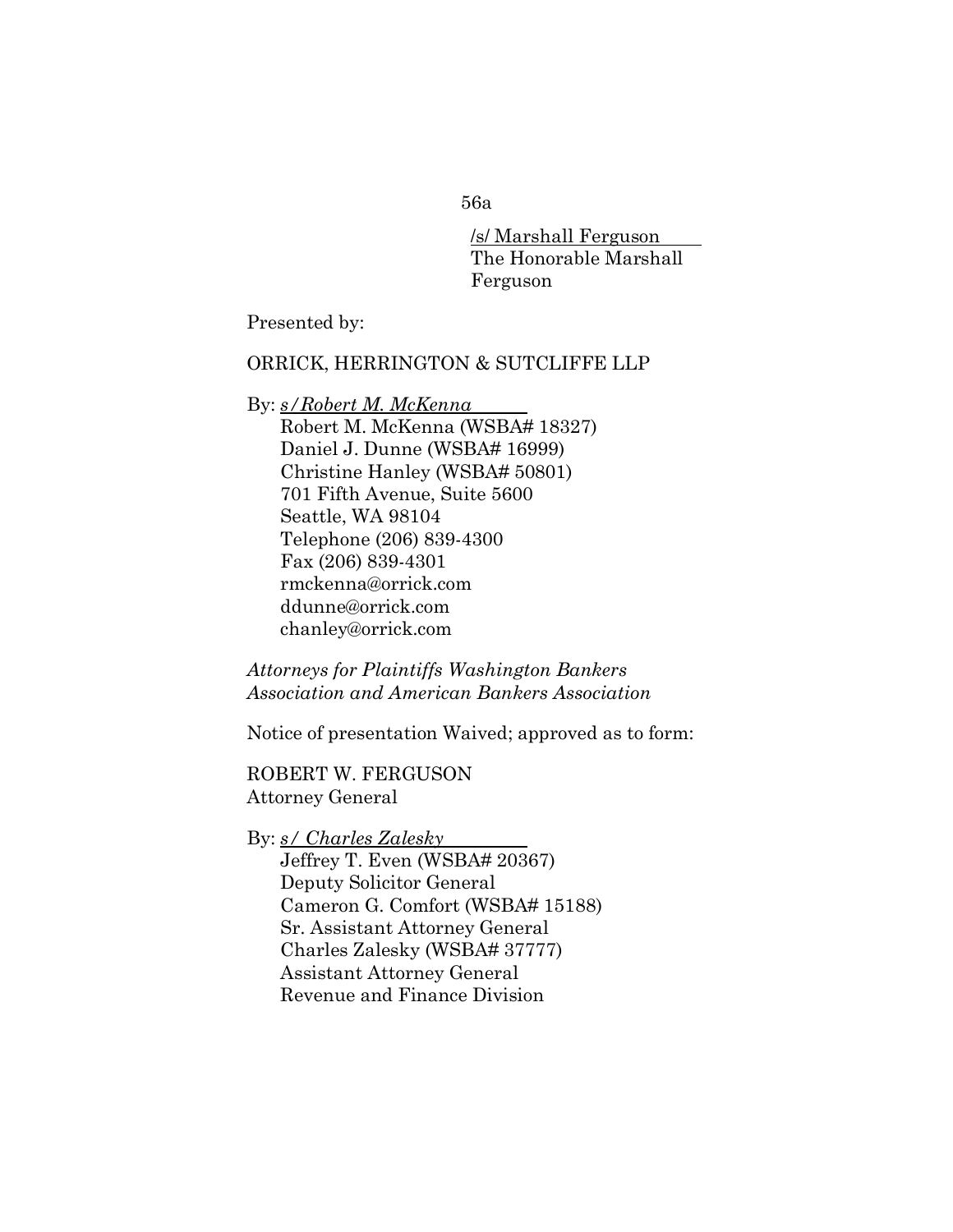/s/ Marshall Ferguson
The Honorable Marshall Ferguson

Presented by:

ORRICK, HERRINGTON & SUTCLIFFE LLP

By: *s/Robert M. McKenna*
Robert M. McKenna (WSBA# 18327)
Daniel J. Dunne (WSBA# 16999)
Christine Hanley (WSBA# 50801)
701 Fifth Avenue, Suite 5600
Seattle, WA 98104
Telephone (206) 839-4300
Fax (206) 839-4301
rmckenna@orrick.com
ddunne@orrick.com
chanley@orrick.com

*Attorneys for Plaintiffs Washington Bankers Association and American Bankers Association*

Notice of presentation Waived; approved as to form:

ROBERT W. FERGUSON
Attorney General

By: *s/ Charles Zalesky*
Jeffrey T. Even (WSBA# 20367)
Deputy Solicitor General
Cameron G. Comfort (WSBA# 15188)
Sr. Assistant Attorney General
Charles Zalesky (WSBA# 37777)
Assistant Attorney General
Revenue and Finance Division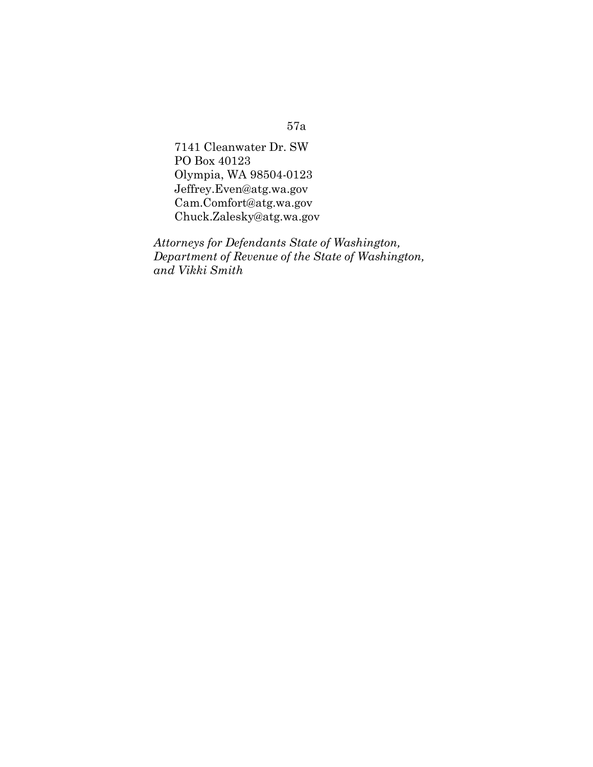7141 Cleanwater Dr. SW
PO Box 40123
Olympia, WA 98504-0123
Jeffrey.Even@atg.wa.gov
Cam.Comfort@atg.wa.gov
Chuck.Zalesky@atg.wa.gov

*Attorneys for Defendants State of Washington, Department of Revenue of the State of Washington, and Vikki Smith*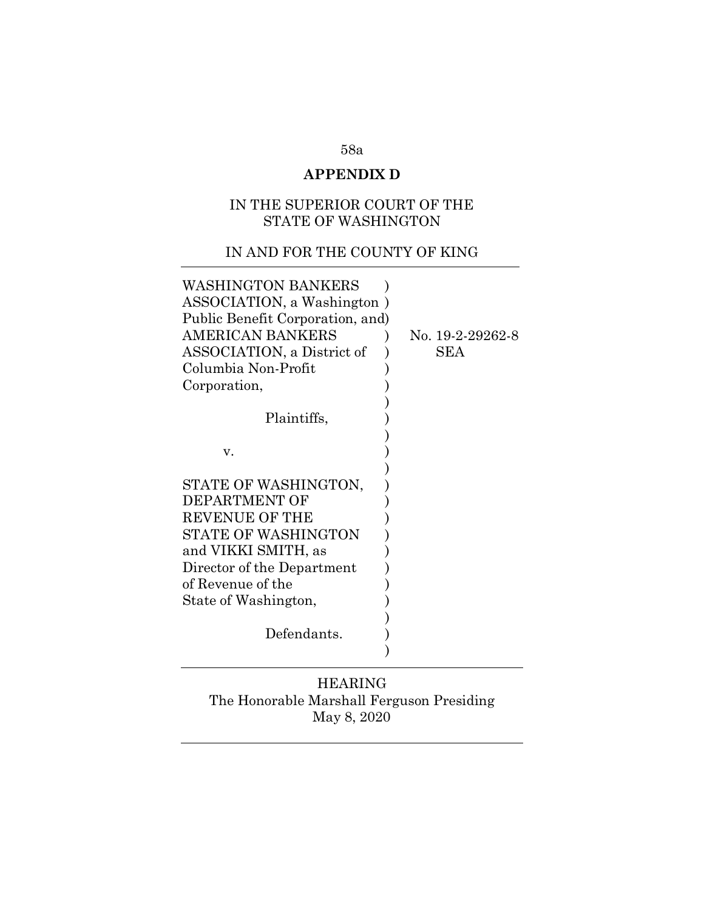## APPENDIX D

IN THE SUPERIOR COURT OF THE STATE OF WASHINGTON

IN AND FOR THE COUNTY OF KING

---

WASHINGTON BANKERS ASSOCIATION, a Washington Public Benefit Corporation, and AMERICAN BANKERS ASSOCIATION, a District of Columbia Non-Profit Corporation,

Plaintiffs,

v.

STATE OF WASHINGTON, DEPARTMENT OF REVENUE OF THE STATE OF WASHINGTON and VIKKI SMITH, as Director of the Department of Revenue of the State of Washington,

Defendants.

No. 19-2-29262-8 SEA

---

HEARING
The Honorable Marshall Ferguson Presiding
May 8, 2020

---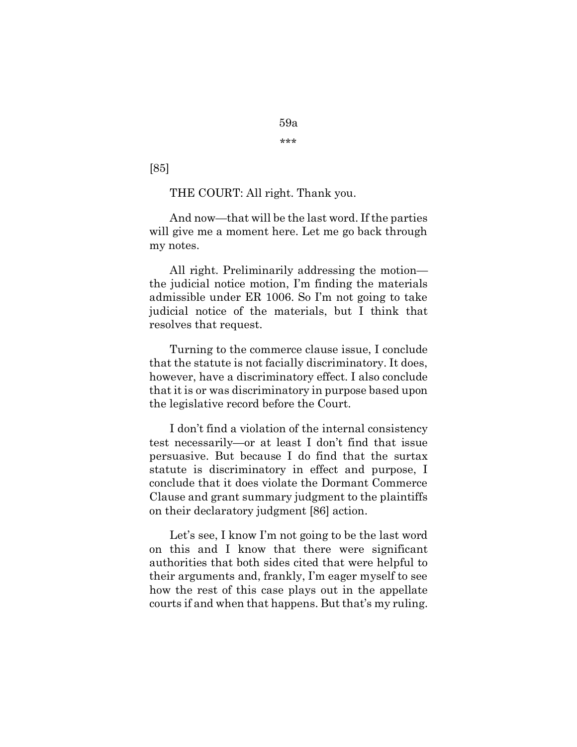\*\*\*

[85]

THE COURT: All right. Thank you.

And now—that will be the last word. If the parties will give me a moment here. Let me go back through my notes.

All right. Preliminarily addressing the motion—the judicial notice motion, I'm finding the materials admissible under ER 1006. So I'm not going to take judicial notice of the materials, but I think that resolves that request.

Turning to the commerce clause issue, I conclude that the statute is not facially discriminatory. It does, however, have a discriminatory effect. I also conclude that it is or was discriminatory in purpose based upon the legislative record before the Court.

I don't find a violation of the internal consistency test necessarily—or at least I don't find that issue persuasive. But because I do find that the surtax statute is discriminatory in effect and purpose, I conclude that it does violate the Dormant Commerce Clause and grant summary judgment to the plaintiffs on their declaratory judgment [86] action.

Let's see, I know I'm not going to be the last word on this and I know that there were significant authorities that both sides cited that were helpful to their arguments and, frankly, I'm eager myself to see how the rest of this case plays out in the appellate courts if and when that happens. But that's my ruling.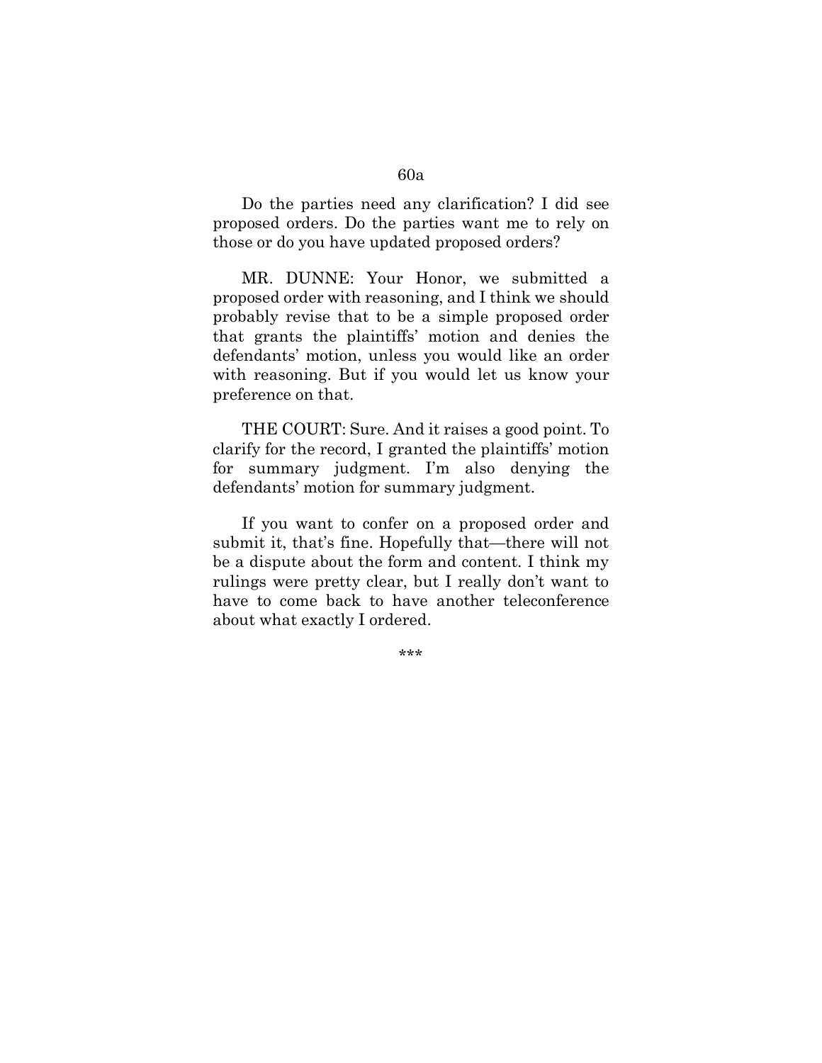Do the parties need any clarification? I did see proposed orders. Do the parties want me to rely on those or do you have updated proposed orders?

MR. DUNNE: Your Honor, we submitted a proposed order with reasoning, and I think we should probably revise that to be a simple proposed order that grants the plaintiffs' motion and denies the defendants' motion, unless you would like an order with reasoning. But if you would let us know your preference on that.

THE COURT: Sure. And it raises a good point. To clarify for the record, I granted the plaintiffs' motion for summary judgment. I'm also denying the defendants' motion for summary judgment.

If you want to confer on a proposed order and submit it, that's fine. Hopefully that—there will not be a dispute about the form and content. I think my rulings were pretty clear, but I really don't want to have to come back to have another teleconference about what exactly I ordered.

\*\*\*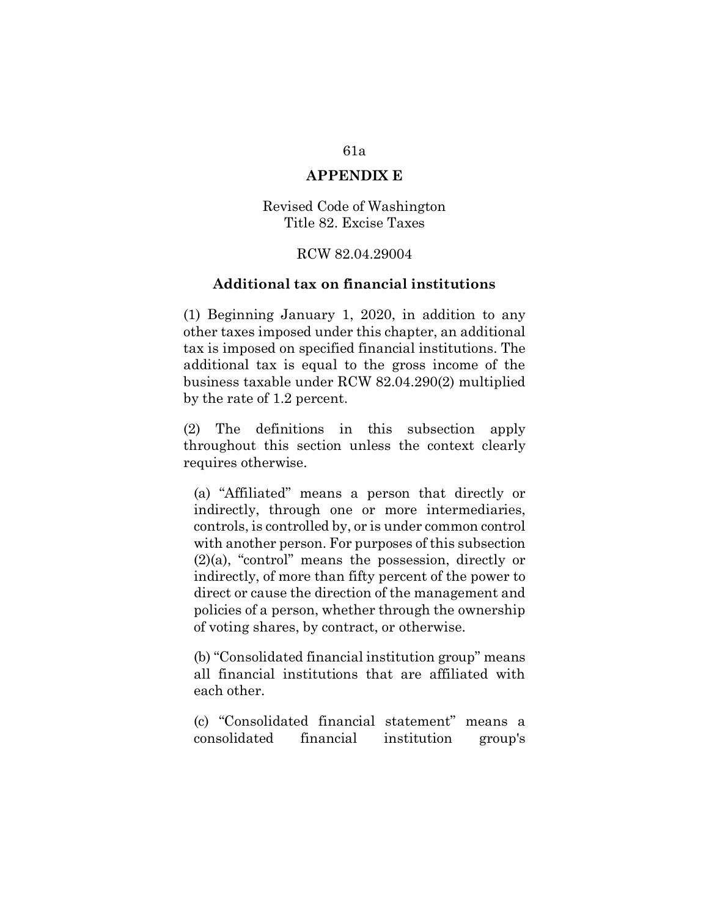## APPENDIX E

Revised Code of Washington
Title 82. Excise Taxes

RCW 82.04.29004

### Additional tax on financial institutions

(1) Beginning January 1, 2020, in addition to any other taxes imposed under this chapter, an additional tax is imposed on specified financial institutions. The additional tax is equal to the gross income of the business taxable under RCW 82.04.290(2) multiplied by the rate of 1.2 percent.

(2) The definitions in this subsection apply throughout this section unless the context clearly requires otherwise.

(a) "Affiliated" means a person that directly or indirectly, through one or more intermediaries, controls, is controlled by, or is under common control with another person. For purposes of this subsection (2)(a), "control" means the possession, directly or indirectly, of more than fifty percent of the power to direct or cause the direction of the management and policies of a person, whether through the ownership of voting shares, by contract, or otherwise.

(b) "Consolidated financial institution group" means all financial institutions that are affiliated with each other.

(c) "Consolidated financial statement" means a consolidated financial institution group's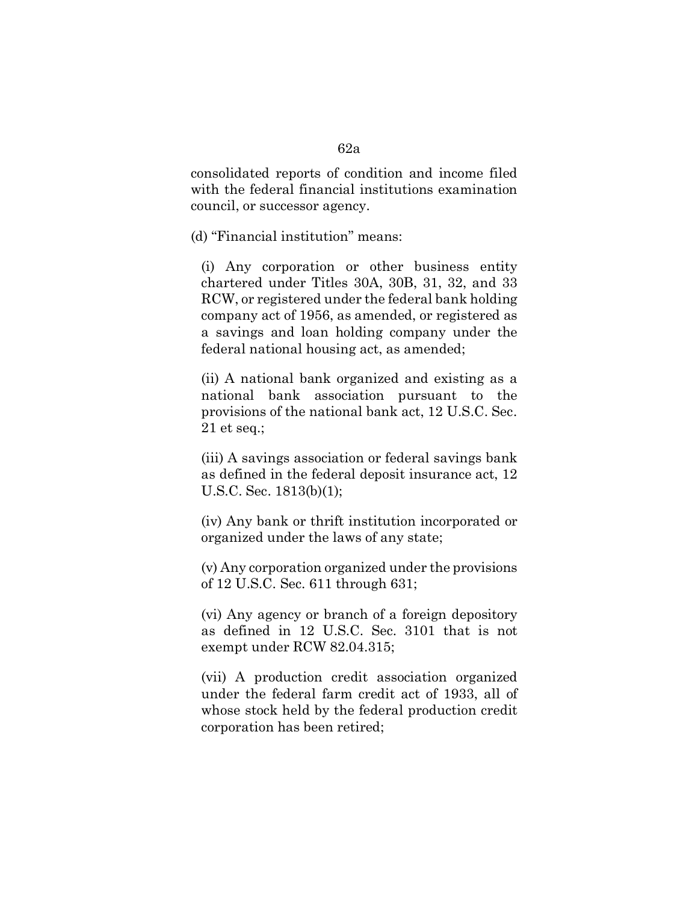consolidated reports of condition and income filed with the federal financial institutions examination council, or successor agency.

(d) "Financial institution" means:

(i) Any corporation or other business entity chartered under Titles 30A, 30B, 31, 32, and 33 RCW, or registered under the federal bank holding company act of 1956, as amended, or registered as a savings and loan holding company under the federal national housing act, as amended;

(ii) A national bank organized and existing as a national bank association pursuant to the provisions of the national bank act, 12 U.S.C. Sec. 21 et seq.;

(iii) A savings association or federal savings bank as defined in the federal deposit insurance act, 12 U.S.C. Sec. 1813(b)(1);

(iv) Any bank or thrift institution incorporated or organized under the laws of any state;

(v) Any corporation organized under the provisions of 12 U.S.C. Sec. 611 through 631;

(vi) Any agency or branch of a foreign depository as defined in 12 U.S.C. Sec. 3101 that is not exempt under RCW 82.04.315;

(vii) A production credit association organized under the federal farm credit act of 1933, all of whose stock held by the federal production credit corporation has been retired;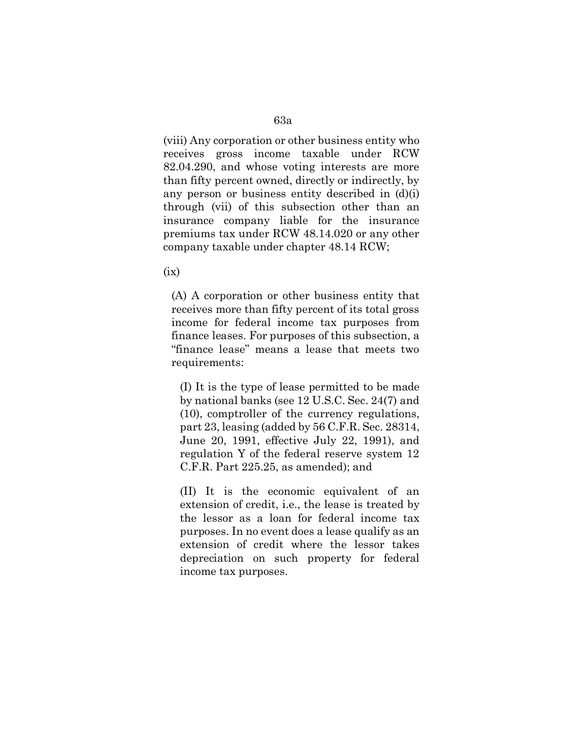(viii) Any corporation or other business entity who receives gross income taxable under RCW 82.04.290, and whose voting interests are more than fifty percent owned, directly or indirectly, by any person or business entity described in (d)(i) through (vii) of this subsection other than an insurance company liable for the insurance premiums tax under RCW 48.14.020 or any other company taxable under chapter 48.14 RCW;

(ix)

> (A) A corporation or other business entity that receives more than fifty percent of its total gross income for federal income tax purposes from finance leases. For purposes of this subsection, a "finance lease" means a lease that meets two requirements:
>
> > (I) It is the type of lease permitted to be made by national banks (see 12 U.S.C. Sec. 24(7) and (10), comptroller of the currency regulations, part 23, leasing (added by 56 C.F.R. Sec. 28314, June 20, 1991, effective July 22, 1991), and regulation Y of the federal reserve system 12 C.F.R. Part 225.25, as amended); and
> >
> > (II) It is the economic equivalent of an extension of credit, i.e., the lease is treated by the lessor as a loan for federal income tax purposes. In no event does a lease qualify as an extension of credit where the lessor takes depreciation on such property for federal income tax purposes.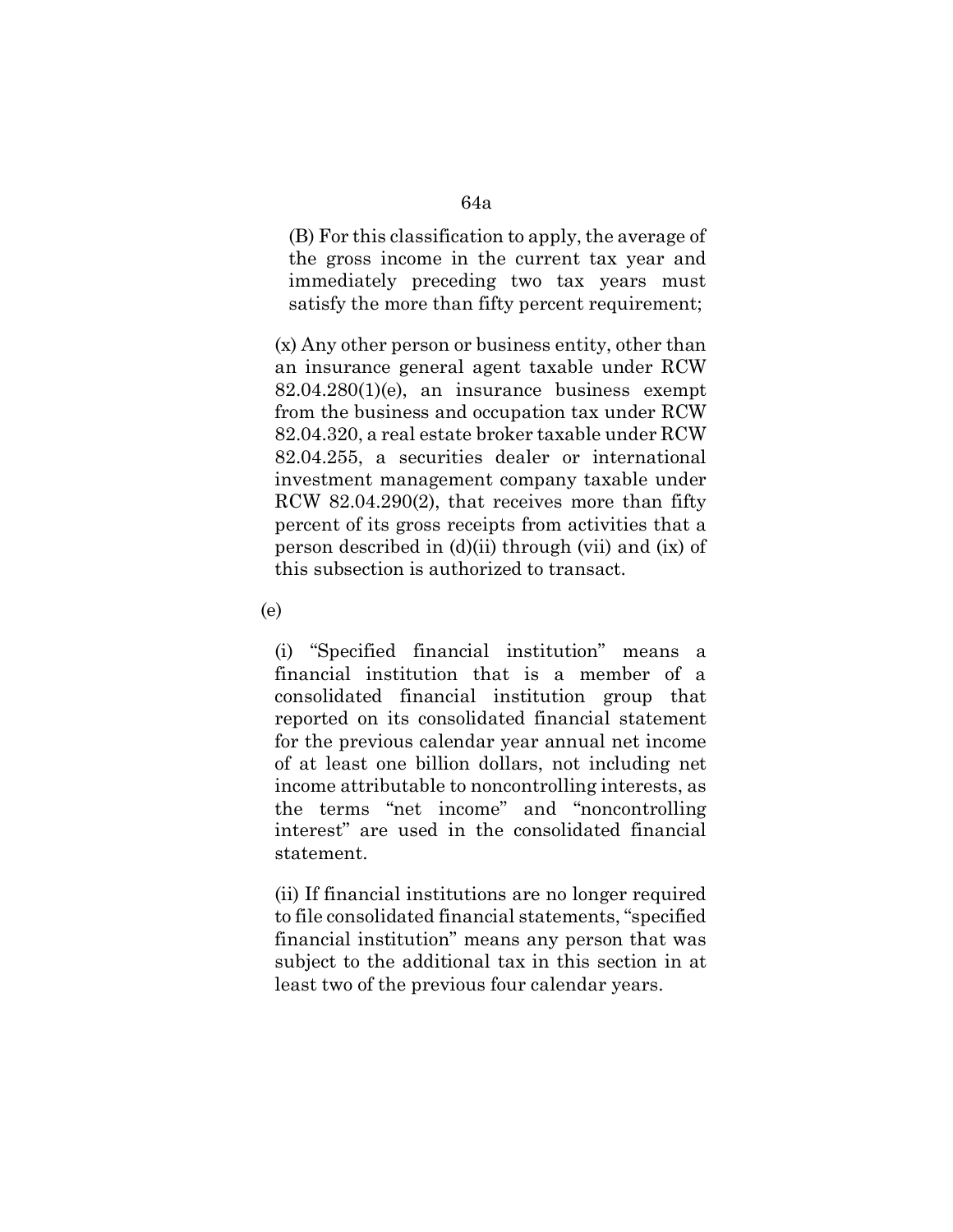(B) For this classification to apply, the average of the gross income in the current tax year and immediately preceding two tax years must satisfy the more than fifty percent requirement;

(x) Any other person or business entity, other than an insurance general agent taxable under RCW 82.04.280(1)(e), an insurance business exempt from the business and occupation tax under RCW 82.04.320, a real estate broker taxable under RCW 82.04.255, a securities dealer or international investment management company taxable under RCW 82.04.290(2), that receives more than fifty percent of its gross receipts from activities that a person described in (d)(ii) through (vii) and (ix) of this subsection is authorized to transact.

(e)

(i) "Specified financial institution" means a financial institution that is a member of a consolidated financial institution group that reported on its consolidated financial statement for the previous calendar year annual net income of at least one billion dollars, not including net income attributable to noncontrolling interests, as the terms "net income" and "noncontrolling interest" are used in the consolidated financial statement.

(ii) If financial institutions are no longer required to file consolidated financial statements, "specified financial institution" means any person that was subject to the additional tax in this section in at least two of the previous four calendar years.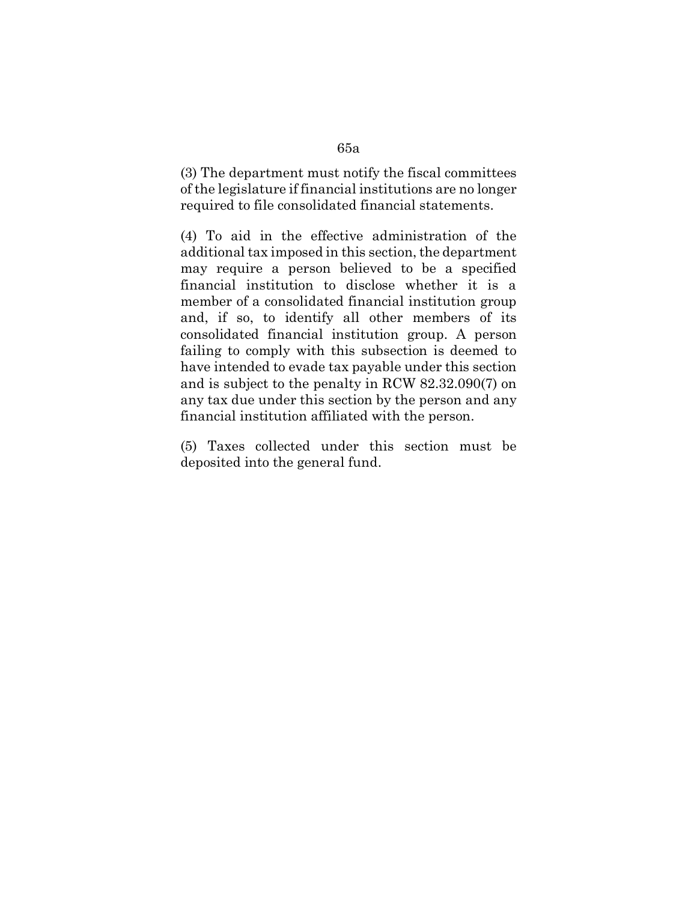(3) The department must notify the fiscal committees of the legislature if financial institutions are no longer required to file consolidated financial statements.

(4) To aid in the effective administration of the additional tax imposed in this section, the department may require a person believed to be a specified financial institution to disclose whether it is a member of a consolidated financial institution group and, if so, to identify all other members of its consolidated financial institution group. A person failing to comply with this subsection is deemed to have intended to evade tax payable under this section and is subject to the penalty in RCW 82.32.090(7) on any tax due under this section by the person and any financial institution affiliated with the person.

(5) Taxes collected under this section must be deposited into the general fund.